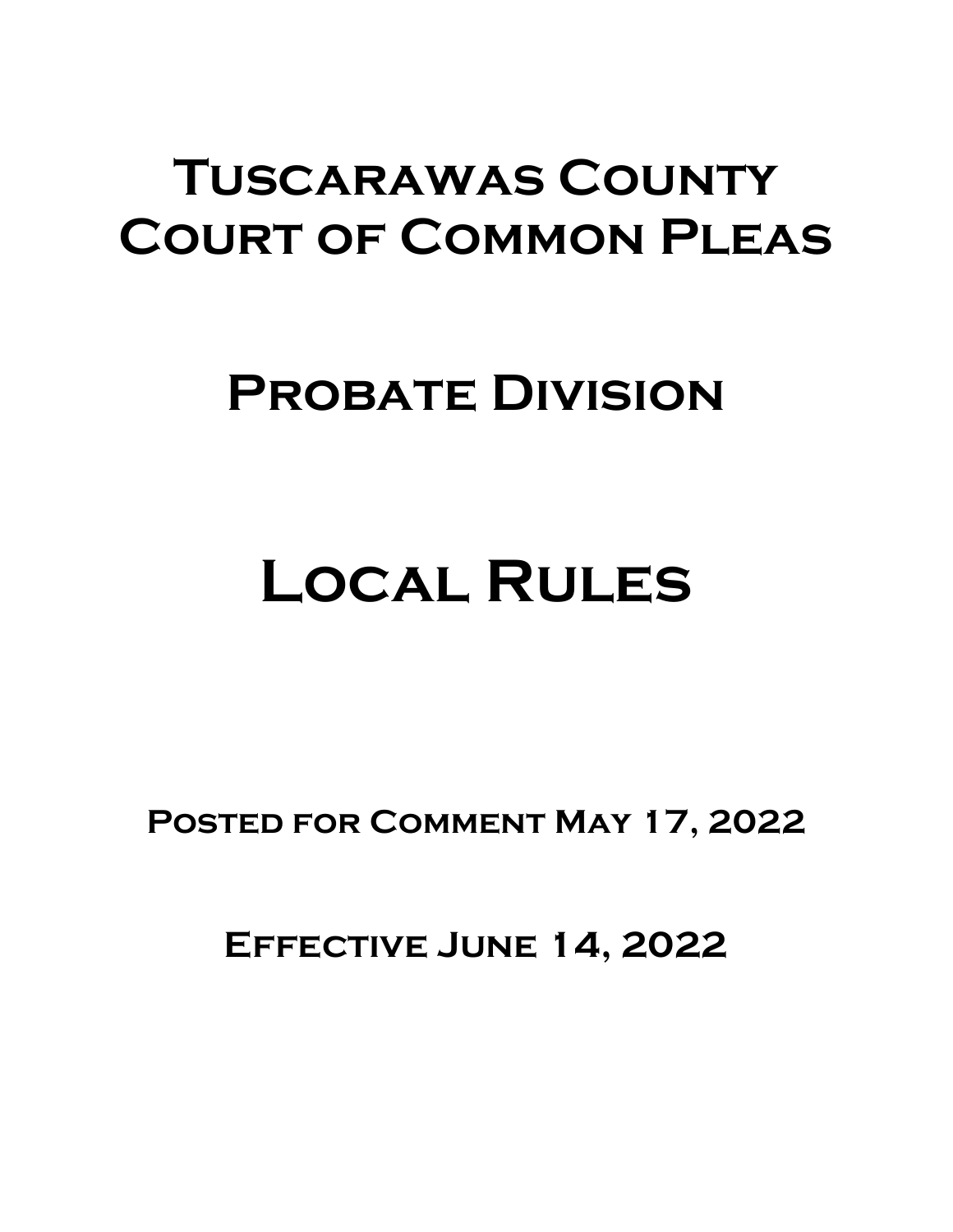# Tuscarawas County Court of Common Pleas

# Probate Division

# Local Rules

**Posted for Comment May 17, 2022**

**Effective June 14, 2022**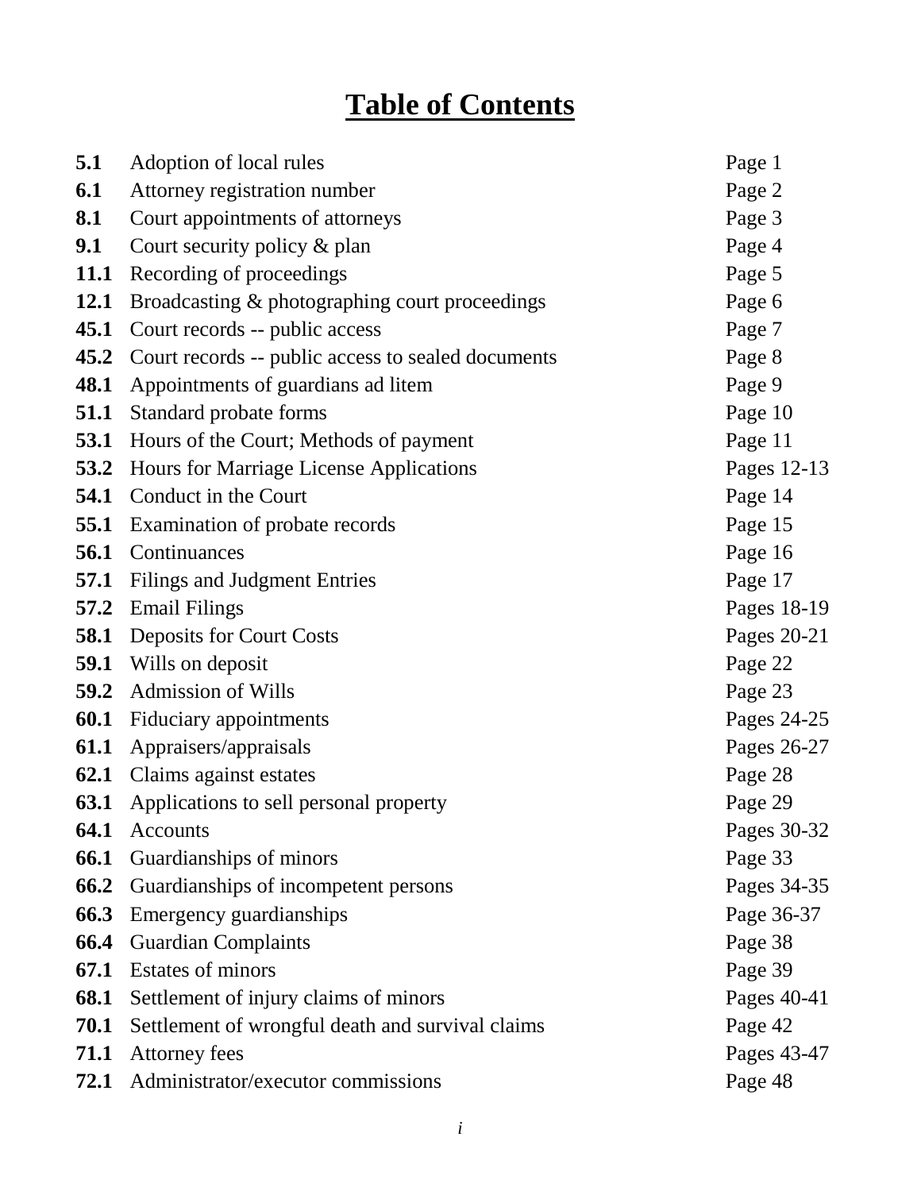# Table of Contents

| | | |
|---|---|---|
| **5.1** | Adoption of local rules | Page 1 |
| **6.1** | Attorney registration number | Page 2 |
| **8.1** | Court appointments of attorneys | Page 3 |
| **9.1** | Court security policy & plan | Page 4 |
| **11.1** | Recording of proceedings | Page 5 |
| **12.1** | Broadcasting & photographing court proceedings | Page 6 |
| **45.1** | Court records -- public access | Page 7 |
| **45.2** | Court records -- public access to sealed documents | Page 8 |
| **48.1** | Appointments of guardians ad litem | Page 9 |
| **51.1** | Standard probate forms | Page 10 |
| **53.1** | Hours of the Court; Methods of payment | Page 11 |
| **53.2** | Hours for Marriage License Applications | Pages 12-13 |
| **54.1** | Conduct in the Court | Page 14 |
| **55.1** | Examination of probate records | Page 15 |
| **56.1** | Continuances | Page 16 |
| **57.1** | Filings and Judgment Entries | Page 17 |
| **57.2** | Email Filings | Pages 18-19 |
| **58.1** | Deposits for Court Costs | Pages 20-21 |
| **59.1** | Wills on deposit | Page 22 |
| **59.2** | Admission of Wills | Page 23 |
| **60.1** | Fiduciary appointments | Pages 24-25 |
| **61.1** | Appraisers/appraisals | Pages 26-27 |
| **62.1** | Claims against estates | Page 28 |
| **63.1** | Applications to sell personal property | Page 29 |
| **64.1** | Accounts | Pages 30-32 |
| **66.1** | Guardianships of minors | Page 33 |
| **66.2** | Guardianships of incompetent persons | Pages 34-35 |
| **66.3** | Emergency guardianships | Page 36-37 |
| **66.4** | Guardian Complaints | Page 38 |
| **67.1** | Estates of minors | Page 39 |
| **68.1** | Settlement of injury claims of minors | Pages 40-41 |
| **70.1** | Settlement of wrongful death and survival claims | Page 42 |
| **71.1** | Attorney fees | Pages 43-47 |
| **72.1** | Administrator/executor commissions | Page 48 |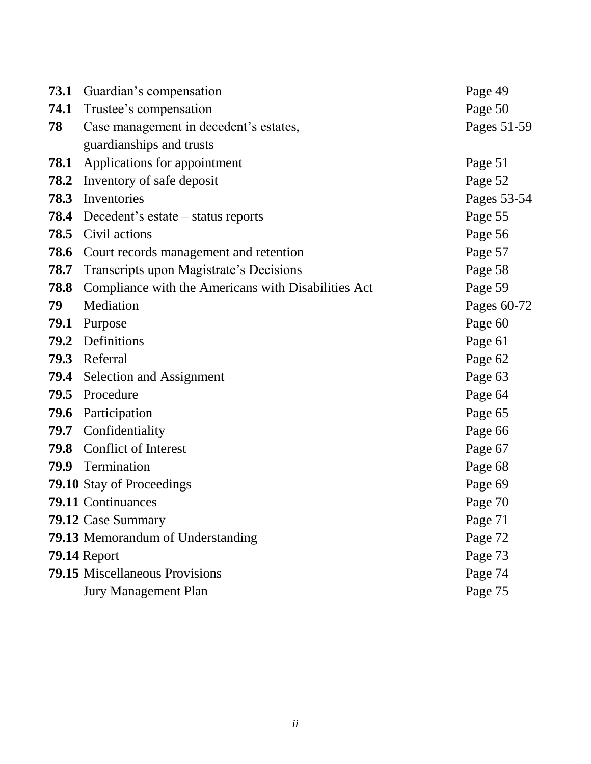| | | |
|---|---|---|
| **73.1** | Guardian's compensation | Page 49 |
| **74.1** | Trustee's compensation | Page 50 |
| **78** | Case management in decedent's estates, guardianships and trusts | Pages 51-59 |
| **78.1** | Applications for appointment | Page 51 |
| **78.2** | Inventory of safe deposit | Page 52 |
| **78.3** | Inventories | Pages 53-54 |
| **78.4** | Decedent's estate – status reports | Page 55 |
| **78.5** | Civil actions | Page 56 |
| **78.6** | Court records management and retention | Page 57 |
| **78.7** | Transcripts upon Magistrate's Decisions | Page 58 |
| **78.8** | Compliance with the Americans with Disabilities Act | Page 59 |
| **79** | Mediation | Pages 60-72 |
| **79.1** | Purpose | Page 60 |
| **79.2** | Definitions | Page 61 |
| **79.3** | Referral | Page 62 |
| **79.4** | Selection and Assignment | Page 63 |
| **79.5** | Procedure | Page 64 |
| **79.6** | Participation | Page 65 |
| **79.7** | Confidentiality | Page 66 |
| **79.8** | Conflict of Interest | Page 67 |
| **79.9** | Termination | Page 68 |
| **79.10** | Stay of Proceedings | Page 69 |
| **79.11** | Continuances | Page 70 |
| **79.12** | Case Summary | Page 71 |
| **79.13** | Memorandum of Understanding | Page 72 |
| **79.14** | Report | Page 73 |
| **79.15** | Miscellaneous Provisions | Page 74 |
| | Jury Management Plan | Page 75 |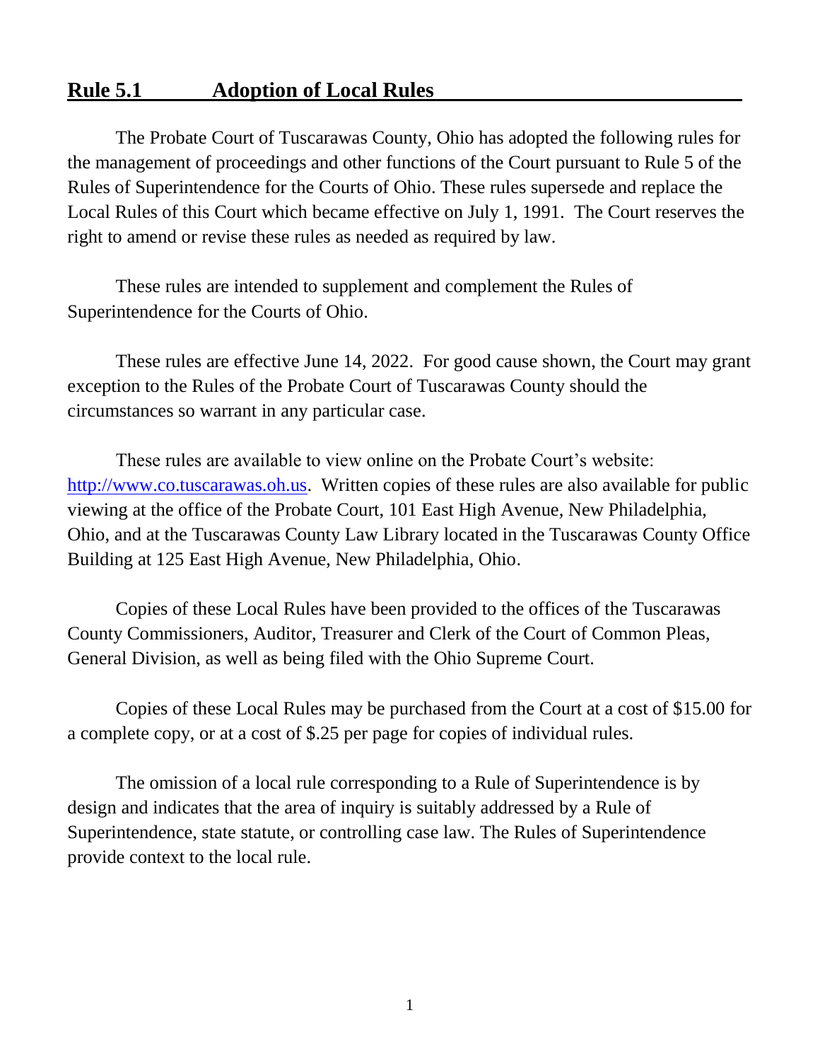## Rule 5.1 Adoption of Local Rules

The Probate Court of Tuscarawas County, Ohio has adopted the following rules for the management of proceedings and other functions of the Court pursuant to Rule 5 of the Rules of Superintendence for the Courts of Ohio. These rules supersede and replace the Local Rules of this Court which became effective on July 1, 1991. The Court reserves the right to amend or revise these rules as needed as required by law.

These rules are intended to supplement and complement the Rules of Superintendence for the Courts of Ohio.

These rules are effective June 14, 2022. For good cause shown, the Court may grant exception to the Rules of the Probate Court of Tuscarawas County should the circumstances so warrant in any particular case.

These rules are available to view online on the Probate Court's website: [http://www.co.tuscarawas.oh.us](http://www.co.tuscarawas.oh.us). Written copies of these rules are also available for public viewing at the office of the Probate Court, 101 East High Avenue, New Philadelphia, Ohio, and at the Tuscarawas County Law Library located in the Tuscarawas County Office Building at 125 East High Avenue, New Philadelphia, Ohio.

Copies of these Local Rules have been provided to the offices of the Tuscarawas County Commissioners, Auditor, Treasurer and Clerk of the Court of Common Pleas, General Division, as well as being filed with the Ohio Supreme Court.

Copies of these Local Rules may be purchased from the Court at a cost of $15.00 for a complete copy, or at a cost of $.25 per page for copies of individual rules.

The omission of a local rule corresponding to a Rule of Superintendence is by design and indicates that the area of inquiry is suitably addressed by a Rule of Superintendence, state statute, or controlling case law. The Rules of Superintendence provide context to the local rule.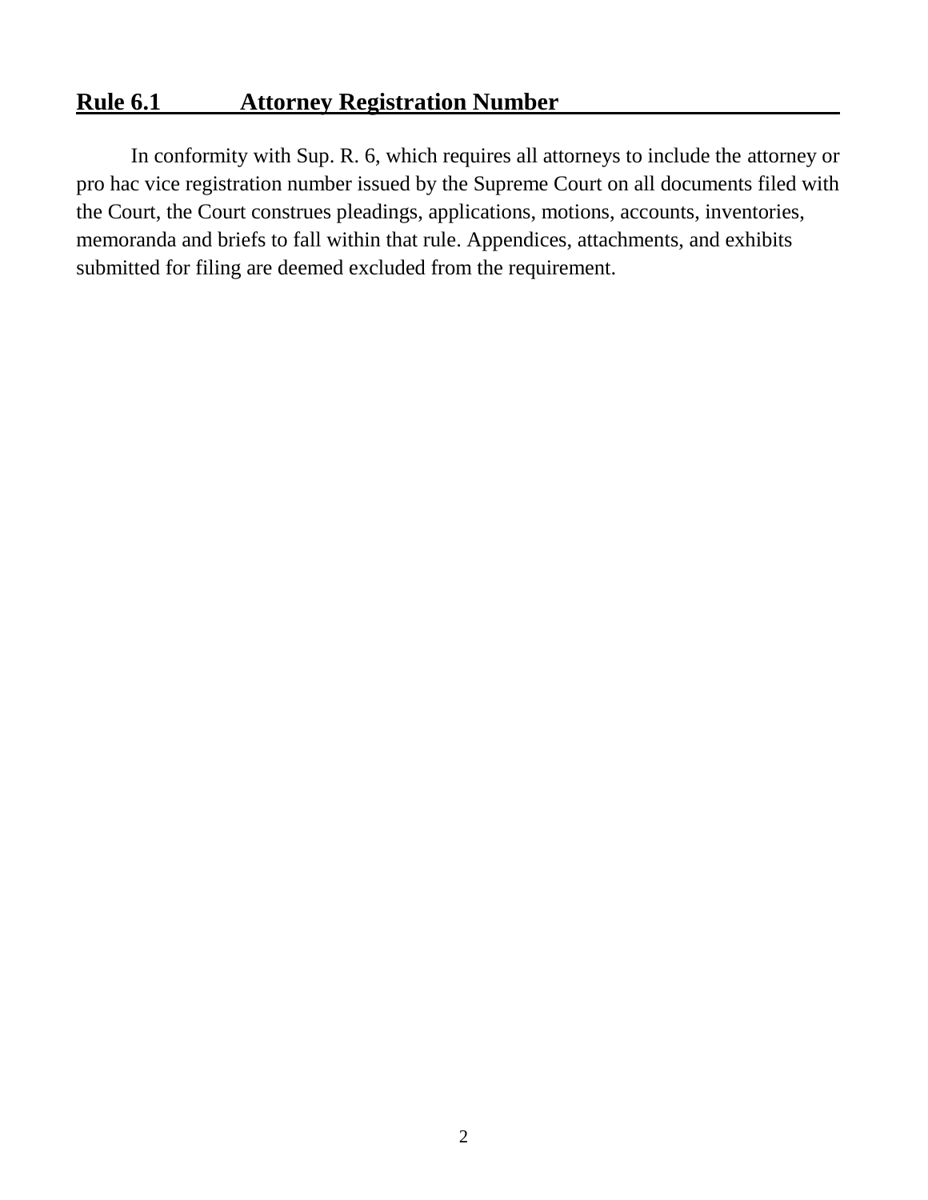## Rule 6.1 Attorney Registration Number

In conformity with Sup. R. 6, which requires all attorneys to include the attorney or pro hac vice registration number issued by the Supreme Court on all documents filed with the Court, the Court construes pleadings, applications, motions, accounts, inventories, memoranda and briefs to fall within that rule. Appendices, attachments, and exhibits submitted for filing are deemed excluded from the requirement.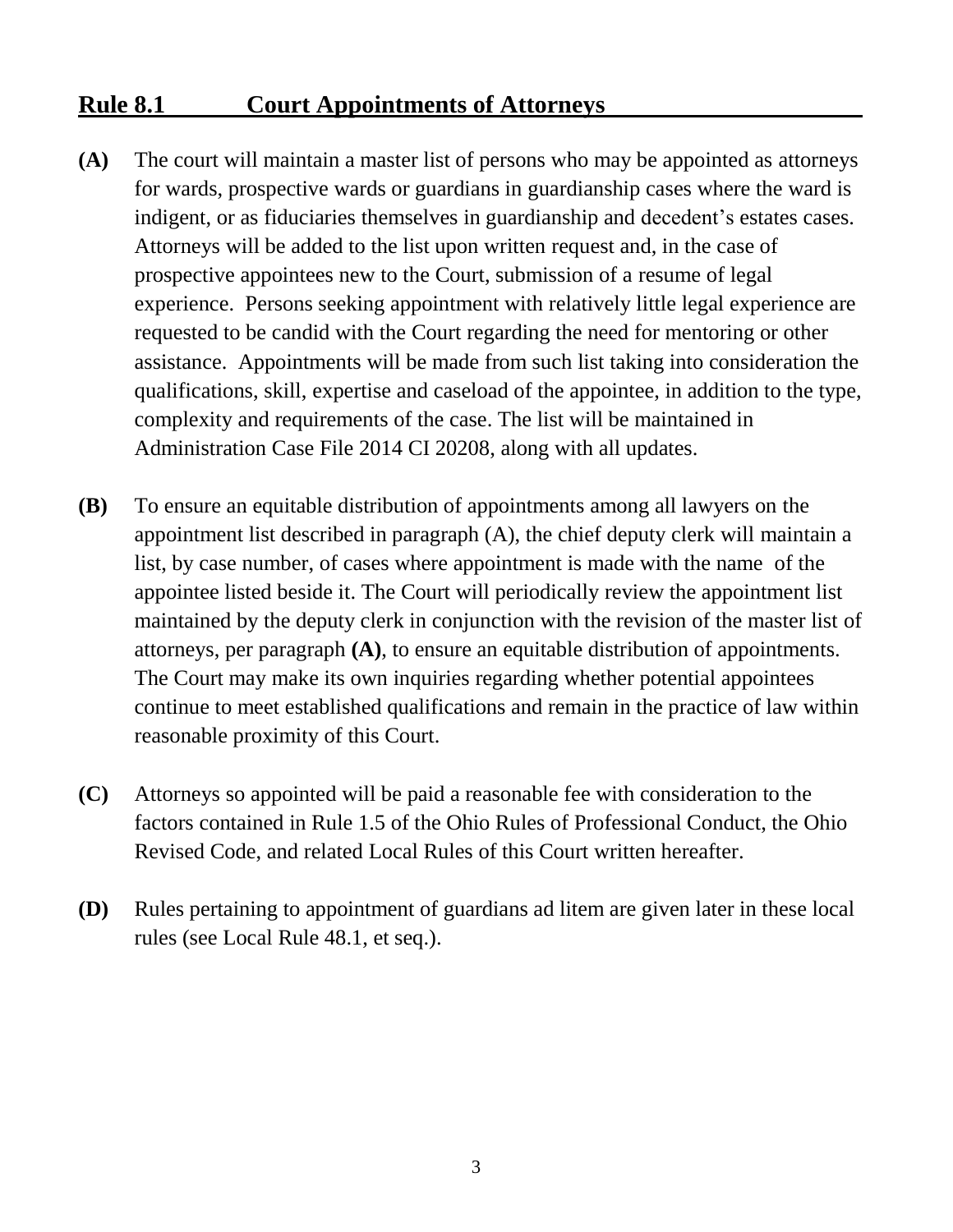## Rule 8.1 Court Appointments of Attorneys

**(A)** The court will maintain a master list of persons who may be appointed as attorneys for wards, prospective wards or guardians in guardianship cases where the ward is indigent, or as fiduciaries themselves in guardianship and decedent's estates cases. Attorneys will be added to the list upon written request and, in the case of prospective appointees new to the Court, submission of a resume of legal experience. Persons seeking appointment with relatively little legal experience are requested to be candid with the Court regarding the need for mentoring or other assistance. Appointments will be made from such list taking into consideration the qualifications, skill, expertise and caseload of the appointee, in addition to the type, complexity and requirements of the case. The list will be maintained in Administration Case File 2014 CI 20208, along with all updates.

**(B)** To ensure an equitable distribution of appointments among all lawyers on the appointment list described in paragraph (A), the chief deputy clerk will maintain a list, by case number, of cases where appointment is made with the name of the appointee listed beside it. The Court will periodically review the appointment list maintained by the deputy clerk in conjunction with the revision of the master list of attorneys, per paragraph **(A)**, to ensure an equitable distribution of appointments. The Court may make its own inquiries regarding whether potential appointees continue to meet established qualifications and remain in the practice of law within reasonable proximity of this Court.

**(C)** Attorneys so appointed will be paid a reasonable fee with consideration to the factors contained in Rule 1.5 of the Ohio Rules of Professional Conduct, the Ohio Revised Code, and related Local Rules of this Court written hereafter.

**(D)** Rules pertaining to appointment of guardians ad litem are given later in these local rules (see Local Rule 48.1, et seq.).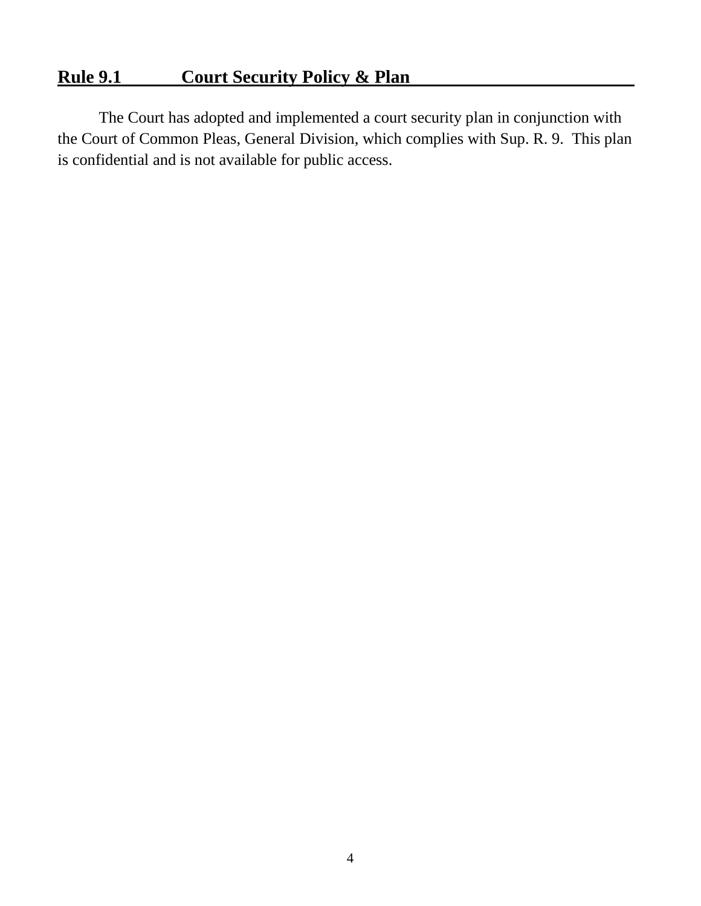## Rule 9.1 Court Security Policy & Plan

The Court has adopted and implemented a court security plan in conjunction with the Court of Common Pleas, General Division, which complies with Sup. R. 9. This plan is confidential and is not available for public access.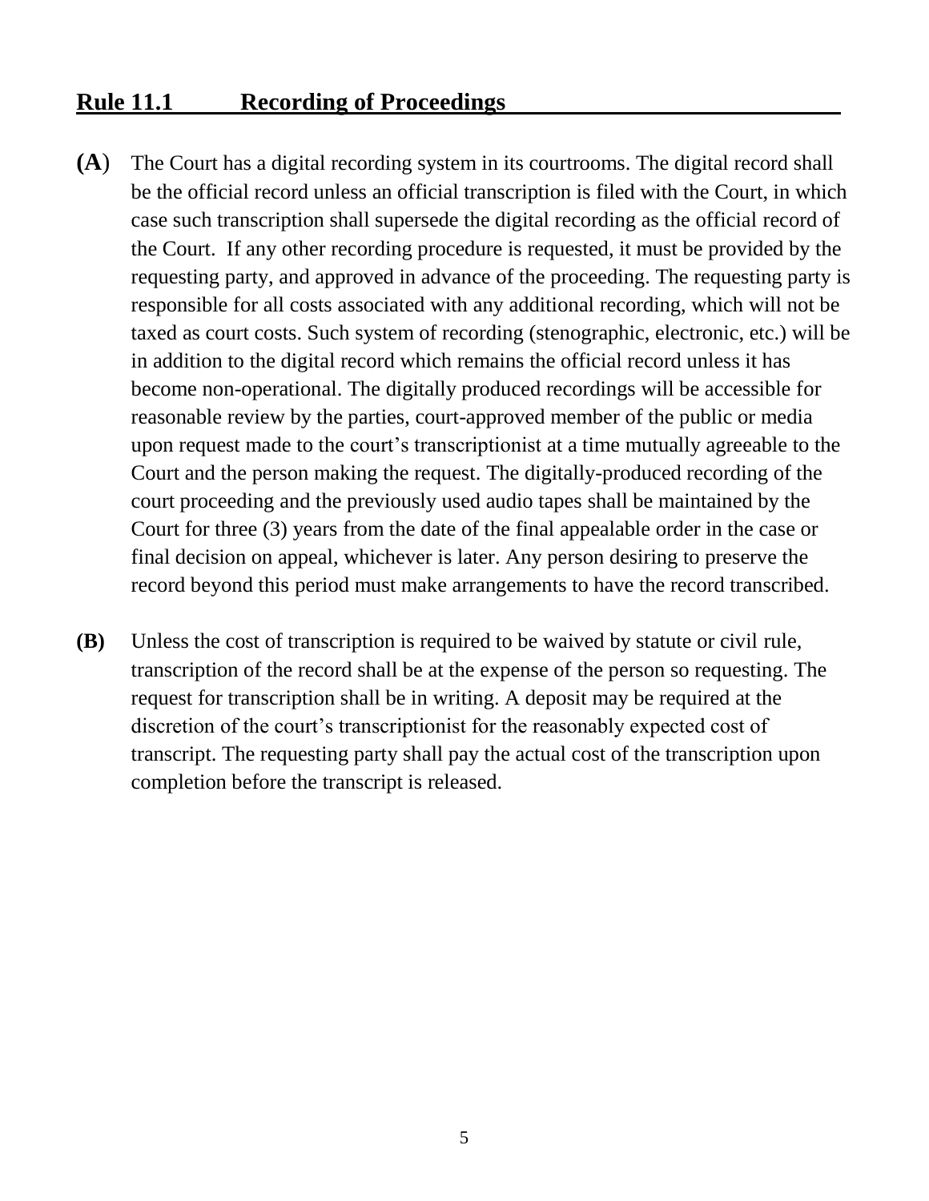## Rule 11.1 Recording of Proceedings

**(A)** The Court has a digital recording system in its courtrooms. The digital record shall be the official record unless an official transcription is filed with the Court, in which case such transcription shall supersede the digital recording as the official record of the Court. If any other recording procedure is requested, it must be provided by the requesting party, and approved in advance of the proceeding. The requesting party is responsible for all costs associated with any additional recording, which will not be taxed as court costs. Such system of recording (stenographic, electronic, etc.) will be in addition to the digital record which remains the official record unless it has become non-operational. The digitally produced recordings will be accessible for reasonable review by the parties, court-approved member of the public or media upon request made to the court's transcriptionist at a time mutually agreeable to the Court and the person making the request. The digitally-produced recording of the court proceeding and the previously used audio tapes shall be maintained by the Court for three (3) years from the date of the final appealable order in the case or final decision on appeal, whichever is later. Any person desiring to preserve the record beyond this period must make arrangements to have the record transcribed.

**(B)** Unless the cost of transcription is required to be waived by statute or civil rule, transcription of the record shall be at the expense of the person so requesting. The request for transcription shall be in writing. A deposit may be required at the discretion of the court's transcriptionist for the reasonably expected cost of transcript. The requesting party shall pay the actual cost of the transcription upon completion before the transcript is released.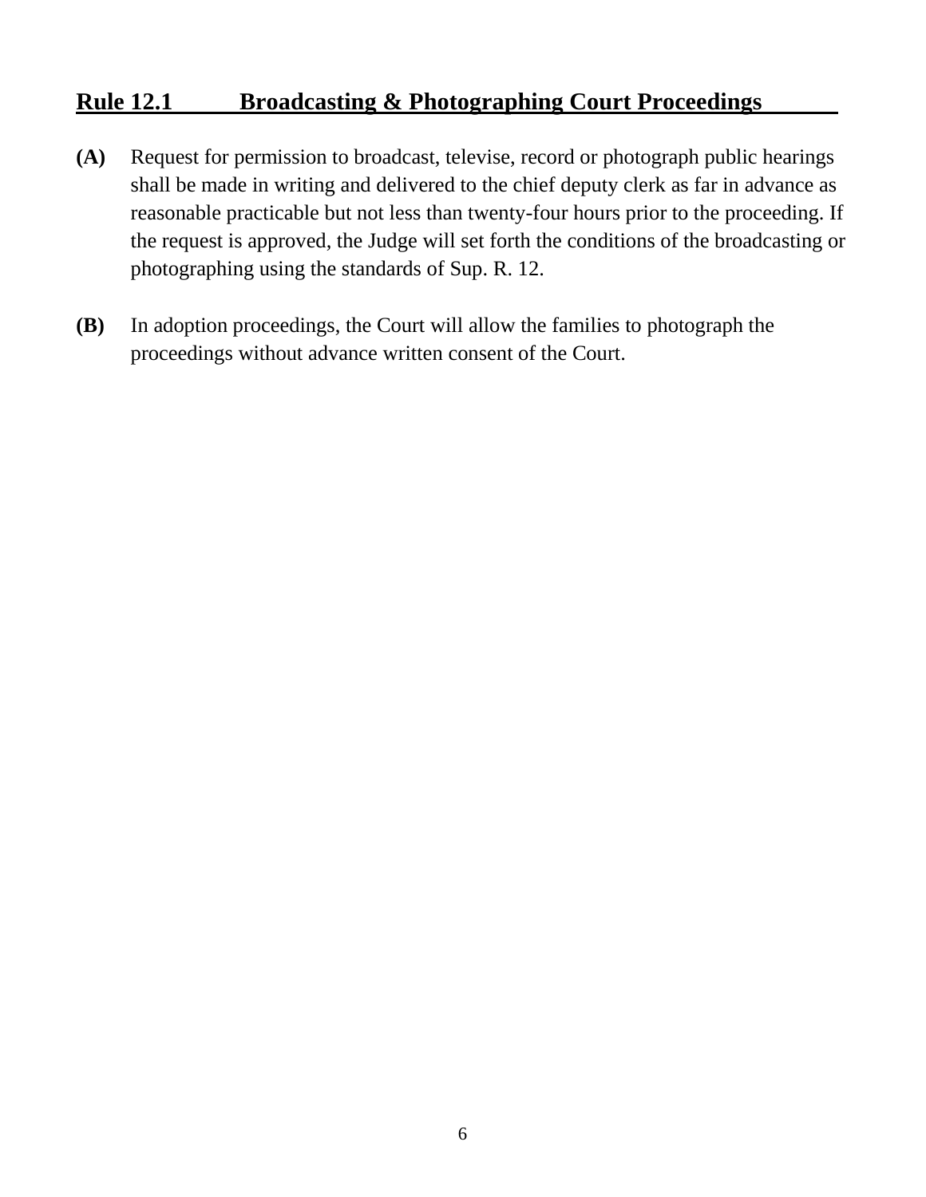## Rule 12.1 Broadcasting & Photographing Court Proceedings

**(A)** Request for permission to broadcast, televise, record or photograph public hearings shall be made in writing and delivered to the chief deputy clerk as far in advance as reasonable practicable but not less than twenty-four hours prior to the proceeding. If the request is approved, the Judge will set forth the conditions of the broadcasting or photographing using the standards of Sup. R. 12.

**(B)** In adoption proceedings, the Court will allow the families to photograph the proceedings without advance written consent of the Court.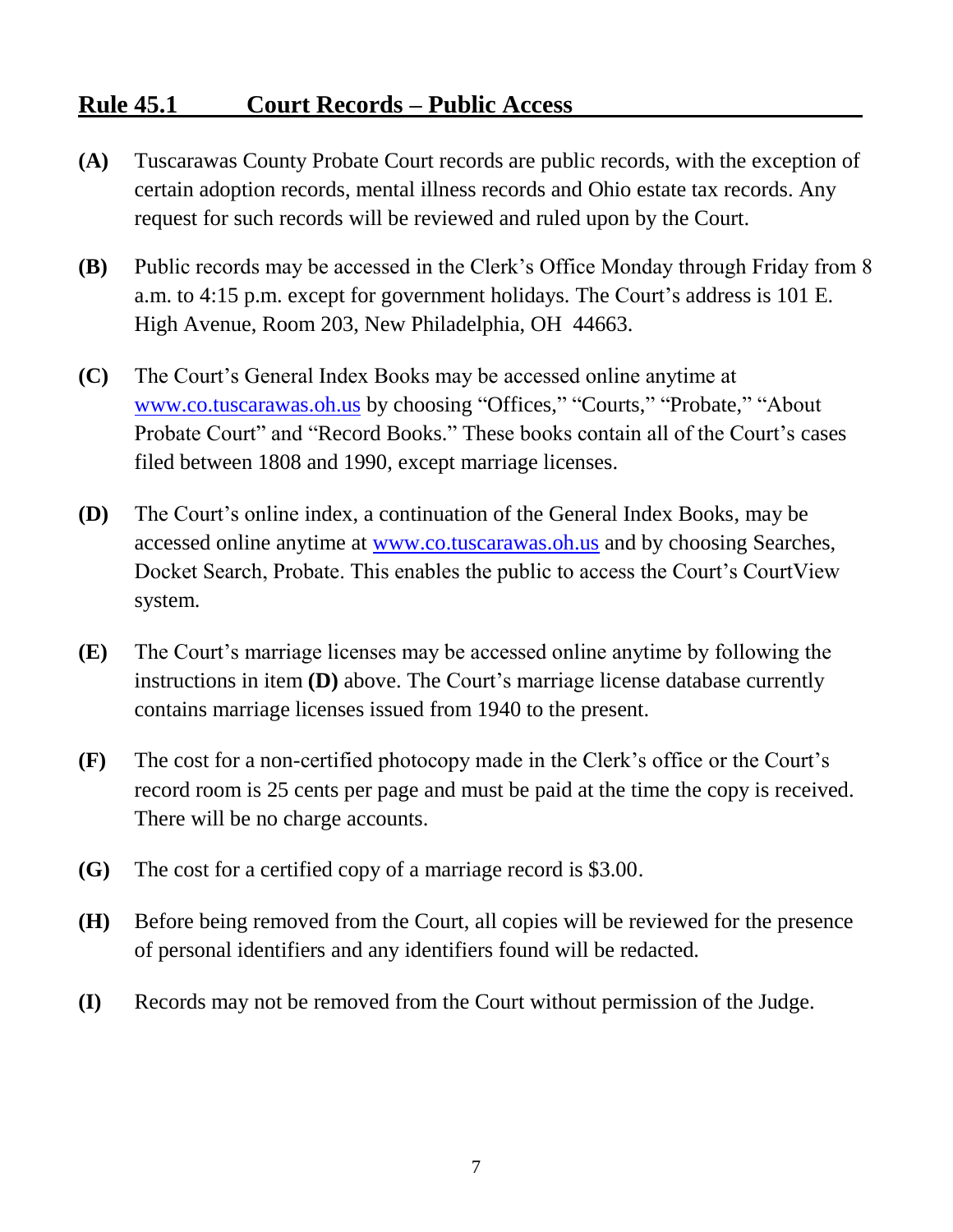## Rule 45.1 Court Records – Public Access

**(A)** Tuscarawas County Probate Court records are public records, with the exception of certain adoption records, mental illness records and Ohio estate tax records. Any request for such records will be reviewed and ruled upon by the Court.

**(B)** Public records may be accessed in the Clerk's Office Monday through Friday from 8 a.m. to 4:15 p.m. except for government holidays. The Court's address is 101 E. High Avenue, Room 203, New Philadelphia, OH 44663.

**(C)** The Court's General Index Books may be accessed online anytime at www.co.tuscarawas.oh.us by choosing "Offices," "Courts," "Probate," "About Probate Court" and "Record Books." These books contain all of the Court's cases filed between 1808 and 1990, except marriage licenses.

**(D)** The Court's online index, a continuation of the General Index Books, may be accessed online anytime at www.co.tuscarawas.oh.us and by choosing Searches, Docket Search, Probate. This enables the public to access the Court's CourtView system.

**(E)** The Court's marriage licenses may be accessed online anytime by following the instructions in item **(D)** above. The Court's marriage license database currently contains marriage licenses issued from 1940 to the present.

**(F)** The cost for a non-certified photocopy made in the Clerk's office or the Court's record room is 25 cents per page and must be paid at the time the copy is received. There will be no charge accounts.

**(G)** The cost for a certified copy of a marriage record is $3.00.

**(H)** Before being removed from the Court, all copies will be reviewed for the presence of personal identifiers and any identifiers found will be redacted.

**(I)** Records may not be removed from the Court without permission of the Judge.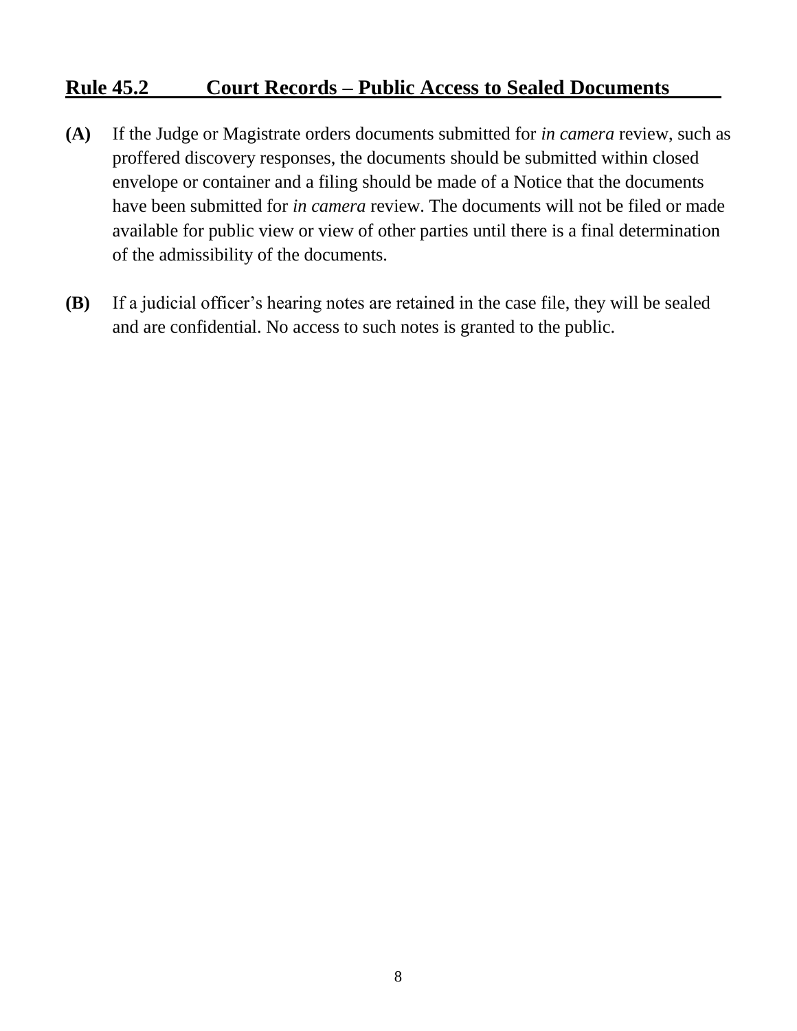## Rule 45.2 Court Records – Public Access to Sealed Documents

**(A)** If the Judge or Magistrate orders documents submitted for *in camera* review, such as proffered discovery responses, the documents should be submitted within closed envelope or container and a filing should be made of a Notice that the documents have been submitted for *in camera* review. The documents will not be filed or made available for public view or view of other parties until there is a final determination of the admissibility of the documents.

**(B)** If a judicial officer's hearing notes are retained in the case file, they will be sealed and are confidential. No access to such notes is granted to the public.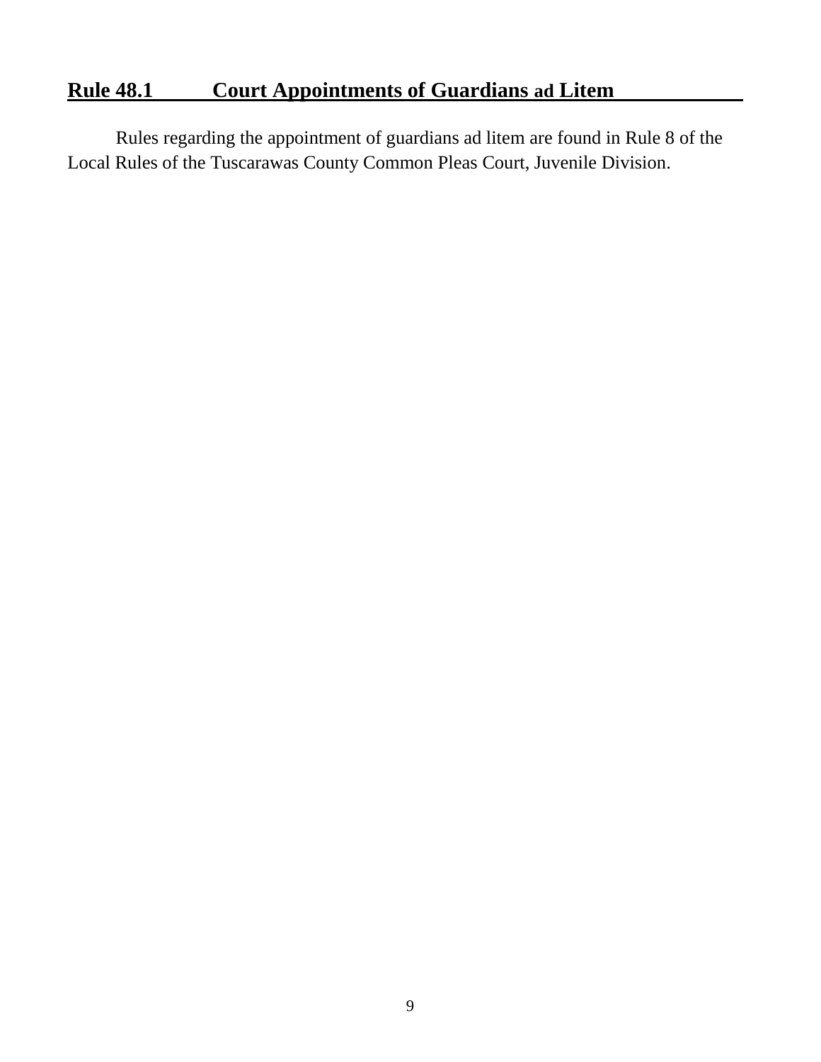## Rule 48.1 Court Appointments of Guardians ad Litem

Rules regarding the appointment of guardians ad litem are found in Rule 8 of the Local Rules of the Tuscarawas County Common Pleas Court, Juvenile Division.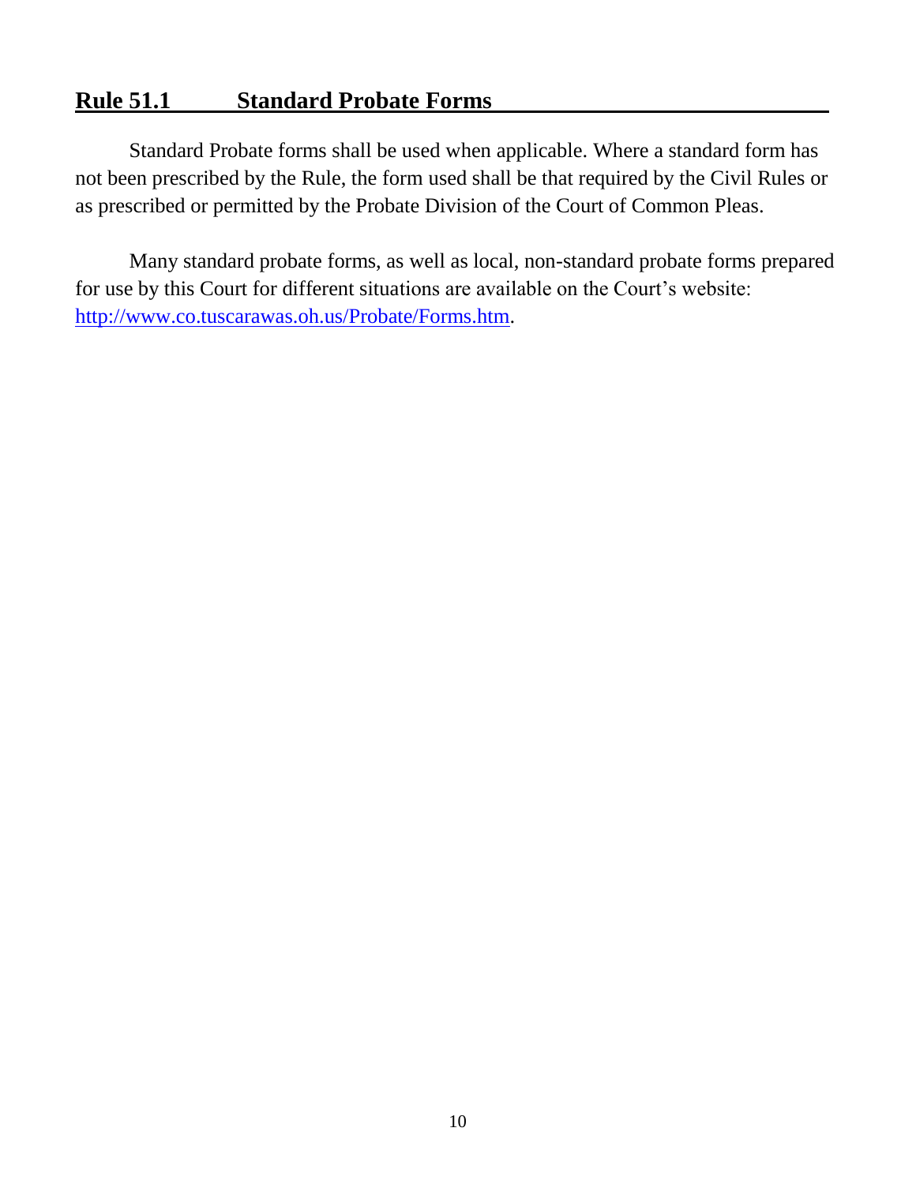## Rule 51.1 Standard Probate Forms

Standard Probate forms shall be used when applicable. Where a standard form has not been prescribed by the Rule, the form used shall be that required by the Civil Rules or as prescribed or permitted by the Probate Division of the Court of Common Pleas.

Many standard probate forms, as well as local, non-standard probate forms prepared for use by this Court for different situations are available on the Court's website: [http://www.co.tuscarawas.oh.us/Probate/Forms.htm](http://www.co.tuscarawas.oh.us/Probate/Forms.htm).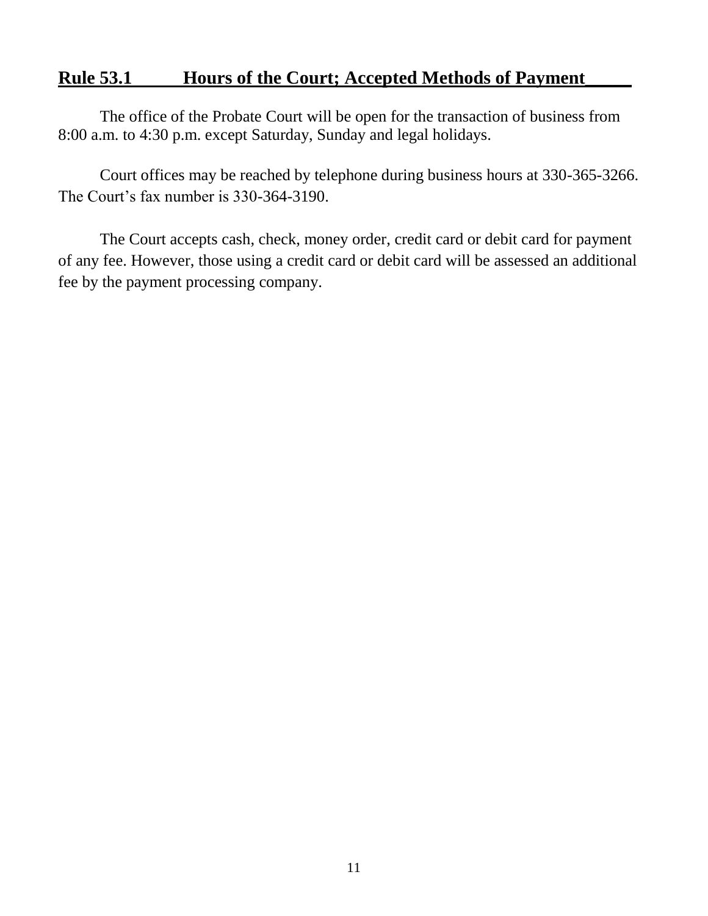## Rule 53.1 Hours of the Court; Accepted Methods of Payment

The office of the Probate Court will be open for the transaction of business from 8:00 a.m. to 4:30 p.m. except Saturday, Sunday and legal holidays.

Court offices may be reached by telephone during business hours at 330-365-3266. The Court's fax number is 330-364-3190.

The Court accepts cash, check, money order, credit card or debit card for payment of any fee. However, those using a credit card or debit card will be assessed an additional fee by the payment processing company.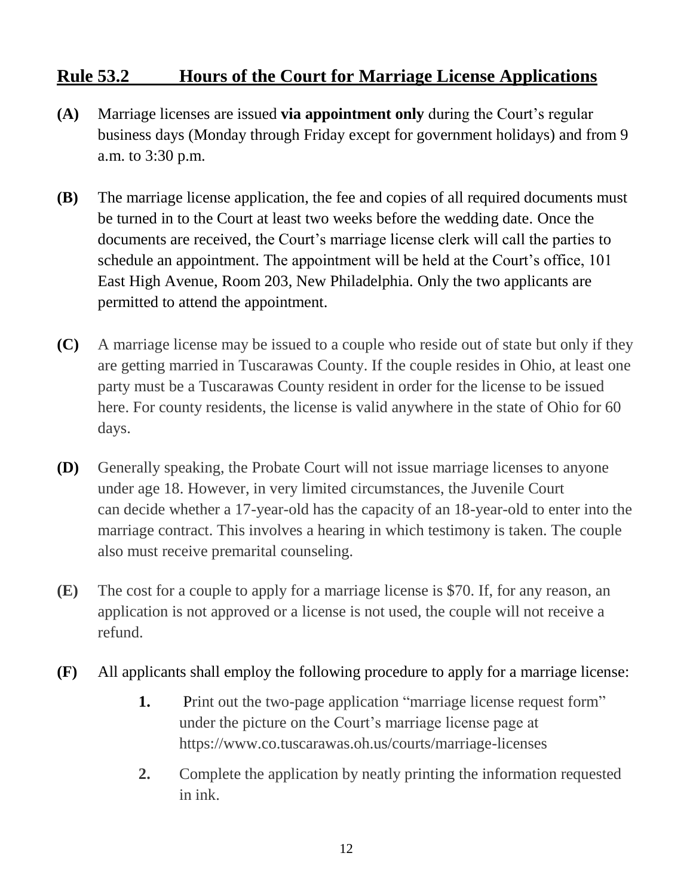## Rule 53.2 Hours of the Court for Marriage License Applications

**(A)** Marriage licenses are issued **via appointment only** during the Court's regular business days (Monday through Friday except for government holidays) and from 9 a.m. to 3:30 p.m.

**(B)** The marriage license application, the fee and copies of all required documents must be turned in to the Court at least two weeks before the wedding date. Once the documents are received, the Court's marriage license clerk will call the parties to schedule an appointment. The appointment will be held at the Court's office, 101 East High Avenue, Room 203, New Philadelphia. Only the two applicants are permitted to attend the appointment.

**(C)** A marriage license may be issued to a couple who reside out of state but only if they are getting married in Tuscarawas County. If the couple resides in Ohio, at least one party must be a Tuscarawas County resident in order for the license to be issued here. For county residents, the license is valid anywhere in the state of Ohio for 60 days.

**(D)** Generally speaking, the Probate Court will not issue marriage licenses to anyone under age 18. However, in very limited circumstances, the Juvenile Court can decide whether a 17-year-old has the capacity of an 18-year-old to enter into the marriage contract. This involves a hearing in which testimony is taken. The couple also must receive premarital counseling.

**(E)** The cost for a couple to apply for a marriage license is $70. If, for any reason, an application is not approved or a license is not used, the couple will not receive a refund.

**(F)** All applicants shall employ the following procedure to apply for a marriage license:

1. Print out the two-page application "marriage license request form" under the picture on the Court's marriage license page at https://www.co.tuscarawas.oh.us/courts/marriage-licenses
2. Complete the application by neatly printing the information requested in ink.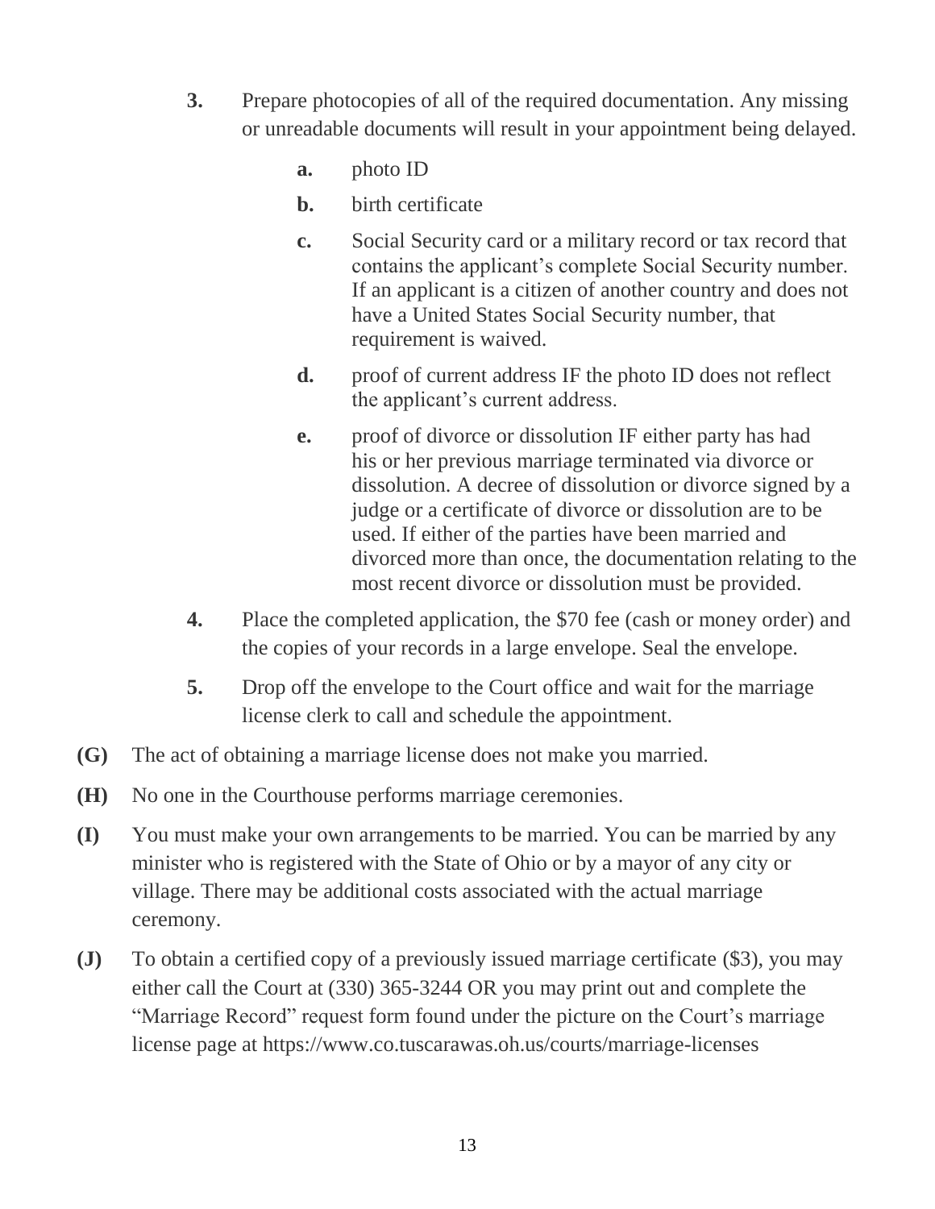3. Prepare photocopies of all of the required documentation. Any missing or unreadable documents will result in your appointment being delayed.

   a. photo ID

   b. birth certificate

   c. Social Security card or a military record or tax record that contains the applicant's complete Social Security number. If an applicant is a citizen of another country and does not have a United States Social Security number, that requirement is waived.

   d. proof of current address IF the photo ID does not reflect the applicant's current address.

   e. proof of divorce or dissolution IF either party has had his or her previous marriage terminated via divorce or dissolution. A decree of dissolution or divorce signed by a judge or a certificate of divorce or dissolution are to be used. If either of the parties have been married and divorced more than once, the documentation relating to the most recent divorce or dissolution must be provided.

4. Place the completed application, the $70 fee (cash or money order) and the copies of your records in a large envelope. Seal the envelope.

5. Drop off the envelope to the Court office and wait for the marriage license clerk to call and schedule the appointment.

**(G)** The act of obtaining a marriage license does not make you married.

**(H)** No one in the Courthouse performs marriage ceremonies.

**(I)** You must make your own arrangements to be married. You can be married by any minister who is registered with the State of Ohio or by a mayor of any city or village. There may be additional costs associated with the actual marriage ceremony.

**(J)** To obtain a certified copy of a previously issued marriage certificate ($3), you may either call the Court at (330) 365-3244 OR you may print out and complete the "Marriage Record" request form found under the picture on the Court's marriage license page at https://www.co.tuscarawas.oh.us/courts/marriage-licenses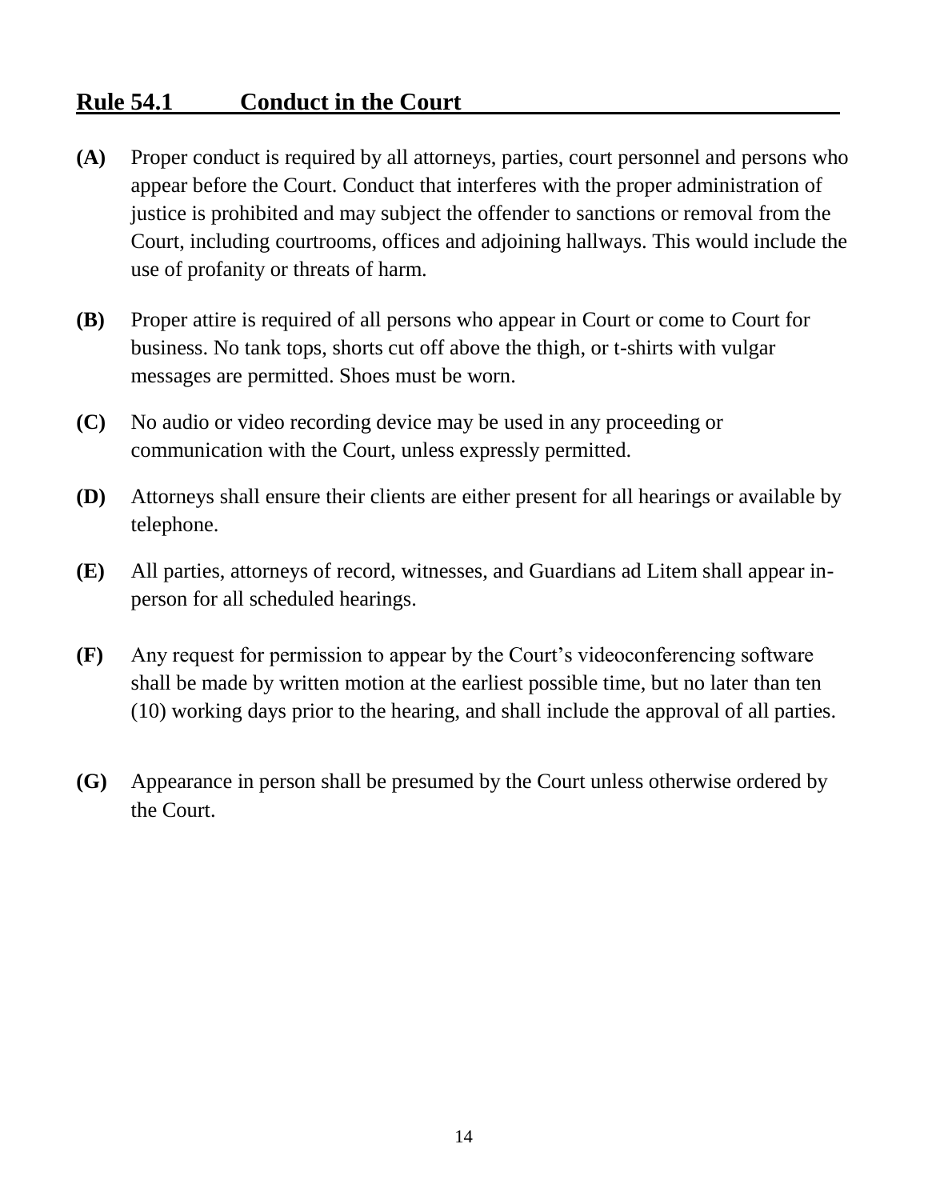## Rule 54.1 Conduct in the Court

**(A)** Proper conduct is required by all attorneys, parties, court personnel and persons who appear before the Court. Conduct that interferes with the proper administration of justice is prohibited and may subject the offender to sanctions or removal from the Court, including courtrooms, offices and adjoining hallways. This would include the use of profanity or threats of harm.

**(B)** Proper attire is required of all persons who appear in Court or come to Court for business. No tank tops, shorts cut off above the thigh, or t-shirts with vulgar messages are permitted. Shoes must be worn.

**(C)** No audio or video recording device may be used in any proceeding or communication with the Court, unless expressly permitted.

**(D)** Attorneys shall ensure their clients are either present for all hearings or available by telephone.

**(E)** All parties, attorneys of record, witnesses, and Guardians ad Litem shall appear in-person for all scheduled hearings.

**(F)** Any request for permission to appear by the Court's videoconferencing software shall be made by written motion at the earliest possible time, but no later than ten (10) working days prior to the hearing, and shall include the approval of all parties.

**(G)** Appearance in person shall be presumed by the Court unless otherwise ordered by the Court.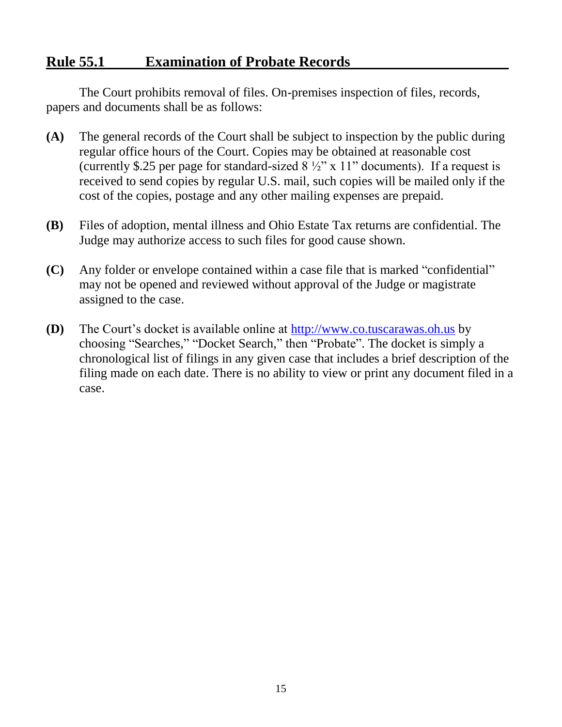## Rule 55.1 Examination of Probate Records

The Court prohibits removal of files. On-premises inspection of files, records, papers and documents shall be as follows:

**(A)** The general records of the Court shall be subject to inspection by the public during regular office hours of the Court. Copies may be obtained at reasonable cost (currently $.25 per page for standard-sized 8 ½" x 11" documents). If a request is received to send copies by regular U.S. mail, such copies will be mailed only if the cost of the copies, postage and any other mailing expenses are prepaid.

**(B)** Files of adoption, mental illness and Ohio Estate Tax returns are confidential. The Judge may authorize access to such files for good cause shown.

**(C)** Any folder or envelope contained within a case file that is marked "confidential" may not be opened and reviewed without approval of the Judge or magistrate assigned to the case.

**(D)** The Court's docket is available online at [http://www.co.tuscarawas.oh.us](http://www.co.tuscarawas.oh.us) by choosing "Searches," "Docket Search," then "Probate". The docket is simply a chronological list of filings in any given case that includes a brief description of the filing made on each date. There is no ability to view or print any document filed in a case.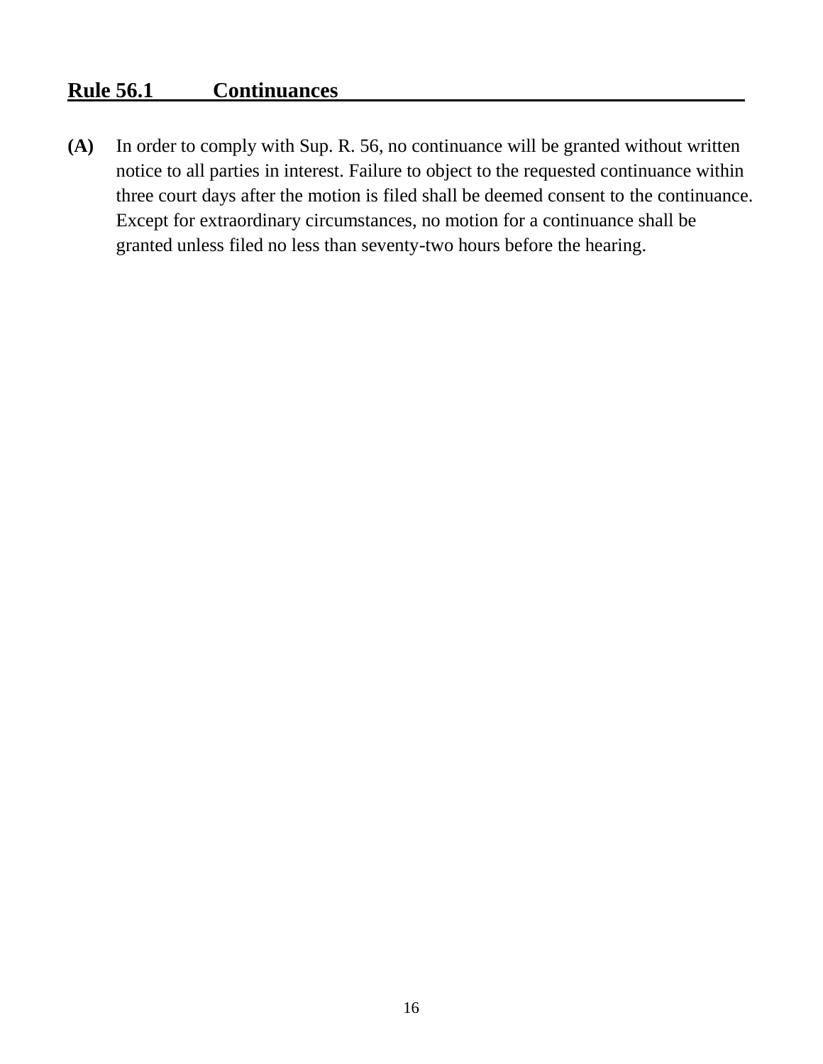## Rule 56.1 Continuances

**(A)** In order to comply with Sup. R. 56, no continuance will be granted without written notice to all parties in interest. Failure to object to the requested continuance within three court days after the motion is filed shall be deemed consent to the continuance. Except for extraordinary circumstances, no motion for a continuance shall be granted unless filed no less than seventy-two hours before the hearing.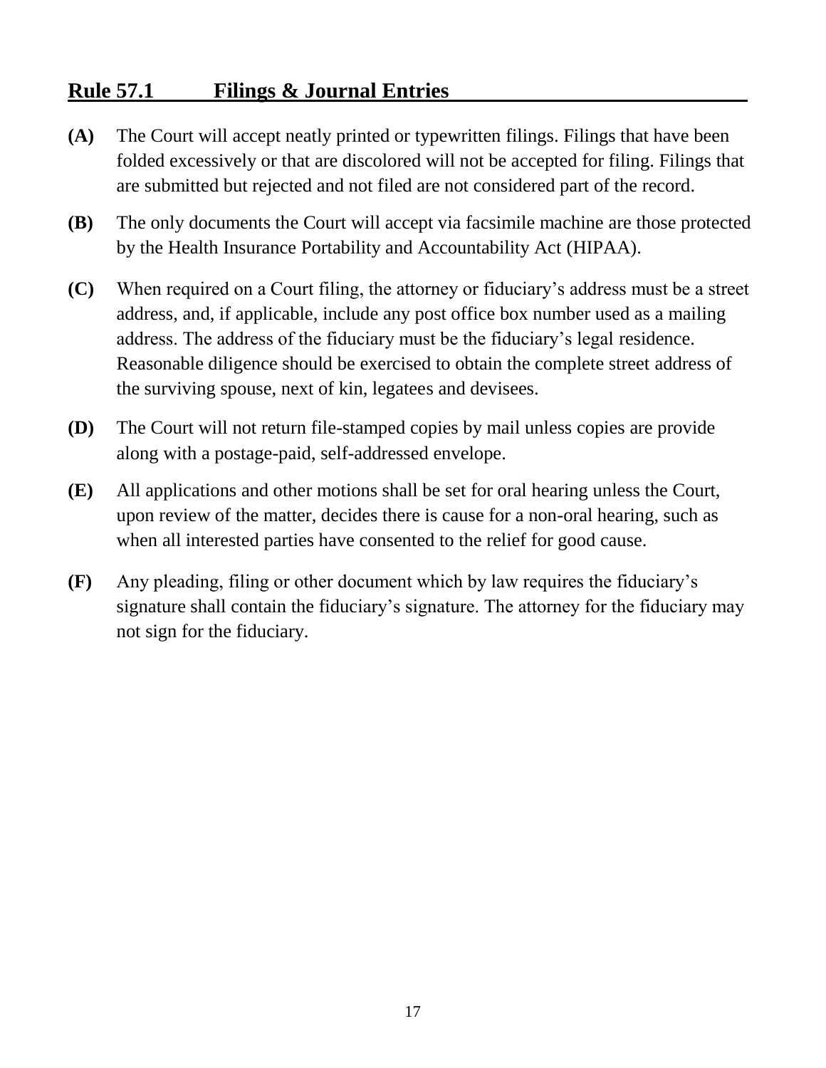## Rule 57.1 Filings & Journal Entries

**(A)** The Court will accept neatly printed or typewritten filings. Filings that have been folded excessively or that are discolored will not be accepted for filing. Filings that are submitted but rejected and not filed are not considered part of the record.

**(B)** The only documents the Court will accept via facsimile machine are those protected by the Health Insurance Portability and Accountability Act (HIPAA).

**(C)** When required on a Court filing, the attorney or fiduciary's address must be a street address, and, if applicable, include any post office box number used as a mailing address. The address of the fiduciary must be the fiduciary's legal residence. Reasonable diligence should be exercised to obtain the complete street address of the surviving spouse, next of kin, legatees and devisees.

**(D)** The Court will not return file-stamped copies by mail unless copies are provide along with a postage-paid, self-addressed envelope.

**(E)** All applications and other motions shall be set for oral hearing unless the Court, upon review of the matter, decides there is cause for a non-oral hearing, such as when all interested parties have consented to the relief for good cause.

**(F)** Any pleading, filing or other document which by law requires the fiduciary's signature shall contain the fiduciary's signature. The attorney for the fiduciary may not sign for the fiduciary.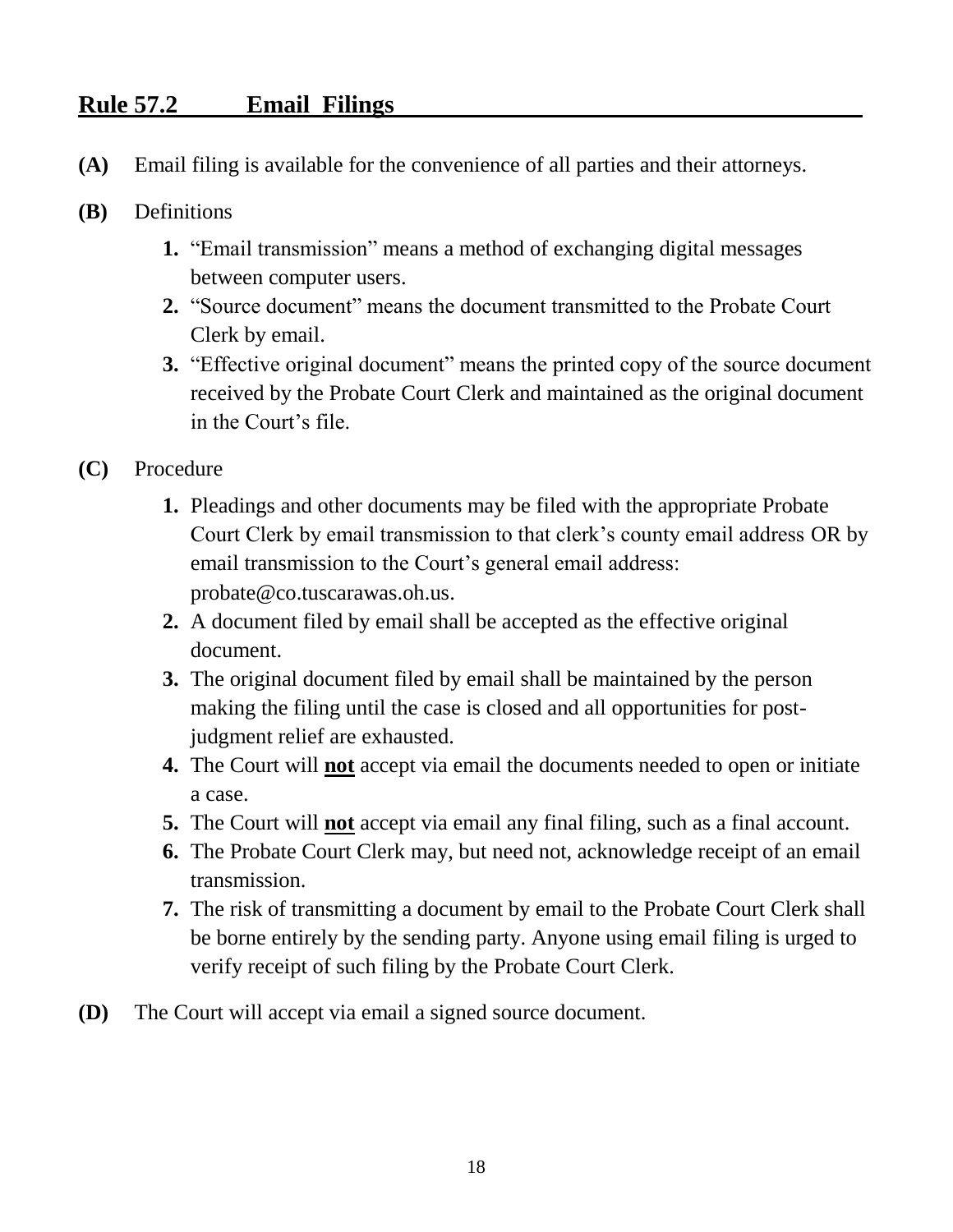## Rule 57.2 Email Filings

**(A)** Email filing is available for the convenience of all parties and their attorneys.

**(B)** Definitions

1. "Email transmission" means a method of exchanging digital messages between computer users.
2. "Source document" means the document transmitted to the Probate Court Clerk by email.
3. "Effective original document" means the printed copy of the source document received by the Probate Court Clerk and maintained as the original document in the Court's file.

**(C)** Procedure

1. Pleadings and other documents may be filed with the appropriate Probate Court Clerk by email transmission to that clerk's county email address OR by email transmission to the Court's general email address: probate@co.tuscarawas.oh.us.
2. A document filed by email shall be accepted as the effective original document.
3. The original document filed by email shall be maintained by the person making the filing until the case is closed and all opportunities for post-judgment relief are exhausted.
4. The Court will **not** accept via email the documents needed to open or initiate a case.
5. The Court will **not** accept via email any final filing, such as a final account.
6. The Probate Court Clerk may, but need not, acknowledge receipt of an email transmission.
7. The risk of transmitting a document by email to the Probate Court Clerk shall be borne entirely by the sending party. Anyone using email filing is urged to verify receipt of such filing by the Probate Court Clerk.

**(D)** The Court will accept via email a signed source document.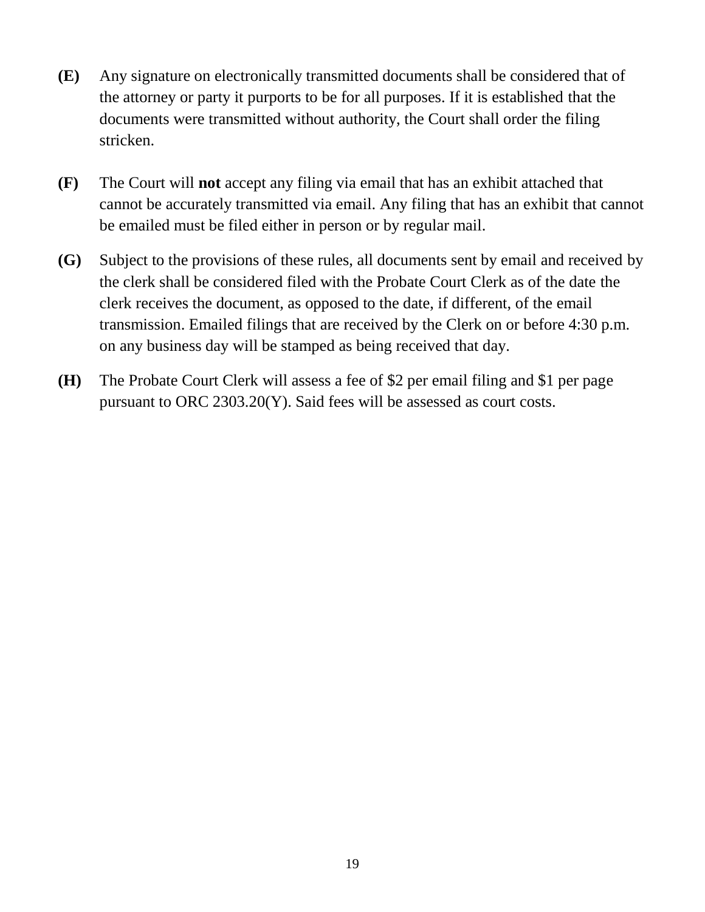**(E)** Any signature on electronically transmitted documents shall be considered that of the attorney or party it purports to be for all purposes. If it is established that the documents were transmitted without authority, the Court shall order the filing stricken.

**(F)** The Court will **not** accept any filing via email that has an exhibit attached that cannot be accurately transmitted via email. Any filing that has an exhibit that cannot be emailed must be filed either in person or by regular mail.

**(G)** Subject to the provisions of these rules, all documents sent by email and received by the clerk shall be considered filed with the Probate Court Clerk as of the date the clerk receives the document, as opposed to the date, if different, of the email transmission. Emailed filings that are received by the Clerk on or before 4:30 p.m. on any business day will be stamped as being received that day.

**(H)** The Probate Court Clerk will assess a fee of $2 per email filing and $1 per page pursuant to ORC 2303.20(Y). Said fees will be assessed as court costs.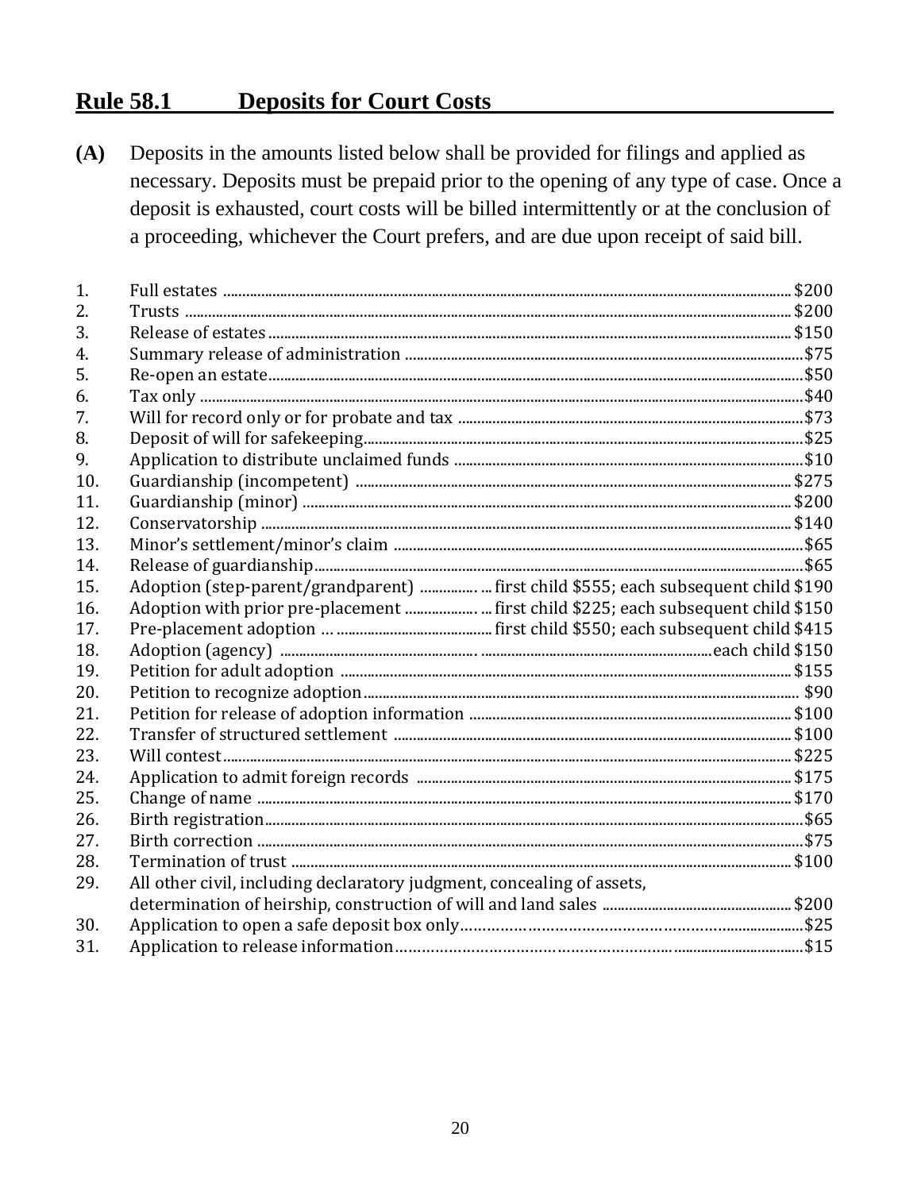## Rule 58.1 Deposits for Court Costs

**(A)** Deposits in the amounts listed below shall be provided for filings and applied as necessary. Deposits must be prepaid prior to the opening of any type of case. Once a deposit is exhausted, court costs will be billed intermittently or at the conclusion of a proceeding, whichever the Court prefers, and are due upon receipt of said bill.

1. Full estates .......... $200
2. Trusts .......... $200
3. Release of estates .......... $150
4. Summary release of administration .......... $75
5. Re-open an estate .......... $50
6. Tax only .......... $40
7. Will for record only or for probate and tax .......... $73
8. Deposit of will for safekeeping .......... $25
9. Application to distribute unclaimed funds .......... $10
10. Guardianship (incompetent) .......... $275
11. Guardianship (minor) .......... $200
12. Conservatorship .......... $140
13. Minor's settlement/minor's claim .......... $65
14. Release of guardianship .......... $65
15. Adoption (step-parent/grandparent) .......... first child $555; each subsequent child $190
16. Adoption with prior pre-placement .......... first child $225; each subsequent child $150
17. Pre-placement adoption .......... first child $550; each subsequent child $415
18. Adoption (agency) .......... each child $150
19. Petition for adult adoption .......... $155
20. Petition to recognize adoption .......... $90
21. Petition for release of adoption information .......... $100
22. Transfer of structured settlement .......... $100
23. Will contest .......... $225
24. Application to admit foreign records .......... $175
25. Change of name .......... $170
26. Birth registration .......... $65
27. Birth correction .......... $75
28. Termination of trust .......... $100
29. All other civil, including declaratory judgment, concealing of assets, determination of heirship, construction of will and land sales .......... $200
30. Application to open a safe deposit box only .......... $25
31. Application to release information .......... $15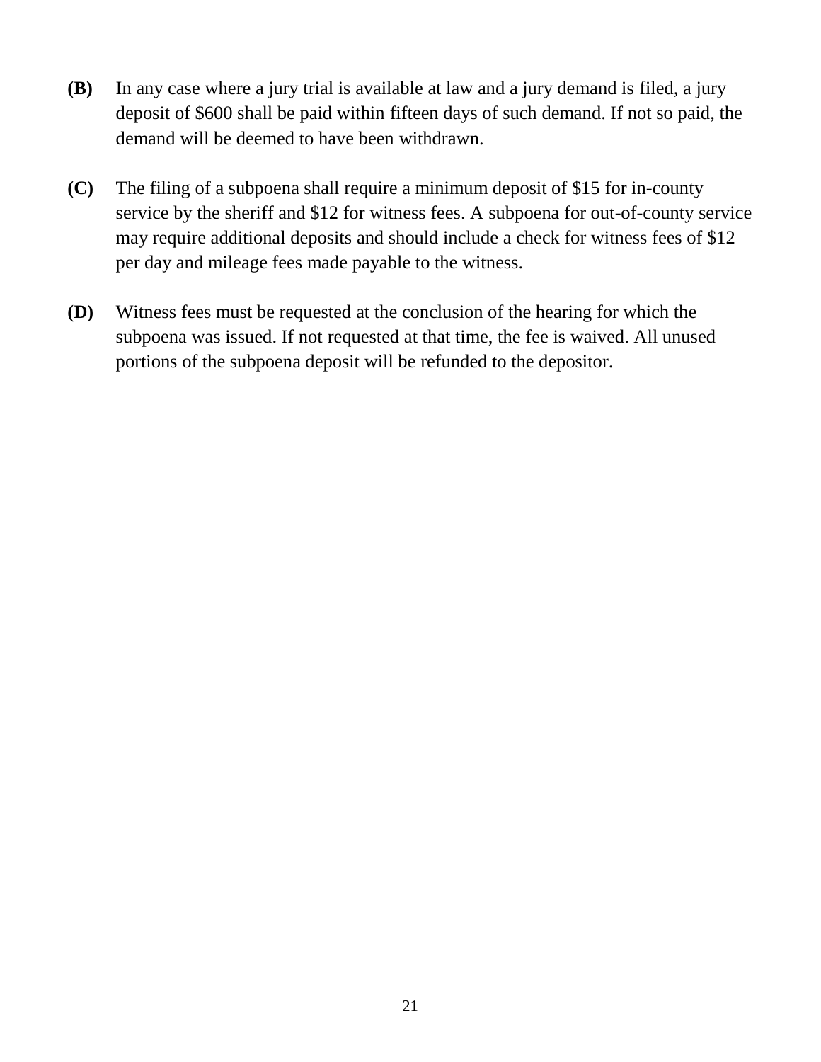**(B)** In any case where a jury trial is available at law and a jury demand is filed, a jury deposit of $600 shall be paid within fifteen days of such demand. If not so paid, the demand will be deemed to have been withdrawn.

**(C)** The filing of a subpoena shall require a minimum deposit of $15 for in-county service by the sheriff and $12 for witness fees. A subpoena for out-of-county service may require additional deposits and should include a check for witness fees of $12 per day and mileage fees made payable to the witness.

**(D)** Witness fees must be requested at the conclusion of the hearing for which the subpoena was issued. If not requested at that time, the fee is waived. All unused portions of the subpoena deposit will be refunded to the depositor.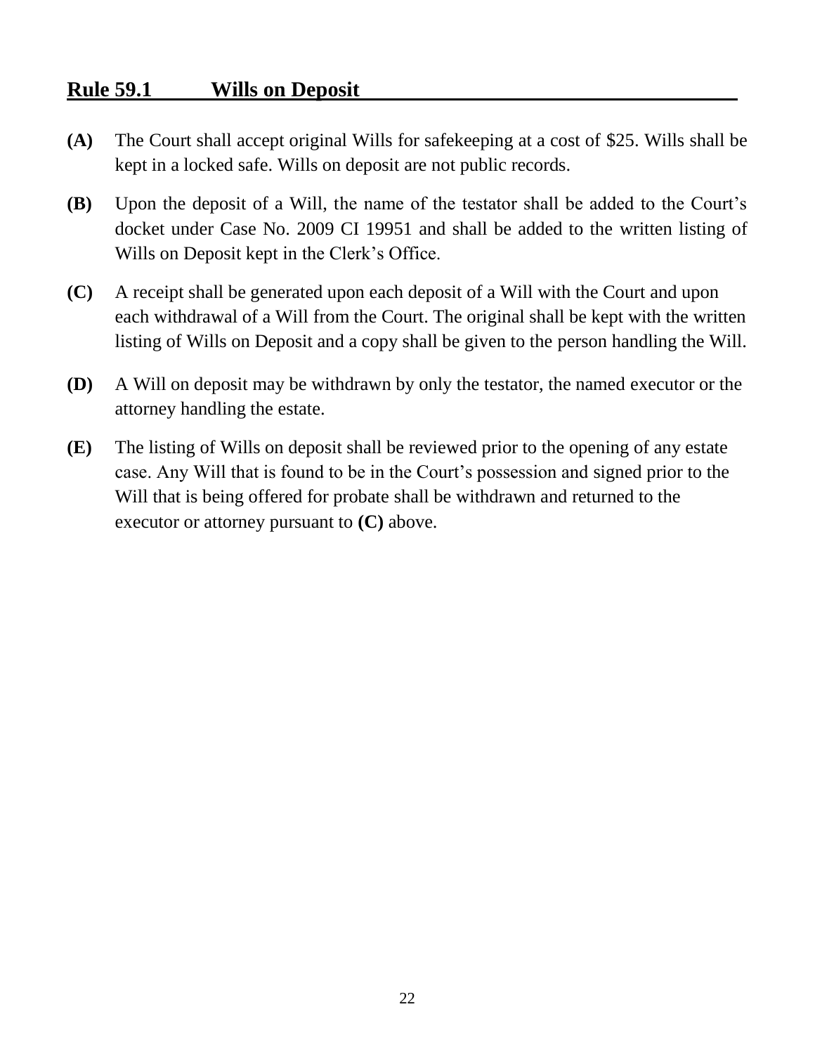## Rule 59.1 Wills on Deposit

**(A)** The Court shall accept original Wills for safekeeping at a cost of $25. Wills shall be kept in a locked safe. Wills on deposit are not public records.

**(B)** Upon the deposit of a Will, the name of the testator shall be added to the Court's docket under Case No. 2009 CI 19951 and shall be added to the written listing of Wills on Deposit kept in the Clerk's Office.

**(C)** A receipt shall be generated upon each deposit of a Will with the Court and upon each withdrawal of a Will from the Court. The original shall be kept with the written listing of Wills on Deposit and a copy shall be given to the person handling the Will.

**(D)** A Will on deposit may be withdrawn by only the testator, the named executor or the attorney handling the estate.

**(E)** The listing of Wills on deposit shall be reviewed prior to the opening of any estate case. Any Will that is found to be in the Court's possession and signed prior to the Will that is being offered for probate shall be withdrawn and returned to the executor or attorney pursuant to **(C)** above.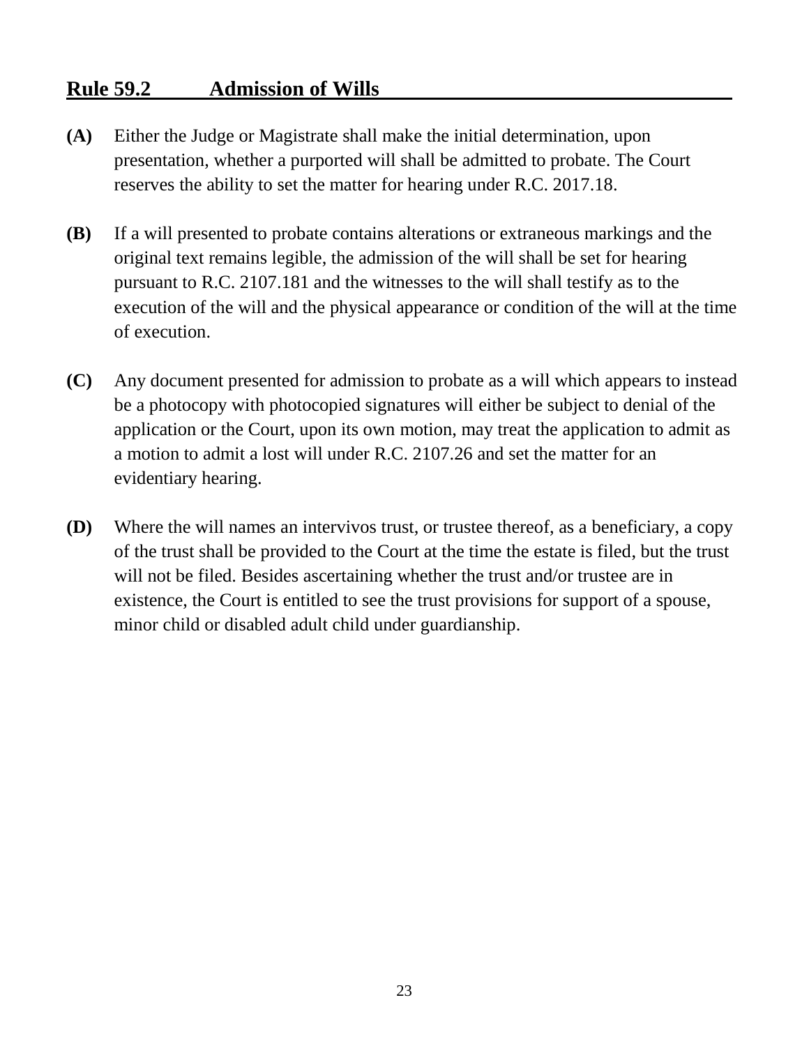## Rule 59.2 Admission of Wills

**(A)** Either the Judge or Magistrate shall make the initial determination, upon presentation, whether a purported will shall be admitted to probate. The Court reserves the ability to set the matter for hearing under R.C. 2017.18.

**(B)** If a will presented to probate contains alterations or extraneous markings and the original text remains legible, the admission of the will shall be set for hearing pursuant to R.C. 2107.181 and the witnesses to the will shall testify as to the execution of the will and the physical appearance or condition of the will at the time of execution.

**(C)** Any document presented for admission to probate as a will which appears to instead be a photocopy with photocopied signatures will either be subject to denial of the application or the Court, upon its own motion, may treat the application to admit as a motion to admit a lost will under R.C. 2107.26 and set the matter for an evidentiary hearing.

**(D)** Where the will names an intervivos trust, or trustee thereof, as a beneficiary, a copy of the trust shall be provided to the Court at the time the estate is filed, but the trust will not be filed. Besides ascertaining whether the trust and/or trustee are in existence, the Court is entitled to see the trust provisions for support of a spouse, minor child or disabled adult child under guardianship.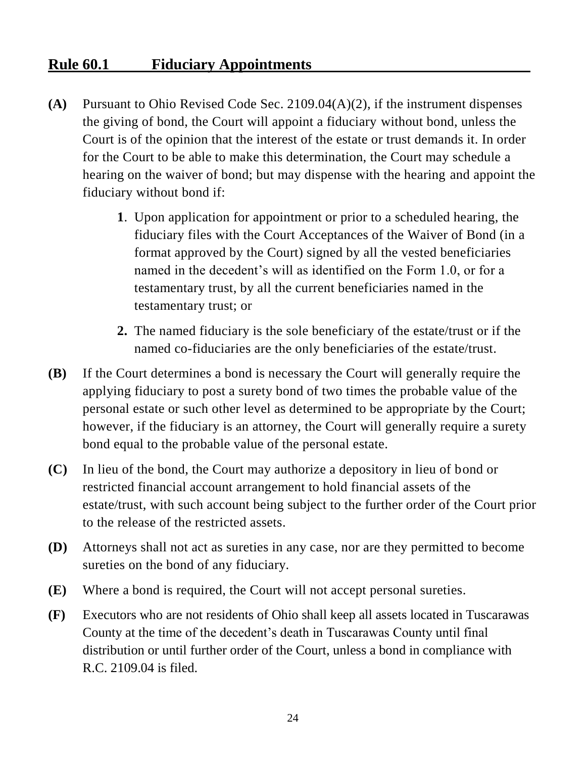## Rule 60.1 Fiduciary Appointments

**(A)** Pursuant to Ohio Revised Code Sec. 2109.04(A)(2), if the instrument dispenses the giving of bond, the Court will appoint a fiduciary without bond, unless the Court is of the opinion that the interest of the estate or trust demands it. In order for the Court to be able to make this determination, the Court may schedule a hearing on the waiver of bond; but may dispense with the hearing and appoint the fiduciary without bond if:

> **1**. Upon application for appointment or prior to a scheduled hearing, the fiduciary files with the Court Acceptances of the Waiver of Bond (in a format approved by the Court) signed by all the vested beneficiaries named in the decedent's will as identified on the Form 1.0, or for a testamentary trust, by all the current beneficiaries named in the testamentary trust; or
>
> **2.** The named fiduciary is the sole beneficiary of the estate/trust or if the named co-fiduciaries are the only beneficiaries of the estate/trust.

**(B)** If the Court determines a bond is necessary the Court will generally require the applying fiduciary to post a surety bond of two times the probable value of the personal estate or such other level as determined to be appropriate by the Court; however, if the fiduciary is an attorney, the Court will generally require a surety bond equal to the probable value of the personal estate.

**(C)** In lieu of the bond, the Court may authorize a depository in lieu of bond or restricted financial account arrangement to hold financial assets of the estate/trust, with such account being subject to the further order of the Court prior to the release of the restricted assets.

**(D)** Attorneys shall not act as sureties in any case, nor are they permitted to become sureties on the bond of any fiduciary.

**(E)** Where a bond is required, the Court will not accept personal sureties.

**(F)** Executors who are not residents of Ohio shall keep all assets located in Tuscarawas County at the time of the decedent's death in Tuscarawas County until final distribution or until further order of the Court, unless a bond in compliance with R.C. 2109.04 is filed.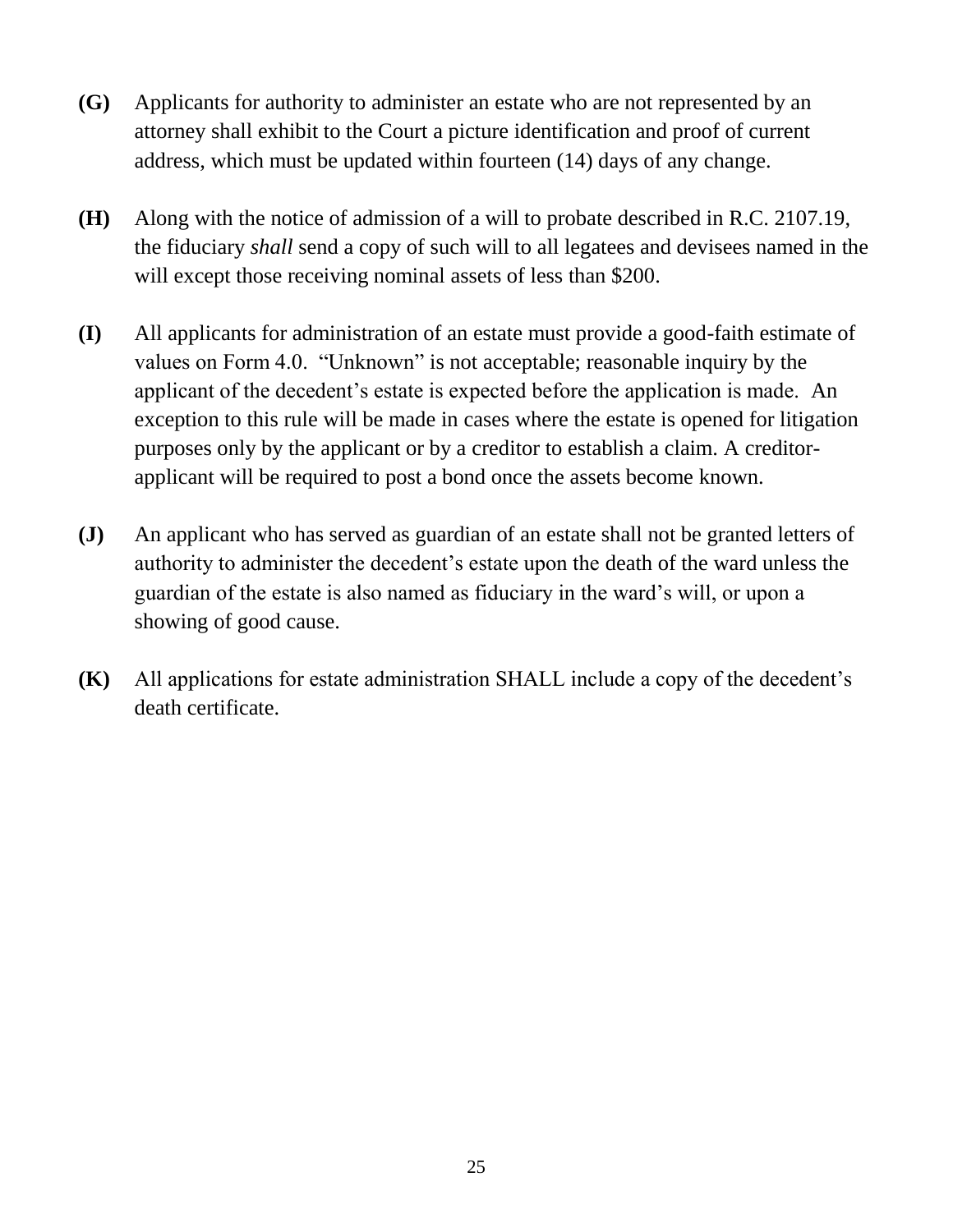**(G)** Applicants for authority to administer an estate who are not represented by an attorney shall exhibit to the Court a picture identification and proof of current address, which must be updated within fourteen (14) days of any change.

**(H)** Along with the notice of admission of a will to probate described in R.C. 2107.19, the fiduciary *shall* send a copy of such will to all legatees and devisees named in the will except those receiving nominal assets of less than $200.

**(I)** All applicants for administration of an estate must provide a good-faith estimate of values on Form 4.0. "Unknown" is not acceptable; reasonable inquiry by the applicant of the decedent's estate is expected before the application is made. An exception to this rule will be made in cases where the estate is opened for litigation purposes only by the applicant or by a creditor to establish a claim. A creditor-applicant will be required to post a bond once the assets become known.

**(J)** An applicant who has served as guardian of an estate shall not be granted letters of authority to administer the decedent's estate upon the death of the ward unless the guardian of the estate is also named as fiduciary in the ward's will, or upon a showing of good cause.

**(K)** All applications for estate administration SHALL include a copy of the decedent's death certificate.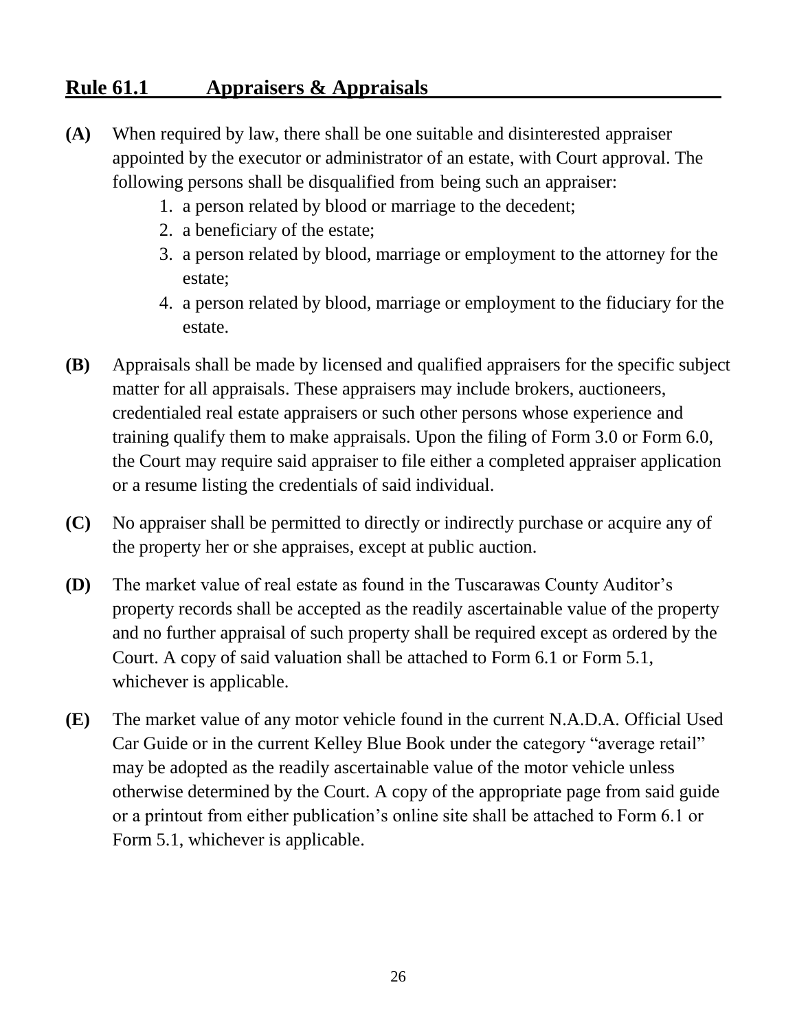## Rule 61.1 Appraisers & Appraisals

**(A)** When required by law, there shall be one suitable and disinterested appraiser appointed by the executor or administrator of an estate, with Court approval. The following persons shall be disqualified from being such an appraiser:

1. a person related by blood or marriage to the decedent;
2. a beneficiary of the estate;
3. a person related by blood, marriage or employment to the attorney for the estate;
4. a person related by blood, marriage or employment to the fiduciary for the estate.

**(B)** Appraisals shall be made by licensed and qualified appraisers for the specific subject matter for all appraisals. These appraisers may include brokers, auctioneers, credentialed real estate appraisers or such other persons whose experience and training qualify them to make appraisals. Upon the filing of Form 3.0 or Form 6.0, the Court may require said appraiser to file either a completed appraiser application or a resume listing the credentials of said individual.

**(C)** No appraiser shall be permitted to directly or indirectly purchase or acquire any of the property her or she appraises, except at public auction.

**(D)** The market value of real estate as found in the Tuscarawas County Auditor's property records shall be accepted as the readily ascertainable value of the property and no further appraisal of such property shall be required except as ordered by the Court. A copy of said valuation shall be attached to Form 6.1 or Form 5.1, whichever is applicable.

**(E)** The market value of any motor vehicle found in the current N.A.D.A. Official Used Car Guide or in the current Kelley Blue Book under the category "average retail" may be adopted as the readily ascertainable value of the motor vehicle unless otherwise determined by the Court. A copy of the appropriate page from said guide or a printout from either publication's online site shall be attached to Form 6.1 or Form 5.1, whichever is applicable.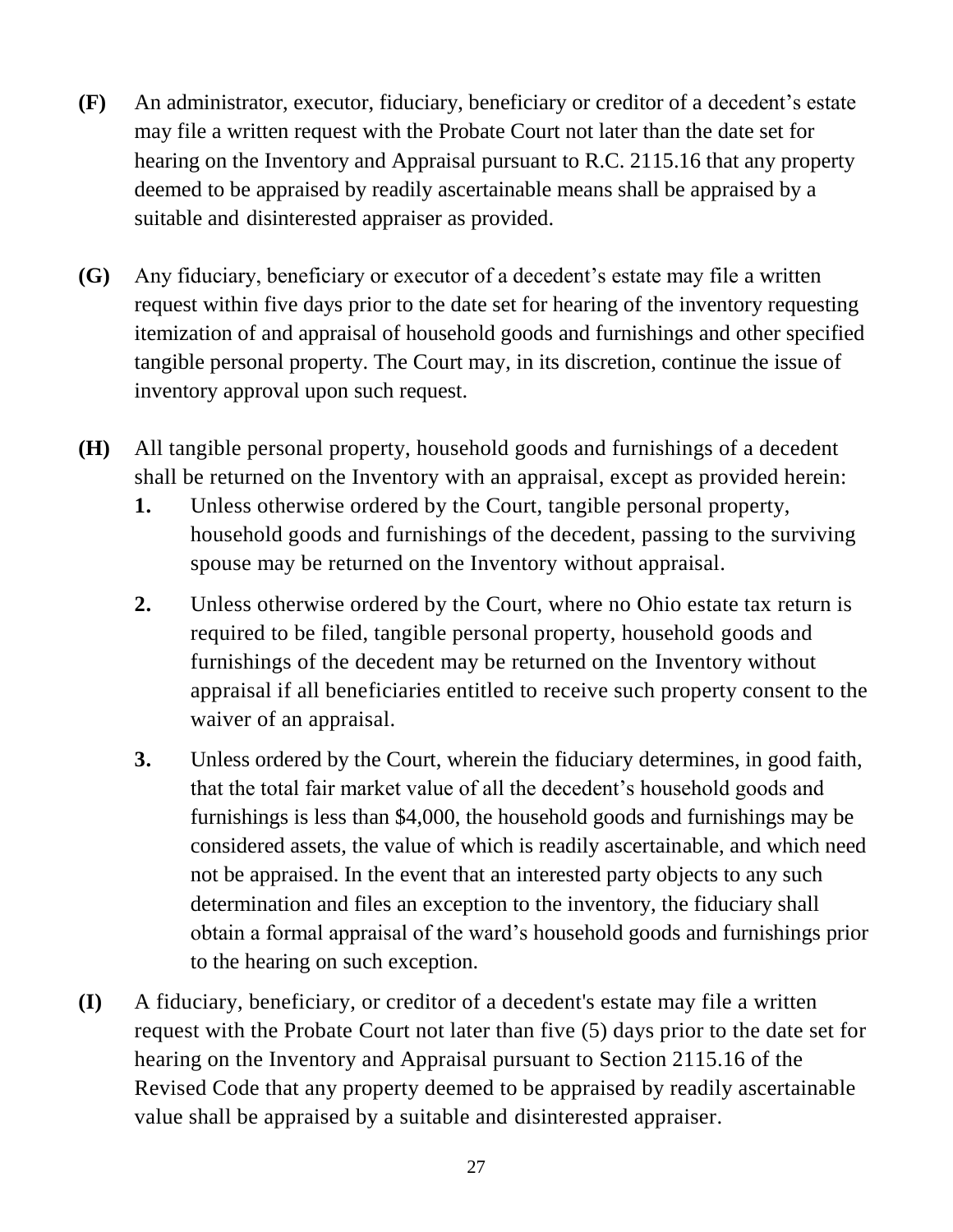**(F)** An administrator, executor, fiduciary, beneficiary or creditor of a decedent's estate may file a written request with the Probate Court not later than the date set for hearing on the Inventory and Appraisal pursuant to R.C. 2115.16 that any property deemed to be appraised by readily ascertainable means shall be appraised by a suitable and disinterested appraiser as provided.

**(G)** Any fiduciary, beneficiary or executor of a decedent's estate may file a written request within five days prior to the date set for hearing of the inventory requesting itemization of and appraisal of household goods and furnishings and other specified tangible personal property. The Court may, in its discretion, continue the issue of inventory approval upon such request.

**(H)** All tangible personal property, household goods and furnishings of a decedent shall be returned on the Inventory with an appraisal, except as provided herein:

1. Unless otherwise ordered by the Court, tangible personal property, household goods and furnishings of the decedent, passing to the surviving spouse may be returned on the Inventory without appraisal.

2. Unless otherwise ordered by the Court, where no Ohio estate tax return is required to be filed, tangible personal property, household goods and furnishings of the decedent may be returned on the Inventory without appraisal if all beneficiaries entitled to receive such property consent to the waiver of an appraisal.

3. Unless ordered by the Court, wherein the fiduciary determines, in good faith, that the total fair market value of all the decedent's household goods and furnishings is less than $4,000, the household goods and furnishings may be considered assets, the value of which is readily ascertainable, and which need not be appraised. In the event that an interested party objects to any such determination and files an exception to the inventory, the fiduciary shall obtain a formal appraisal of the ward's household goods and furnishings prior to the hearing on such exception.

**(I)** A fiduciary, beneficiary, or creditor of a decedent's estate may file a written request with the Probate Court not later than five (5) days prior to the date set for hearing on the Inventory and Appraisal pursuant to Section 2115.16 of the Revised Code that any property deemed to be appraised by readily ascertainable value shall be appraised by a suitable and disinterested appraiser.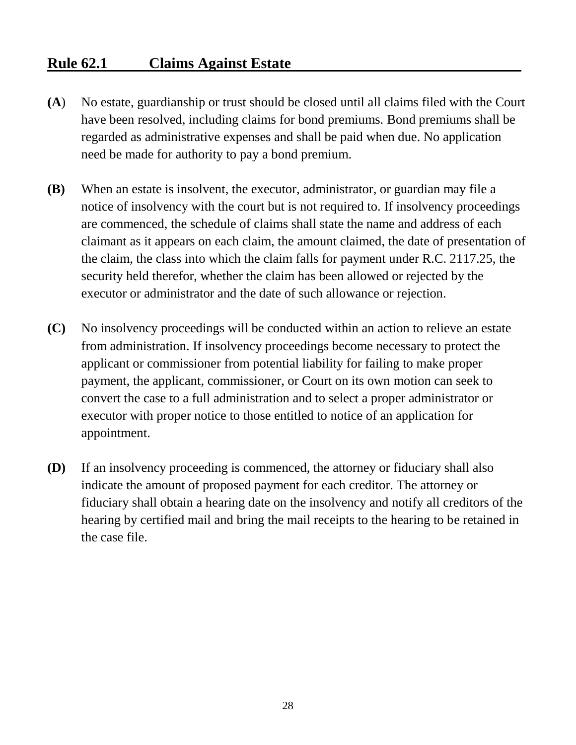## Rule 62.1 Claims Against Estate

**(A)** No estate, guardianship or trust should be closed until all claims filed with the Court have been resolved, including claims for bond premiums. Bond premiums shall be regarded as administrative expenses and shall be paid when due. No application need be made for authority to pay a bond premium.

**(B)** When an estate is insolvent, the executor, administrator, or guardian may file a notice of insolvency with the court but is not required to. If insolvency proceedings are commenced, the schedule of claims shall state the name and address of each claimant as it appears on each claim, the amount claimed, the date of presentation of the claim, the class into which the claim falls for payment under R.C. 2117.25, the security held therefor, whether the claim has been allowed or rejected by the executor or administrator and the date of such allowance or rejection.

**(C)** No insolvency proceedings will be conducted within an action to relieve an estate from administration. If insolvency proceedings become necessary to protect the applicant or commissioner from potential liability for failing to make proper payment, the applicant, commissioner, or Court on its own motion can seek to convert the case to a full administration and to select a proper administrator or executor with proper notice to those entitled to notice of an application for appointment.

**(D)** If an insolvency proceeding is commenced, the attorney or fiduciary shall also indicate the amount of proposed payment for each creditor. The attorney or fiduciary shall obtain a hearing date on the insolvency and notify all creditors of the hearing by certified mail and bring the mail receipts to the hearing to be retained in the case file.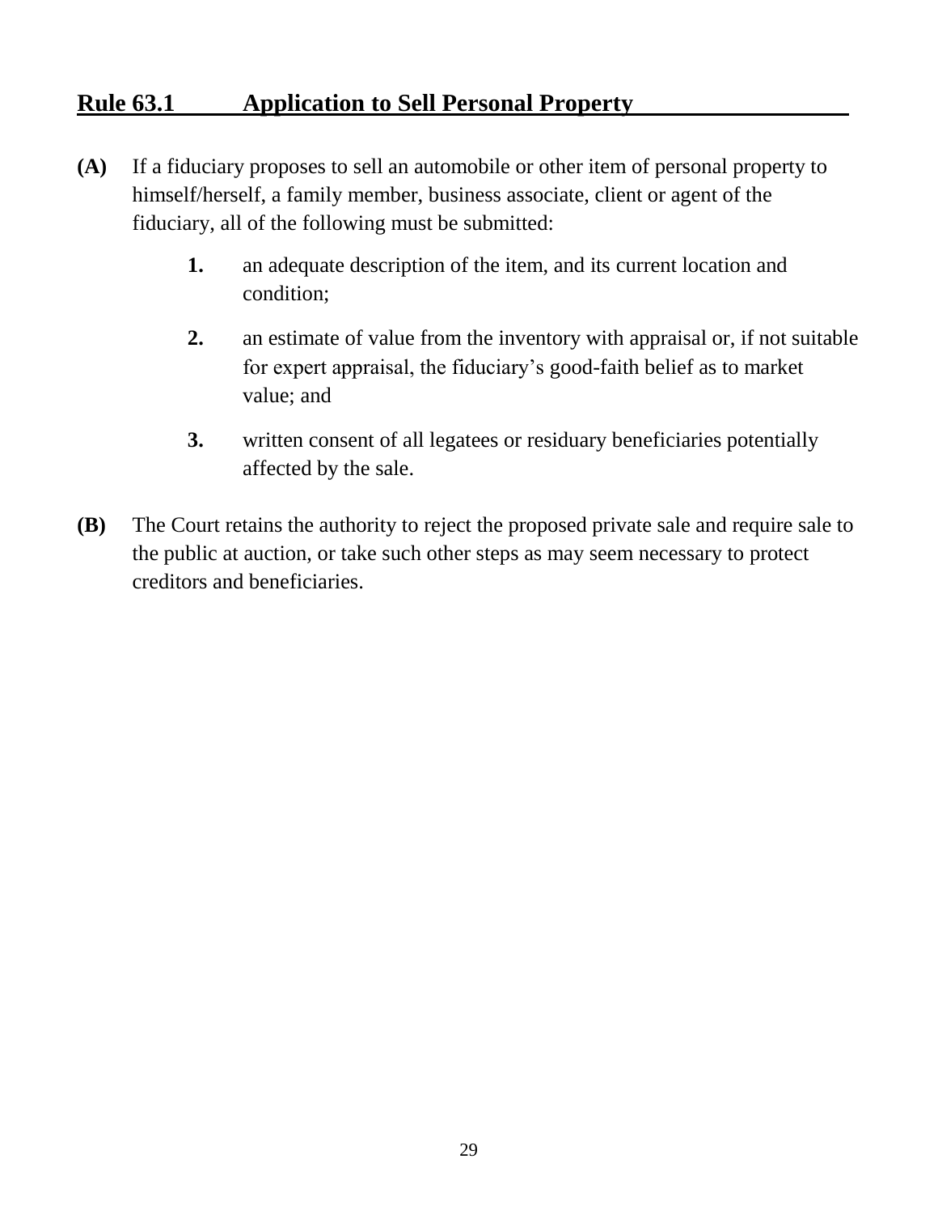## Rule 63.1 Application to Sell Personal Property

**(A)** If a fiduciary proposes to sell an automobile or other item of personal property to himself/herself, a family member, business associate, client or agent of the fiduciary, all of the following must be submitted:

> **1.** an adequate description of the item, and its current location and condition;
>
> **2.** an estimate of value from the inventory with appraisal or, if not suitable for expert appraisal, the fiduciary's good-faith belief as to market value; and
>
> **3.** written consent of all legatees or residuary beneficiaries potentially affected by the sale.

**(B)** The Court retains the authority to reject the proposed private sale and require sale to the public at auction, or take such other steps as may seem necessary to protect creditors and beneficiaries.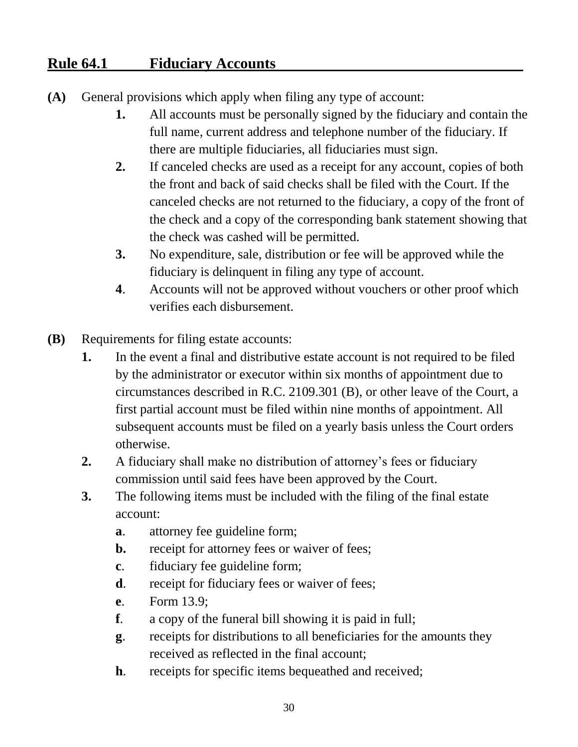## Rule 64.1 Fiduciary Accounts

**(A)** General provisions which apply when filing any type of account:

**1.** All accounts must be personally signed by the fiduciary and contain the full name, current address and telephone number of the fiduciary. If there are multiple fiduciaries, all fiduciaries must sign.

**2.** If canceled checks are used as a receipt for any account, copies of both the front and back of said checks shall be filed with the Court. If the canceled checks are not returned to the fiduciary, a copy of the front of the check and a copy of the corresponding bank statement showing that the check was cashed will be permitted.

**3.** No expenditure, sale, distribution or fee will be approved while the fiduciary is delinquent in filing any type of account.

**4**. Accounts will not be approved without vouchers or other proof which verifies each disbursement.

**(B)** Requirements for filing estate accounts:

**1.** In the event a final and distributive estate account is not required to be filed by the administrator or executor within six months of appointment due to circumstances described in R.C. 2109.301 (B), or other leave of the Court, a first partial account must be filed within nine months of appointment. All subsequent accounts must be filed on a yearly basis unless the Court orders otherwise.

**2.** A fiduciary shall make no distribution of attorney's fees or fiduciary commission until said fees have been approved by the Court.

**3.** The following items must be included with the filing of the final estate account:

**a**. attorney fee guideline form;

**b.** receipt for attorney fees or waiver of fees;

**c**. fiduciary fee guideline form;

**d**. receipt for fiduciary fees or waiver of fees;

**e**. Form 13.9;

**f**. a copy of the funeral bill showing it is paid in full;

**g**. receipts for distributions to all beneficiaries for the amounts they received as reflected in the final account;

**h**. receipts for specific items bequeathed and received;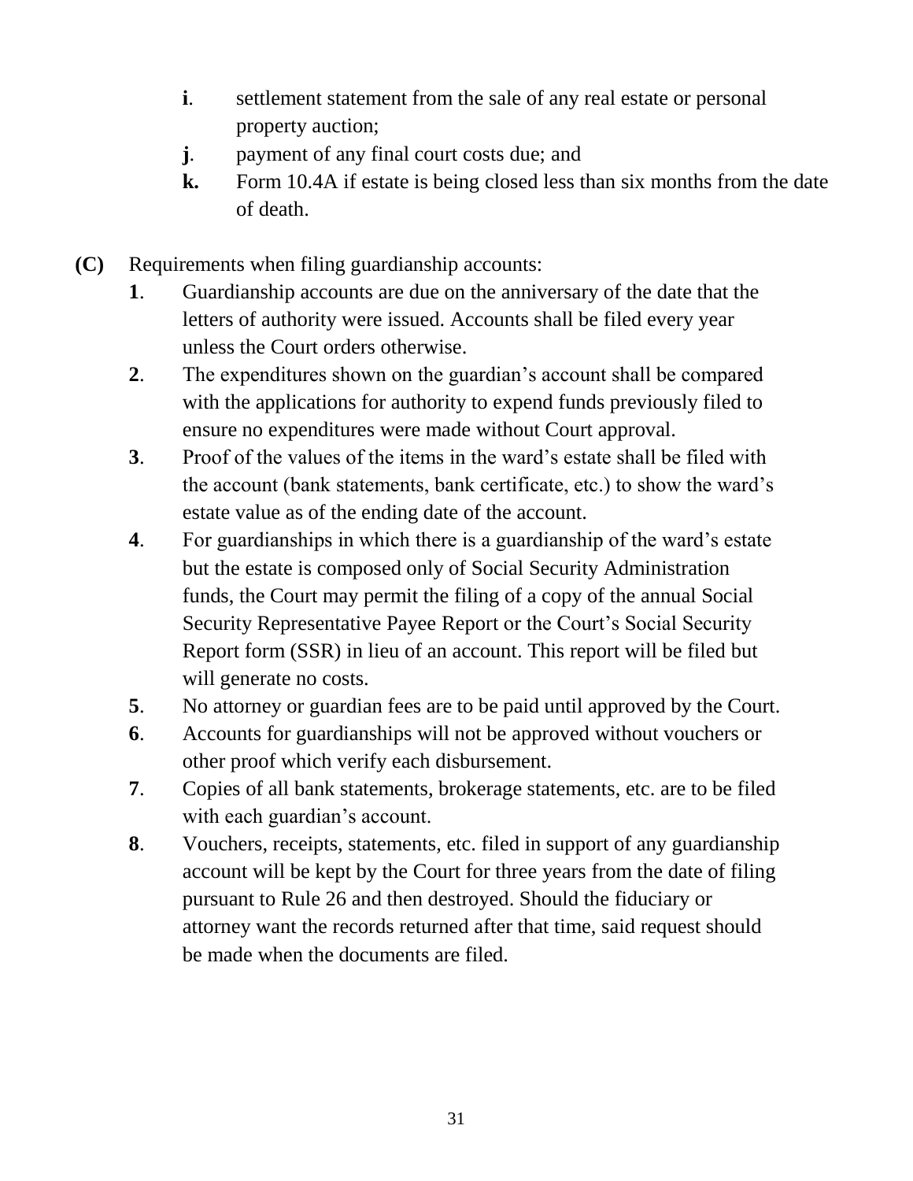- **i**. settlement statement from the sale of any real estate or personal property auction;
- **j**. payment of any final court costs due; and
- **k.** Form 10.4A if estate is being closed less than six months from the date of death.

**(C)** Requirements when filing guardianship accounts:

- **1**. Guardianship accounts are due on the anniversary of the date that the letters of authority were issued. Accounts shall be filed every year unless the Court orders otherwise.
- **2**. The expenditures shown on the guardian's account shall be compared with the applications for authority to expend funds previously filed to ensure no expenditures were made without Court approval.
- **3**. Proof of the values of the items in the ward's estate shall be filed with the account (bank statements, bank certificate, etc.) to show the ward's estate value as of the ending date of the account.
- **4**. For guardianships in which there is a guardianship of the ward's estate but the estate is composed only of Social Security Administration funds, the Court may permit the filing of a copy of the annual Social Security Representative Payee Report or the Court's Social Security Report form (SSR) in lieu of an account. This report will be filed but will generate no costs.
- **5**. No attorney or guardian fees are to be paid until approved by the Court.
- **6**. Accounts for guardianships will not be approved without vouchers or other proof which verify each disbursement.
- **7**. Copies of all bank statements, brokerage statements, etc. are to be filed with each guardian's account.
- **8**. Vouchers, receipts, statements, etc. filed in support of any guardianship account will be kept by the Court for three years from the date of filing pursuant to Rule 26 and then destroyed. Should the fiduciary or attorney want the records returned after that time, said request should be made when the documents are filed.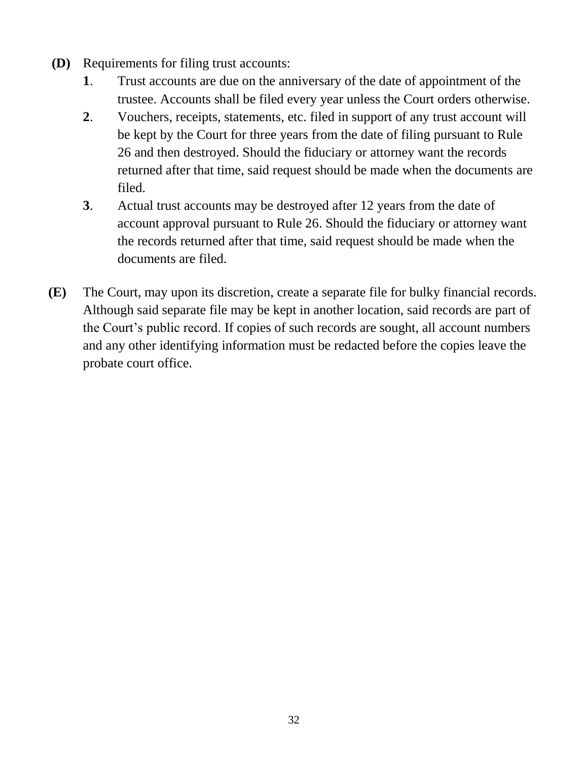**(D)** Requirements for filing trust accounts:

   **1**. Trust accounts are due on the anniversary of the date of appointment of the trustee. Accounts shall be filed every year unless the Court orders otherwise.

   **2**. Vouchers, receipts, statements, etc. filed in support of any trust account will be kept by the Court for three years from the date of filing pursuant to Rule 26 and then destroyed. Should the fiduciary or attorney want the records returned after that time, said request should be made when the documents are filed.

   **3**. Actual trust accounts may be destroyed after 12 years from the date of account approval pursuant to Rule 26. Should the fiduciary or attorney want the records returned after that time, said request should be made when the documents are filed.

**(E)** The Court, may upon its discretion, create a separate file for bulky financial records. Although said separate file may be kept in another location, said records are part of the Court's public record. If copies of such records are sought, all account numbers and any other identifying information must be redacted before the copies leave the probate court office.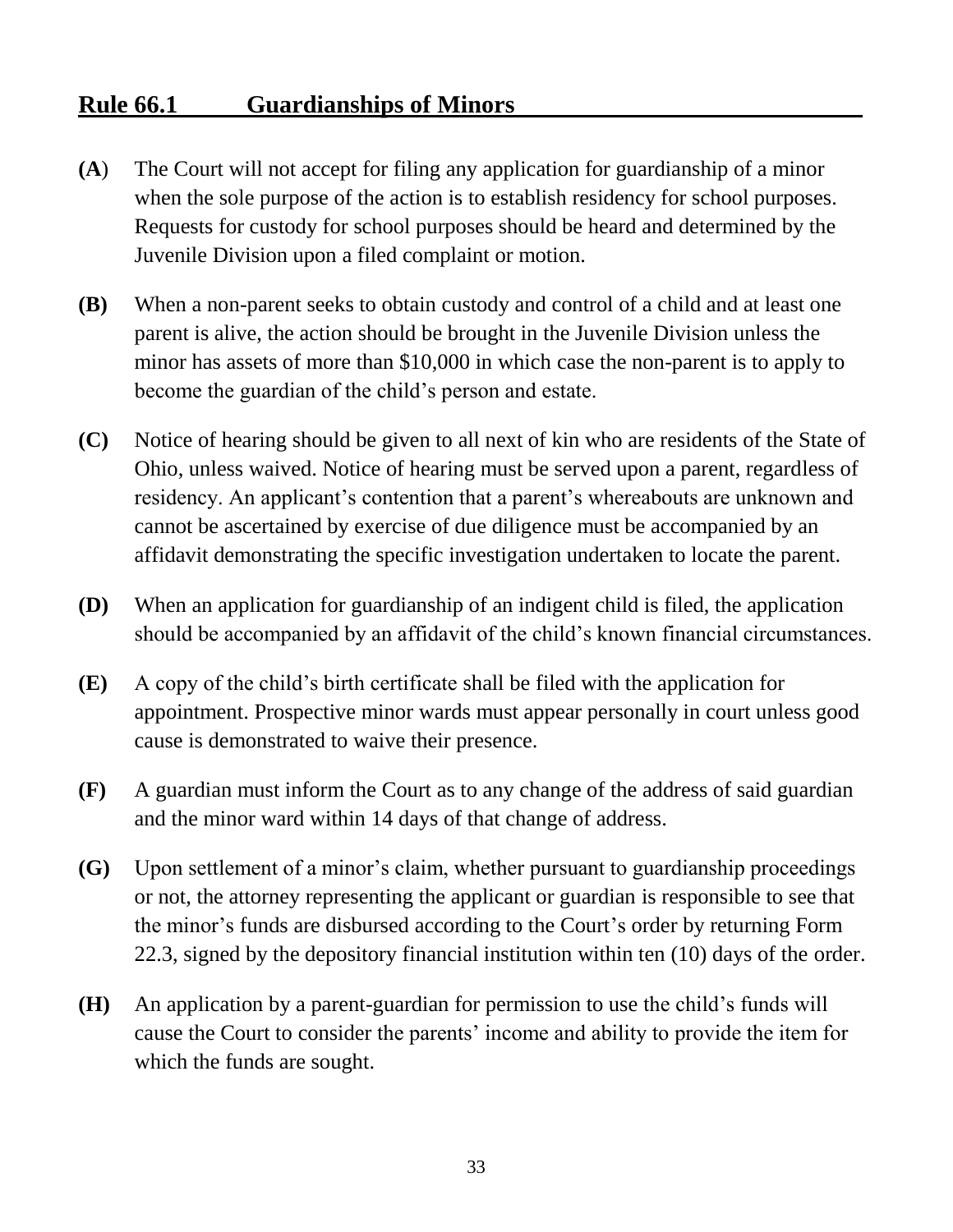## Rule 66.1 Guardianships of Minors

**(A)** The Court will not accept for filing any application for guardianship of a minor when the sole purpose of the action is to establish residency for school purposes. Requests for custody for school purposes should be heard and determined by the Juvenile Division upon a filed complaint or motion.

**(B)** When a non-parent seeks to obtain custody and control of a child and at least one parent is alive, the action should be brought in the Juvenile Division unless the minor has assets of more than $10,000 in which case the non-parent is to apply to become the guardian of the child's person and estate.

**(C)** Notice of hearing should be given to all next of kin who are residents of the State of Ohio, unless waived. Notice of hearing must be served upon a parent, regardless of residency. An applicant's contention that a parent's whereabouts are unknown and cannot be ascertained by exercise of due diligence must be accompanied by an affidavit demonstrating the specific investigation undertaken to locate the parent.

**(D)** When an application for guardianship of an indigent child is filed, the application should be accompanied by an affidavit of the child's known financial circumstances.

**(E)** A copy of the child's birth certificate shall be filed with the application for appointment. Prospective minor wards must appear personally in court unless good cause is demonstrated to waive their presence.

**(F)** A guardian must inform the Court as to any change of the address of said guardian and the minor ward within 14 days of that change of address.

**(G)** Upon settlement of a minor's claim, whether pursuant to guardianship proceedings or not, the attorney representing the applicant or guardian is responsible to see that the minor's funds are disbursed according to the Court's order by returning Form 22.3, signed by the depository financial institution within ten (10) days of the order.

**(H)** An application by a parent-guardian for permission to use the child's funds will cause the Court to consider the parents' income and ability to provide the item for which the funds are sought.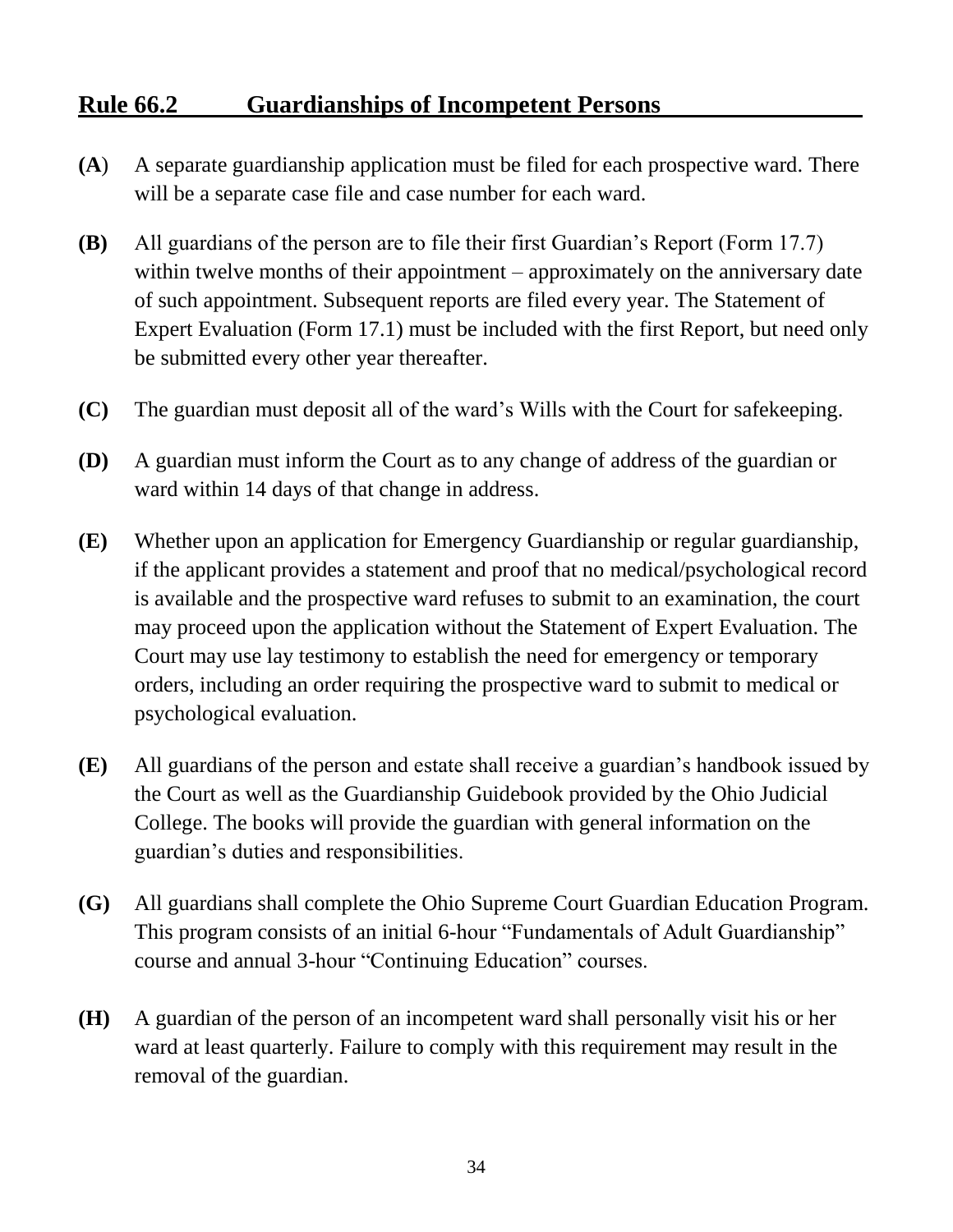## Rule 66.2 Guardianships of Incompetent Persons

**(A**) A separate guardianship application must be filed for each prospective ward. There will be a separate case file and case number for each ward.

**(B)** All guardians of the person are to file their first Guardian's Report (Form 17.7) within twelve months of their appointment – approximately on the anniversary date of such appointment. Subsequent reports are filed every year. The Statement of Expert Evaluation (Form 17.1) must be included with the first Report, but need only be submitted every other year thereafter.

**(C)** The guardian must deposit all of the ward's Wills with the Court for safekeeping.

**(D)** A guardian must inform the Court as to any change of address of the guardian or ward within 14 days of that change in address.

**(E)** Whether upon an application for Emergency Guardianship or regular guardianship, if the applicant provides a statement and proof that no medical/psychological record is available and the prospective ward refuses to submit to an examination, the court may proceed upon the application without the Statement of Expert Evaluation. The Court may use lay testimony to establish the need for emergency or temporary orders, including an order requiring the prospective ward to submit to medical or psychological evaluation.

**(E)** All guardians of the person and estate shall receive a guardian's handbook issued by the Court as well as the Guardianship Guidebook provided by the Ohio Judicial College. The books will provide the guardian with general information on the guardian's duties and responsibilities.

**(G)** All guardians shall complete the Ohio Supreme Court Guardian Education Program. This program consists of an initial 6-hour "Fundamentals of Adult Guardianship" course and annual 3-hour "Continuing Education" courses.

**(H)** A guardian of the person of an incompetent ward shall personally visit his or her ward at least quarterly. Failure to comply with this requirement may result in the removal of the guardian.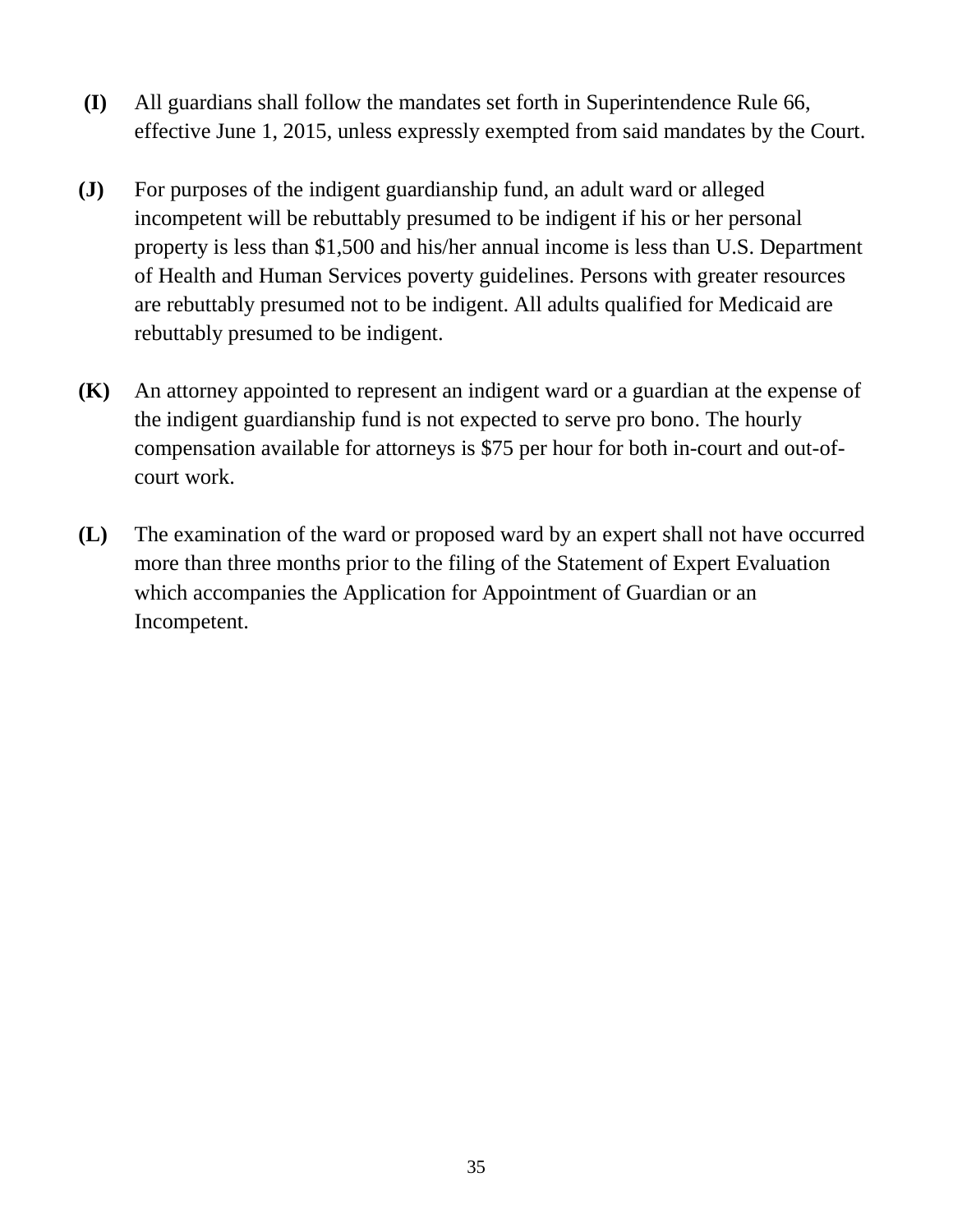**(I)** All guardians shall follow the mandates set forth in Superintendence Rule 66, effective June 1, 2015, unless expressly exempted from said mandates by the Court.

**(J)** For purposes of the indigent guardianship fund, an adult ward or alleged incompetent will be rebuttably presumed to be indigent if his or her personal property is less than $1,500 and his/her annual income is less than U.S. Department of Health and Human Services poverty guidelines. Persons with greater resources are rebuttably presumed not to be indigent. All adults qualified for Medicaid are rebuttably presumed to be indigent.

**(K)** An attorney appointed to represent an indigent ward or a guardian at the expense of the indigent guardianship fund is not expected to serve pro bono. The hourly compensation available for attorneys is $75 per hour for both in-court and out-of-court work.

**(L)** The examination of the ward or proposed ward by an expert shall not have occurred more than three months prior to the filing of the Statement of Expert Evaluation which accompanies the Application for Appointment of Guardian or an Incompetent.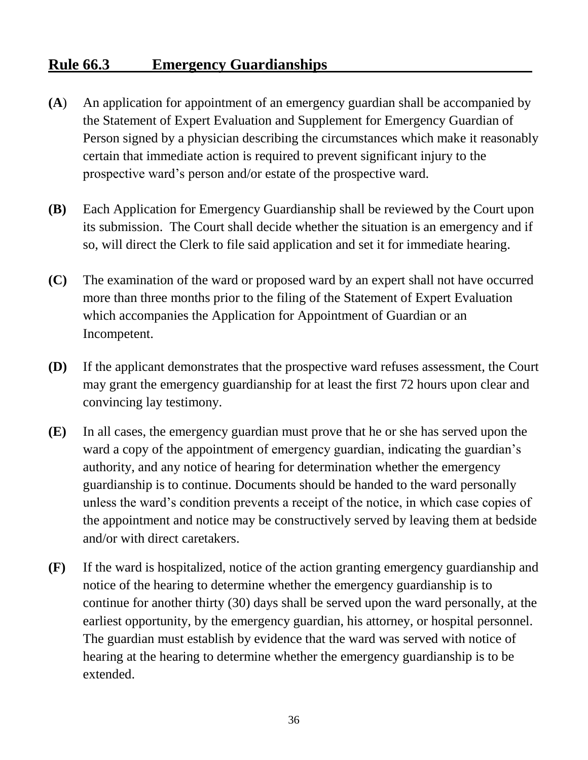## Rule 66.3 Emergency Guardianships

**(A**) An application for appointment of an emergency guardian shall be accompanied by the Statement of Expert Evaluation and Supplement for Emergency Guardian of Person signed by a physician describing the circumstances which make it reasonably certain that immediate action is required to prevent significant injury to the prospective ward's person and/or estate of the prospective ward.

**(B)** Each Application for Emergency Guardianship shall be reviewed by the Court upon its submission. The Court shall decide whether the situation is an emergency and if so, will direct the Clerk to file said application and set it for immediate hearing.

**(C)** The examination of the ward or proposed ward by an expert shall not have occurred more than three months prior to the filing of the Statement of Expert Evaluation which accompanies the Application for Appointment of Guardian or an Incompetent.

**(D)** If the applicant demonstrates that the prospective ward refuses assessment, the Court may grant the emergency guardianship for at least the first 72 hours upon clear and convincing lay testimony.

**(E)** In all cases, the emergency guardian must prove that he or she has served upon the ward a copy of the appointment of emergency guardian, indicating the guardian's authority, and any notice of hearing for determination whether the emergency guardianship is to continue. Documents should be handed to the ward personally unless the ward's condition prevents a receipt of the notice, in which case copies of the appointment and notice may be constructively served by leaving them at bedside and/or with direct caretakers.

**(F)** If the ward is hospitalized, notice of the action granting emergency guardianship and notice of the hearing to determine whether the emergency guardianship is to continue for another thirty (30) days shall be served upon the ward personally, at the earliest opportunity, by the emergency guardian, his attorney, or hospital personnel. The guardian must establish by evidence that the ward was served with notice of hearing at the hearing to determine whether the emergency guardianship is to be extended.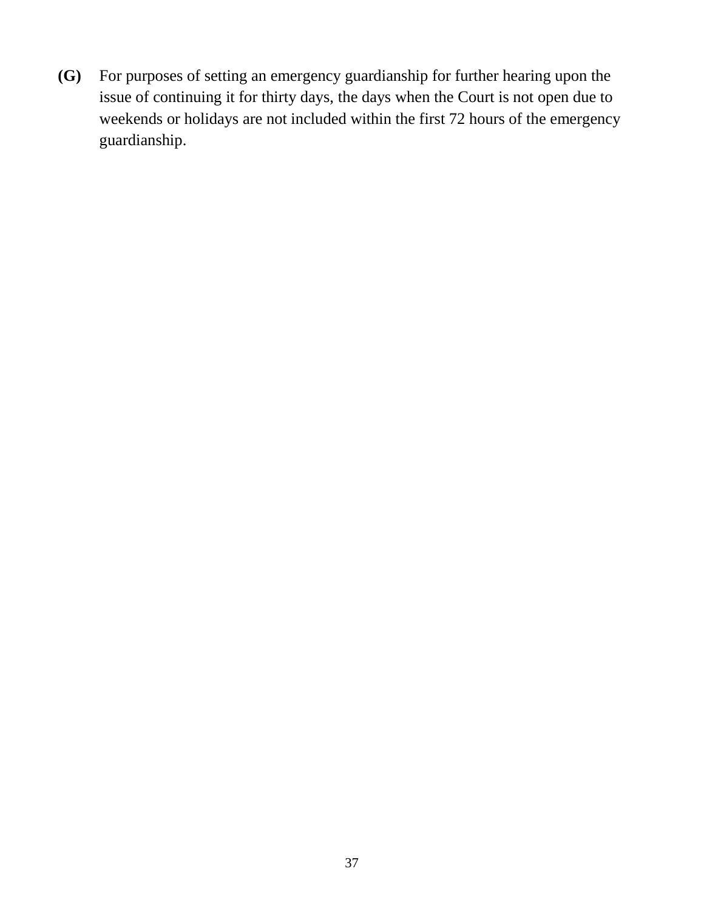**(G)** For purposes of setting an emergency guardianship for further hearing upon the issue of continuing it for thirty days, the days when the Court is not open due to weekends or holidays are not included within the first 72 hours of the emergency guardianship.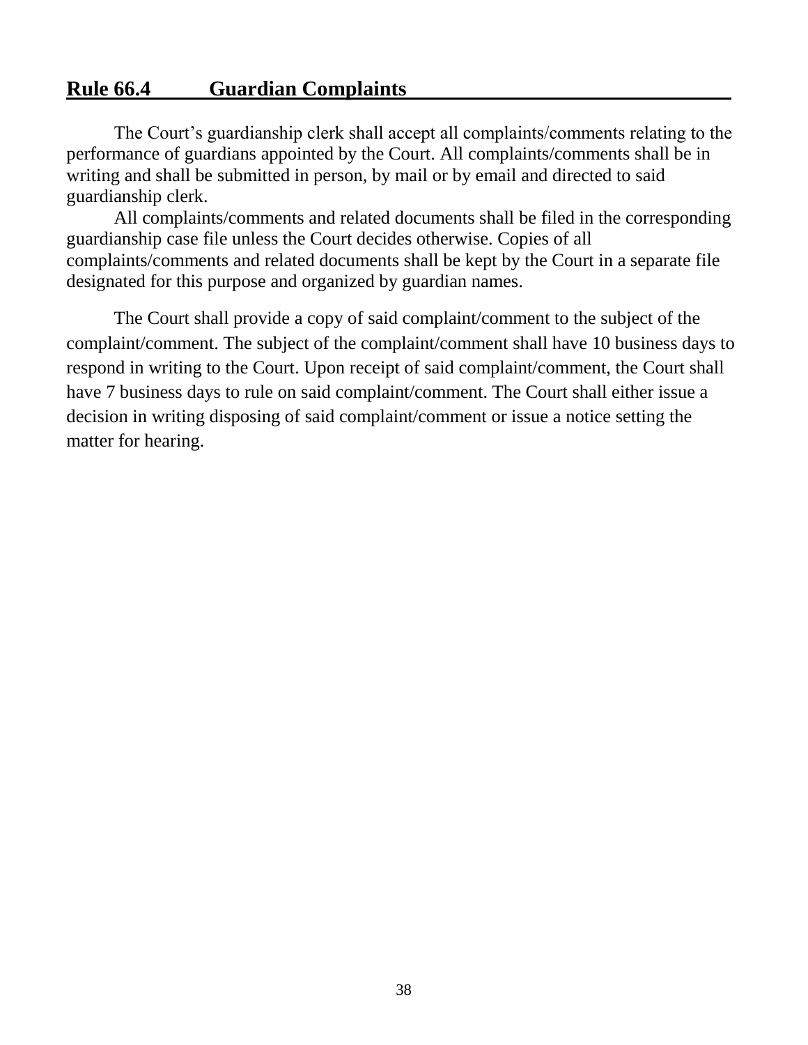## Rule 66.4 Guardian Complaints

The Court's guardianship clerk shall accept all complaints/comments relating to the performance of guardians appointed by the Court. All complaints/comments shall be in writing and shall be submitted in person, by mail or by email and directed to said guardianship clerk.

All complaints/comments and related documents shall be filed in the corresponding guardianship case file unless the Court decides otherwise. Copies of all complaints/comments and related documents shall be kept by the Court in a separate file designated for this purpose and organized by guardian names.

The Court shall provide a copy of said complaint/comment to the subject of the complaint/comment. The subject of the complaint/comment shall have 10 business days to respond in writing to the Court. Upon receipt of said complaint/comment, the Court shall have 7 business days to rule on said complaint/comment. The Court shall either issue a decision in writing disposing of said complaint/comment or issue a notice setting the matter for hearing.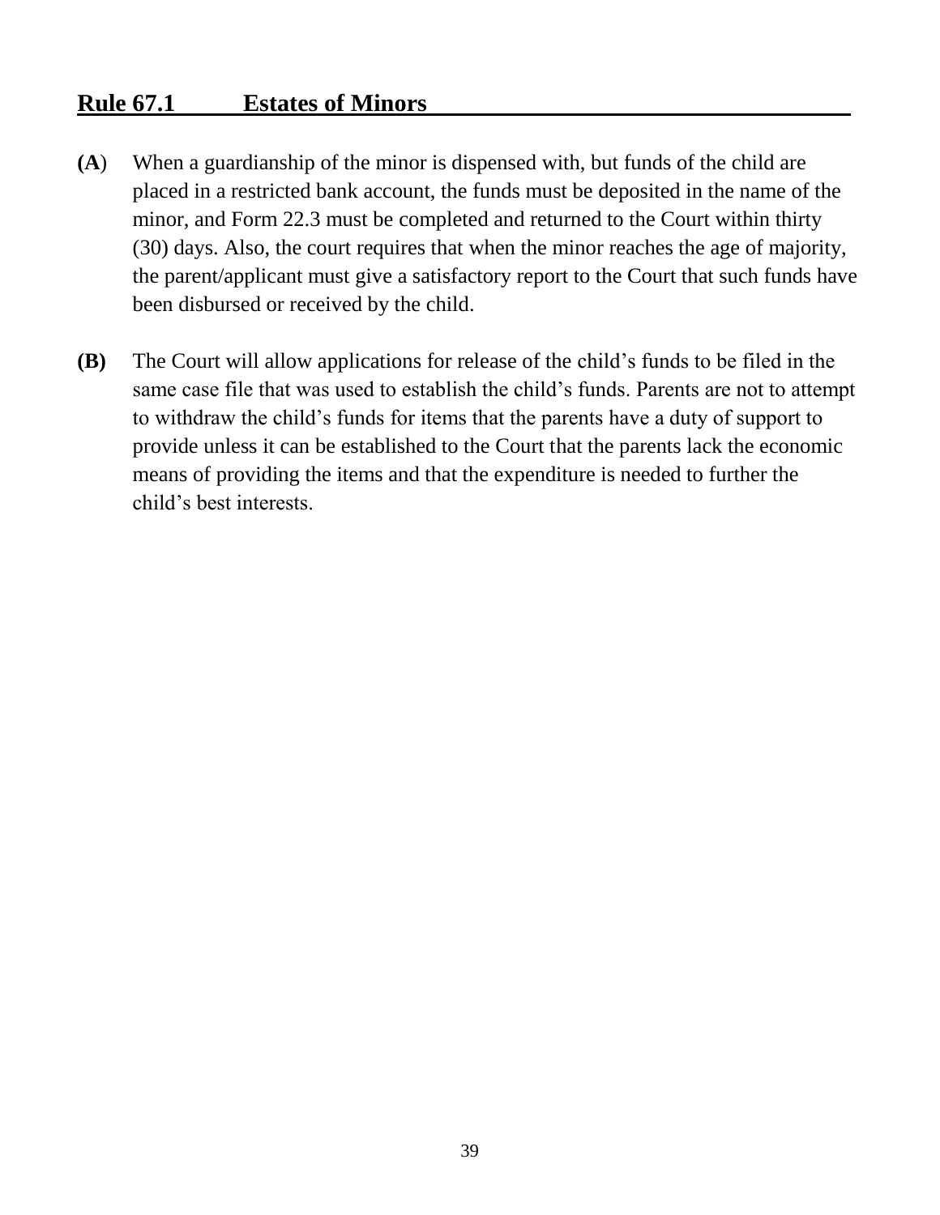## Rule 67.1 Estates of Minors

**(A**) When a guardianship of the minor is dispensed with, but funds of the child are placed in a restricted bank account, the funds must be deposited in the name of the minor, and Form 22.3 must be completed and returned to the Court within thirty (30) days. Also, the court requires that when the minor reaches the age of majority, the parent/applicant must give a satisfactory report to the Court that such funds have been disbursed or received by the child.

**(B)** The Court will allow applications for release of the child's funds to be filed in the same case file that was used to establish the child's funds. Parents are not to attempt to withdraw the child's funds for items that the parents have a duty of support to provide unless it can be established to the Court that the parents lack the economic means of providing the items and that the expenditure is needed to further the child's best interests.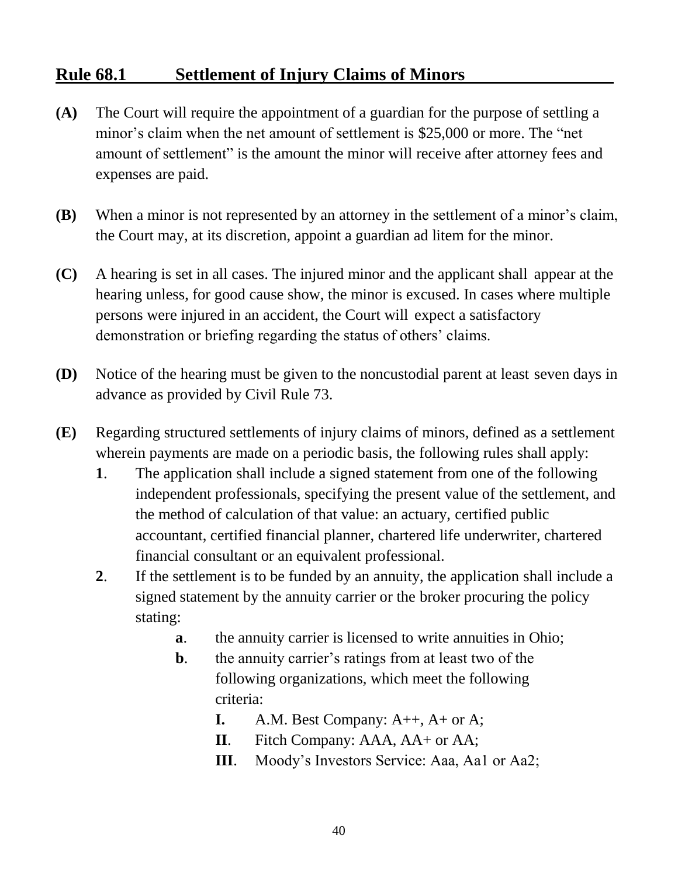## Rule 68.1 Settlement of Injury Claims of Minors

**(A)** The Court will require the appointment of a guardian for the purpose of settling a minor's claim when the net amount of settlement is $25,000 or more. The "net amount of settlement" is the amount the minor will receive after attorney fees and expenses are paid.

**(B)** When a minor is not represented by an attorney in the settlement of a minor's claim, the Court may, at its discretion, appoint a guardian ad litem for the minor.

**(C)** A hearing is set in all cases. The injured minor and the applicant shall appear at the hearing unless, for good cause show, the minor is excused. In cases where multiple persons were injured in an accident, the Court will expect a satisfactory demonstration or briefing regarding the status of others' claims.

**(D)** Notice of the hearing must be given to the noncustodial parent at least seven days in advance as provided by Civil Rule 73.

**(E)** Regarding structured settlements of injury claims of minors, defined as a settlement wherein payments are made on a periodic basis, the following rules shall apply:

- **1**. The application shall include a signed statement from one of the following independent professionals, specifying the present value of the settlement, and the method of calculation of that value: an actuary, certified public accountant, certified financial planner, chartered life underwriter, chartered financial consultant or an equivalent professional.
- **2**. If the settlement is to be funded by an annuity, the application shall include a signed statement by the annuity carrier or the broker procuring the policy stating:
  - **a**. the annuity carrier is licensed to write annuities in Ohio;
  - **b**. the annuity carrier's ratings from at least two of the following organizations, which meet the following criteria:
    - **I.** A.M. Best Company: A++, A+ or A;
    - **II**. Fitch Company: AAA, AA+ or AA;
    - **III**. Moody's Investors Service: Aaa, Aa1 or Aa2;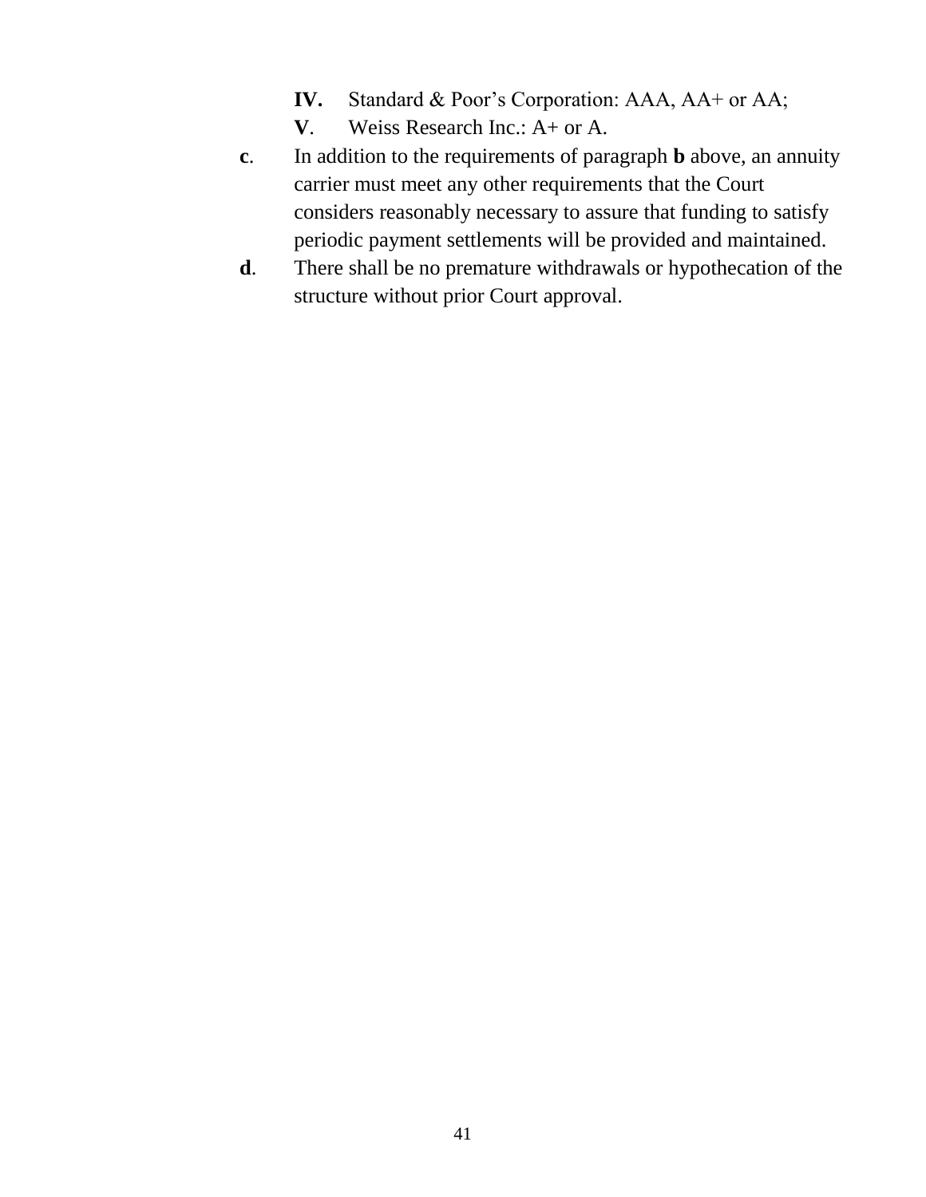**IV.** Standard & Poor's Corporation: AAA, AA+ or AA;

**V**. Weiss Research Inc.: A+ or A.

**c**. In addition to the requirements of paragraph **b** above, an annuity carrier must meet any other requirements that the Court considers reasonably necessary to assure that funding to satisfy periodic payment settlements will be provided and maintained.

**d**. There shall be no premature withdrawals or hypothecation of the structure without prior Court approval.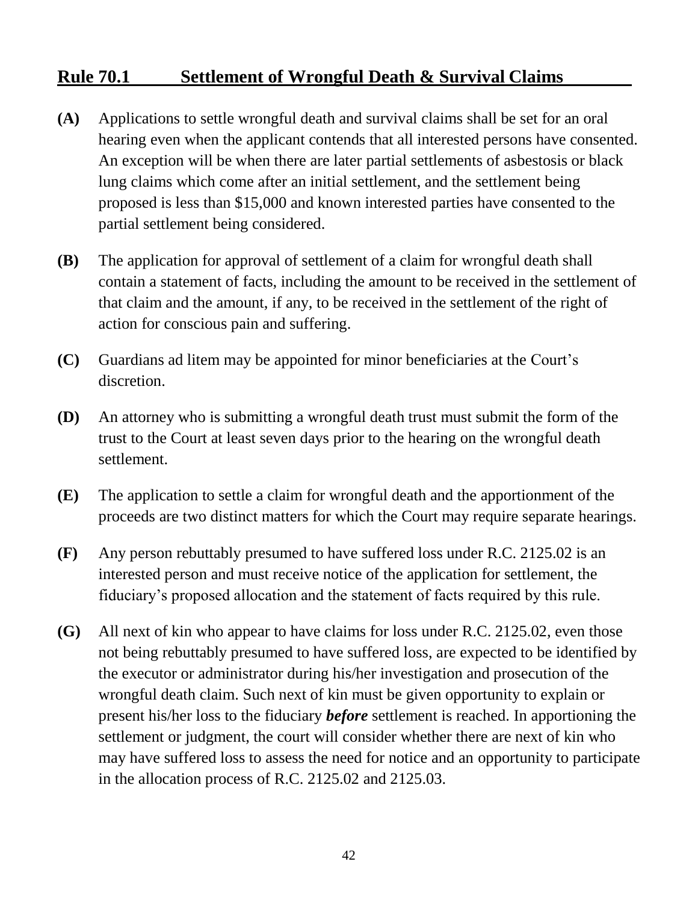## Rule 70.1 Settlement of Wrongful Death & Survival Claims

**(A)** Applications to settle wrongful death and survival claims shall be set for an oral hearing even when the applicant contends that all interested persons have consented. An exception will be when there are later partial settlements of asbestosis or black lung claims which come after an initial settlement, and the settlement being proposed is less than $15,000 and known interested parties have consented to the partial settlement being considered.

**(B)** The application for approval of settlement of a claim for wrongful death shall contain a statement of facts, including the amount to be received in the settlement of that claim and the amount, if any, to be received in the settlement of the right of action for conscious pain and suffering.

**(C)** Guardians ad litem may be appointed for minor beneficiaries at the Court's discretion.

**(D)** An attorney who is submitting a wrongful death trust must submit the form of the trust to the Court at least seven days prior to the hearing on the wrongful death settlement.

**(E)** The application to settle a claim for wrongful death and the apportionment of the proceeds are two distinct matters for which the Court may require separate hearings.

**(F)** Any person rebuttably presumed to have suffered loss under R.C. 2125.02 is an interested person and must receive notice of the application for settlement, the fiduciary's proposed allocation and the statement of facts required by this rule.

**(G)** All next of kin who appear to have claims for loss under R.C. 2125.02, even those not being rebuttably presumed to have suffered loss, are expected to be identified by the executor or administrator during his/her investigation and prosecution of the wrongful death claim. Such next of kin must be given opportunity to explain or present his/her loss to the fiduciary ***before*** settlement is reached. In apportioning the settlement or judgment, the court will consider whether there are next of kin who may have suffered loss to assess the need for notice and an opportunity to participate in the allocation process of R.C. 2125.02 and 2125.03.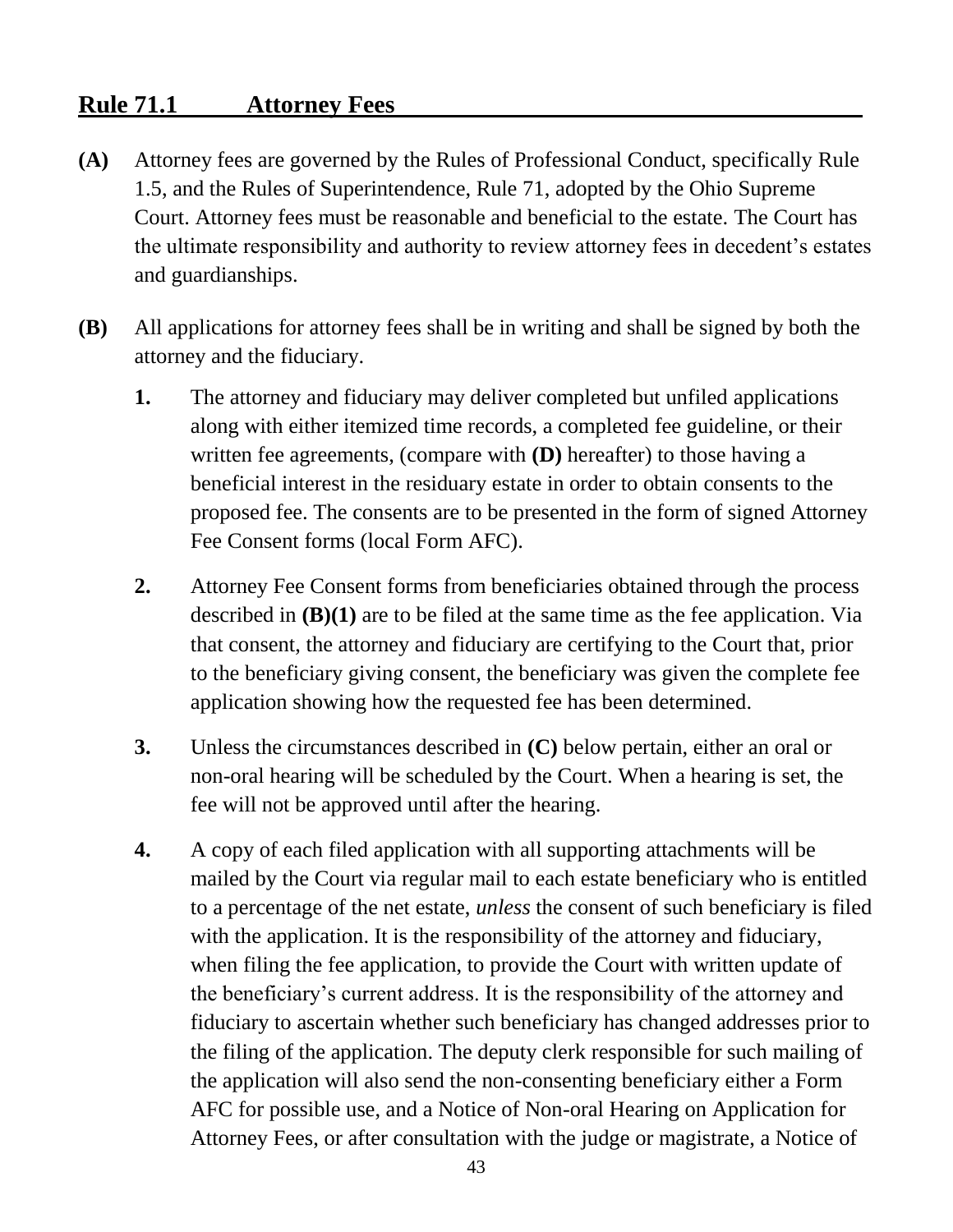## Rule 71.1 Attorney Fees

**(A)** Attorney fees are governed by the Rules of Professional Conduct, specifically Rule 1.5, and the Rules of Superintendence, Rule 71, adopted by the Ohio Supreme Court. Attorney fees must be reasonable and beneficial to the estate. The Court has the ultimate responsibility and authority to review attorney fees in decedent's estates and guardianships.

**(B)** All applications for attorney fees shall be in writing and shall be signed by both the attorney and the fiduciary.

**1.** The attorney and fiduciary may deliver completed but unfiled applications along with either itemized time records, a completed fee guideline, or their written fee agreements, (compare with **(D)** hereafter) to those having a beneficial interest in the residuary estate in order to obtain consents to the proposed fee. The consents are to be presented in the form of signed Attorney Fee Consent forms (local Form AFC).

**2.** Attorney Fee Consent forms from beneficiaries obtained through the process described in **(B)(1)** are to be filed at the same time as the fee application. Via that consent, the attorney and fiduciary are certifying to the Court that, prior to the beneficiary giving consent, the beneficiary was given the complete fee application showing how the requested fee has been determined.

**3.** Unless the circumstances described in **(C)** below pertain, either an oral or non-oral hearing will be scheduled by the Court. When a hearing is set, the fee will not be approved until after the hearing.

**4.** A copy of each filed application with all supporting attachments will be mailed by the Court via regular mail to each estate beneficiary who is entitled to a percentage of the net estate, *unless* the consent of such beneficiary is filed with the application. It is the responsibility of the attorney and fiduciary, when filing the fee application, to provide the Court with written update of the beneficiary's current address. It is the responsibility of the attorney and fiduciary to ascertain whether such beneficiary has changed addresses prior to the filing of the application. The deputy clerk responsible for such mailing of the application will also send the non-consenting beneficiary either a Form AFC for possible use, and a Notice of Non-oral Hearing on Application for Attorney Fees, or after consultation with the judge or magistrate, a Notice of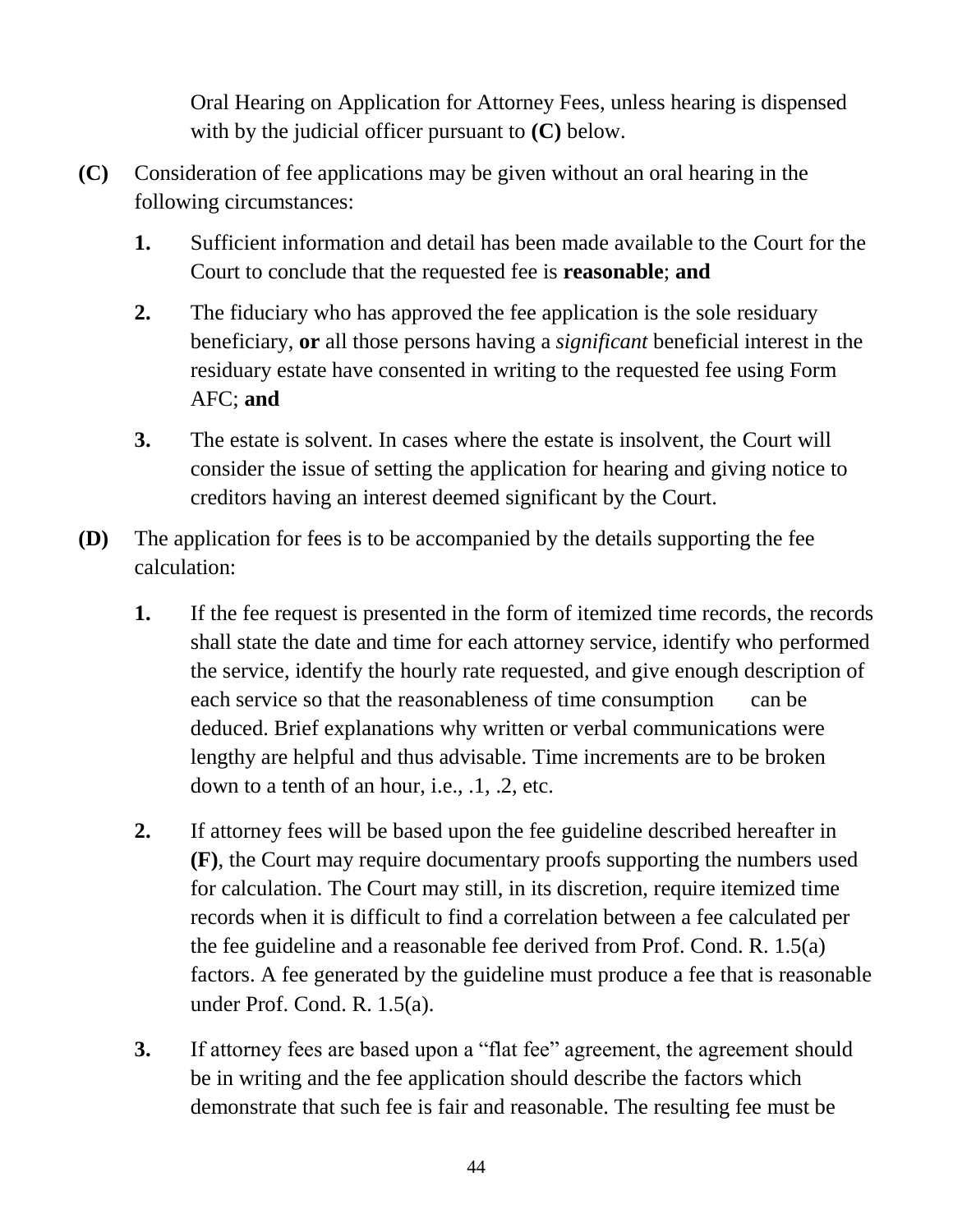Oral Hearing on Application for Attorney Fees, unless hearing is dispensed with by the judicial officer pursuant to **(C)** below.

**(C)** Consideration of fee applications may be given without an oral hearing in the following circumstances:

**1.** Sufficient information and detail has been made available to the Court for the Court to conclude that the requested fee is **reasonable**; **and**

**2.** The fiduciary who has approved the fee application is the sole residuary beneficiary, **or** all those persons having a *significant* beneficial interest in the residuary estate have consented in writing to the requested fee using Form AFC; **and**

**3.** The estate is solvent. In cases where the estate is insolvent, the Court will consider the issue of setting the application for hearing and giving notice to creditors having an interest deemed significant by the Court.

**(D)** The application for fees is to be accompanied by the details supporting the fee calculation:

**1.** If the fee request is presented in the form of itemized time records, the records shall state the date and time for each attorney service, identify who performed the service, identify the hourly rate requested, and give enough description of each service so that the reasonableness of time consumption can be deduced. Brief explanations why written or verbal communications were lengthy are helpful and thus advisable. Time increments are to be broken down to a tenth of an hour, i.e., .1, .2, etc.

**2.** If attorney fees will be based upon the fee guideline described hereafter in **(F)**, the Court may require documentary proofs supporting the numbers used for calculation. The Court may still, in its discretion, require itemized time records when it is difficult to find a correlation between a fee calculated per the fee guideline and a reasonable fee derived from Prof. Cond. R. 1.5(a) factors. A fee generated by the guideline must produce a fee that is reasonable under Prof. Cond. R. 1.5(a).

**3.** If attorney fees are based upon a "flat fee" agreement, the agreement should be in writing and the fee application should describe the factors which demonstrate that such fee is fair and reasonable. The resulting fee must be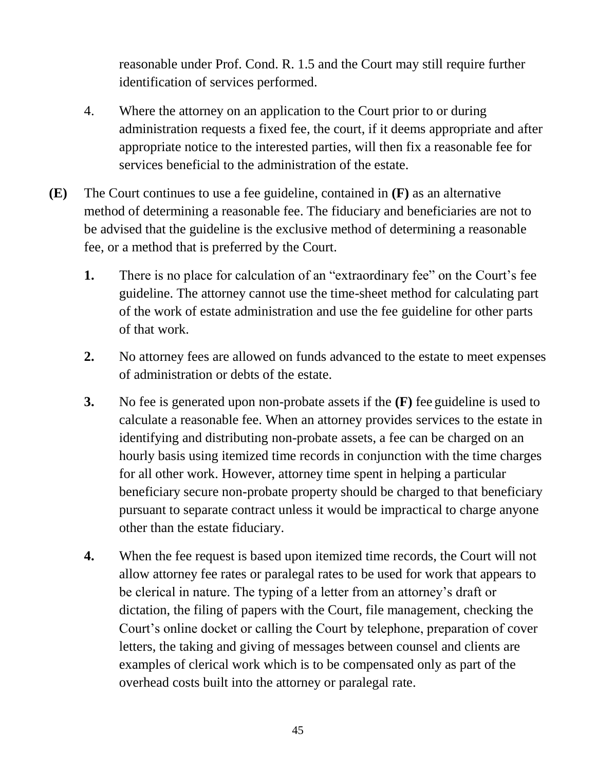reasonable under Prof. Cond. R. 1.5 and the Court may still require further identification of services performed.

4. Where the attorney on an application to the Court prior to or during administration requests a fixed fee, the court, if it deems appropriate and after appropriate notice to the interested parties, will then fix a reasonable fee for services beneficial to the administration of the estate.

**(E)** The Court continues to use a fee guideline, contained in **(F)** as an alternative method of determining a reasonable fee. The fiduciary and beneficiaries are not to be advised that the guideline is the exclusive method of determining a reasonable fee, or a method that is preferred by the Court.

**1.** There is no place for calculation of an "extraordinary fee" on the Court's fee guideline. The attorney cannot use the time-sheet method for calculating part of the work of estate administration and use the fee guideline for other parts of that work.

**2.** No attorney fees are allowed on funds advanced to the estate to meet expenses of administration or debts of the estate.

**3.** No fee is generated upon non-probate assets if the **(F)** fee guideline is used to calculate a reasonable fee. When an attorney provides services to the estate in identifying and distributing non-probate assets, a fee can be charged on an hourly basis using itemized time records in conjunction with the time charges for all other work. However, attorney time spent in helping a particular beneficiary secure non-probate property should be charged to that beneficiary pursuant to separate contract unless it would be impractical to charge anyone other than the estate fiduciary.

**4.** When the fee request is based upon itemized time records, the Court will not allow attorney fee rates or paralegal rates to be used for work that appears to be clerical in nature. The typing of a letter from an attorney's draft or dictation, the filing of papers with the Court, file management, checking the Court's online docket or calling the Court by telephone, preparation of cover letters, the taking and giving of messages between counsel and clients are examples of clerical work which is to be compensated only as part of the overhead costs built into the attorney or paralegal rate.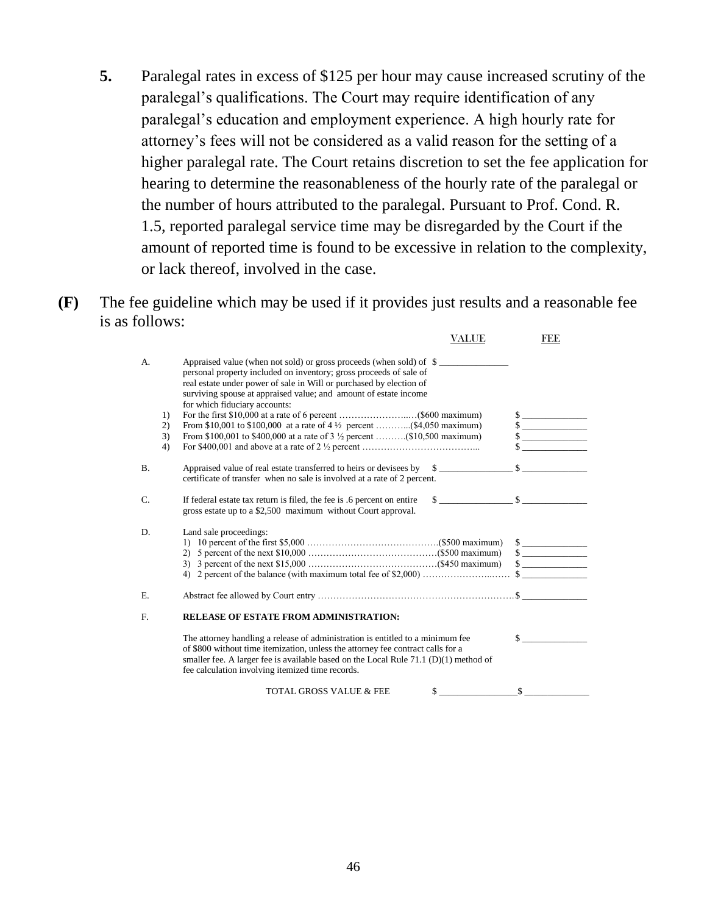**5.** Paralegal rates in excess of $125 per hour may cause increased scrutiny of the paralegal's qualifications. The Court may require identification of any paralegal's education and employment experience. A high hourly rate for attorney's fees will not be considered as a valid reason for the setting of a higher paralegal rate. The Court retains discretion to set the fee application for hearing to determine the reasonableness of the hourly rate of the paralegal or the number of hours attributed to the paralegal. Pursuant to Prof. Cond. R. 1.5, reported paralegal service time may be disregarded by the Court if the amount of reported time is found to be excessive in relation to the complexity, or lack thereof, involved in the case.

**(F)** The fee guideline which may be used if it provides just results and a reasonable fee is as follows:

| | | | VALUE | FEE |
|---|---|---|---|---|
| A. | | Appraised value (when not sold) or gross proceeds (when sold) of personal property included on inventory; gross proceeds of sale of real estate under power of sale in Will or purchased by election of surviving spouse at appraised value; and amount of estate income for which fiduciary accounts: | $ ______________ | |
| | 1) | For the first $10,000 at a rate of 6 percent ……………………($600 maximum) | | $ ______________ |
| | 2) | From $10,001 to $100,000 at a rate of 4 ½ percent ………..($4,050 maximum) | | $ ______________ |
| | 3) | From $100,001 to $400,000 at a rate of 3 ½ percent ……….($10,500 maximum) | | $ ______________ |
| | 4) | For $400,001 and above at a rate of 2 ½ percent ………………………………... | | $ ______________ |
| B. | | Appraised value of real estate transferred to heirs or devisees by certificate of transfer when no sale is involved at a rate of 2 percent. | $ ______________ | $ ______________ |
| C. | | If federal estate tax return is filed, the fee is .6 percent on entire gross estate up to a $2,500 maximum without Court approval. | $ ______________ | $ ______________ |
| D. | | Land sale proceedings: | | |
| | 1) | 10 percent of the first $5,000 …………………………………….($500 maximum) | | $ ______________ |
| | 2) | 5 percent of the next $10,000 ……………………………………($500 maximum) | | $ ______________ |
| | 3) | 3 percent of the next $15,000 ……………………………………($450 maximum) | | $ ______________ |
| | 4) | 2 percent of the balance (with maximum total fee of $2,000) ………………….…. | | $ ______________ |
| E. | | Abstract fee allowed by Court entry ……………………………………………………… | | $ ______________ |
| F. | | **RELEASE OF ESTATE FROM ADMINISTRATION:** | | |
| | | The attorney handling a release of administration is entitled to a minimum fee of $800 without time itemization, unless the attorney fee contract calls for a smaller fee. A larger fee is available based on the Local Rule 71.1 (D)(1) method of fee calculation involving itemized time records. | | $ ______________ |
| | | TOTAL GROSS VALUE & FEE | $ ______________ | $ ______________ |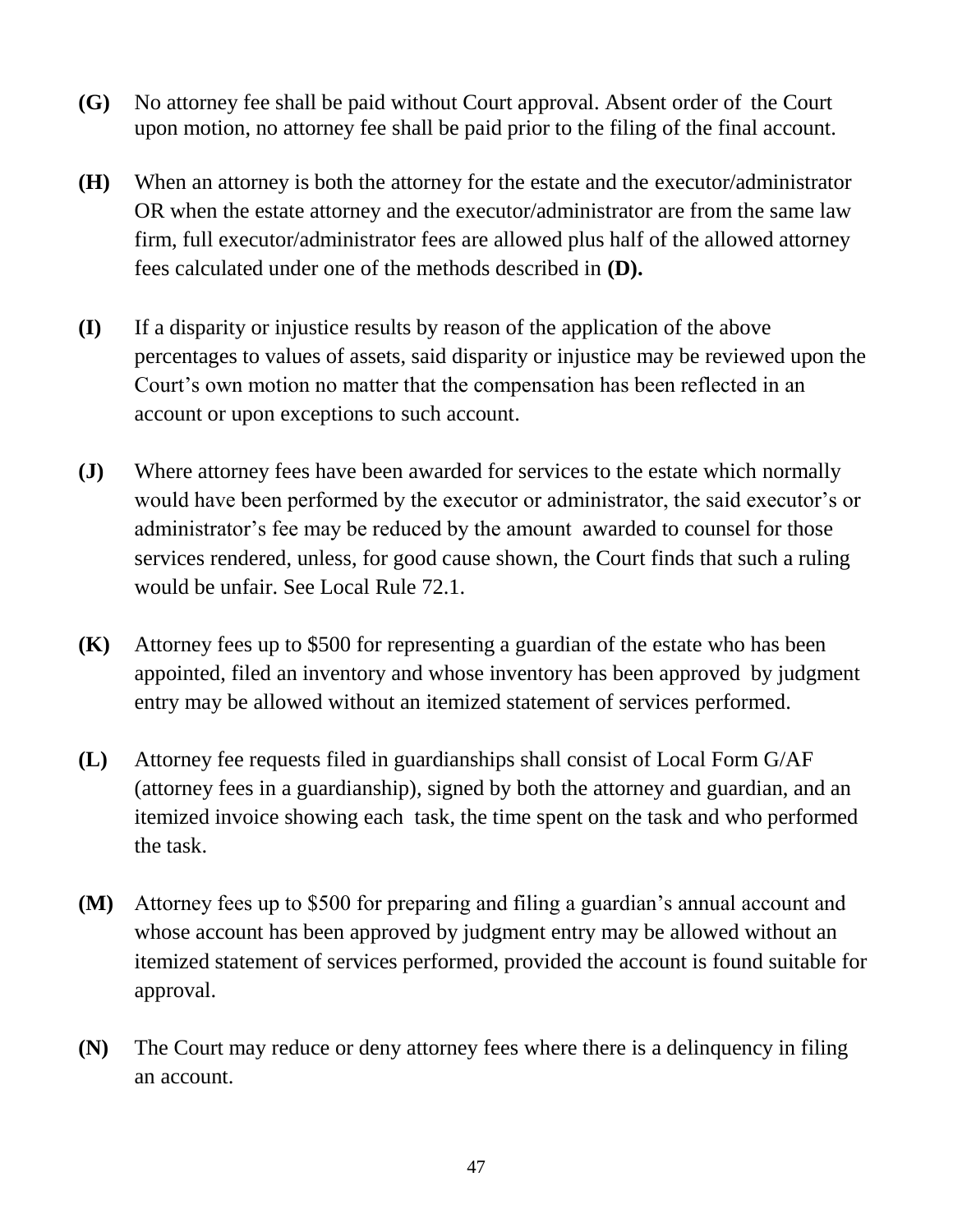**(G)** No attorney fee shall be paid without Court approval. Absent order of the Court upon motion, no attorney fee shall be paid prior to the filing of the final account.

**(H)** When an attorney is both the attorney for the estate and the executor/administrator OR when the estate attorney and the executor/administrator are from the same law firm, full executor/administrator fees are allowed plus half of the allowed attorney fees calculated under one of the methods described in **(D).**

**(I)** If a disparity or injustice results by reason of the application of the above percentages to values of assets, said disparity or injustice may be reviewed upon the Court's own motion no matter that the compensation has been reflected in an account or upon exceptions to such account.

**(J)** Where attorney fees have been awarded for services to the estate which normally would have been performed by the executor or administrator, the said executor's or administrator's fee may be reduced by the amount awarded to counsel for those services rendered, unless, for good cause shown, the Court finds that such a ruling would be unfair. See Local Rule 72.1.

**(K)** Attorney fees up to $500 for representing a guardian of the estate who has been appointed, filed an inventory and whose inventory has been approved by judgment entry may be allowed without an itemized statement of services performed.

**(L)** Attorney fee requests filed in guardianships shall consist of Local Form G/AF (attorney fees in a guardianship), signed by both the attorney and guardian, and an itemized invoice showing each task, the time spent on the task and who performed the task.

**(M)** Attorney fees up to $500 for preparing and filing a guardian's annual account and whose account has been approved by judgment entry may be allowed without an itemized statement of services performed, provided the account is found suitable for approval.

**(N)** The Court may reduce or deny attorney fees where there is a delinquency in filing an account.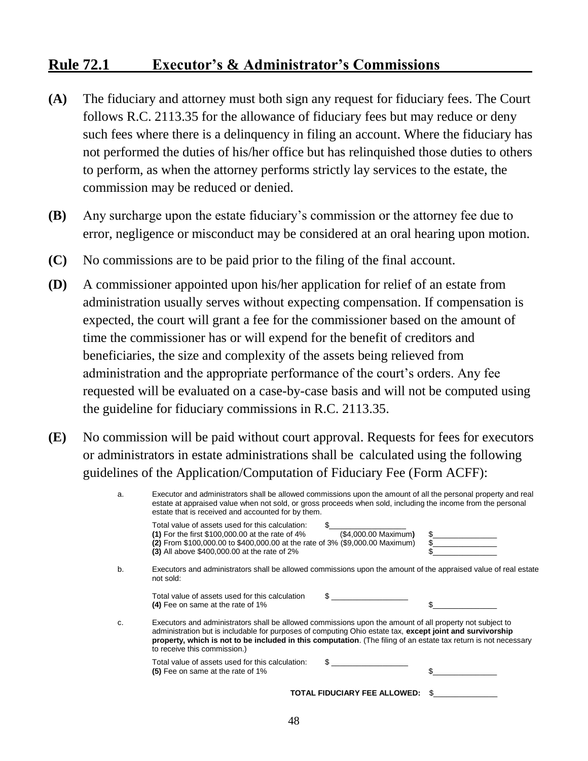## Rule 72.1 Executor's & Administrator's Commissions

**(A)** The fiduciary and attorney must both sign any request for fiduciary fees. The Court follows R.C. 2113.35 for the allowance of fiduciary fees but may reduce or deny such fees where there is a delinquency in filing an account. Where the fiduciary has not performed the duties of his/her office but has relinquished those duties to others to perform, as when the attorney performs strictly lay services to the estate, the commission may be reduced or denied.

**(B)** Any surcharge upon the estate fiduciary's commission or the attorney fee due to error, negligence or misconduct may be considered at an oral hearing upon motion.

**(C)** No commissions are to be paid prior to the filing of the final account.

**(D)** A commissioner appointed upon his/her application for relief of an estate from administration usually serves without expecting compensation. If compensation is expected, the court will grant a fee for the commissioner based on the amount of time the commissioner has or will expend for the benefit of creditors and beneficiaries, the size and complexity of the assets being relieved from administration and the appropriate performance of the court's orders. Any fee requested will be evaluated on a case-by-case basis and will not be computed using the guideline for fiduciary commissions in R.C. 2113.35.

**(E)** No commission will be paid without court approval. Requests for fees for executors or administrators in estate administrations shall be calculated using the following guidelines of the Application/Computation of Fiduciary Fee (Form ACFF):

a. Executor and administrators shall be allowed commissions upon the amount of all the personal property and real estate at appraised value when not sold, or gross proceeds when sold, including the income from the personal estate that is received and accounted for by them.

Total value of assets used for this calculation: $__________

**(1)** For the first $100,000.00 at the rate of 4% ($4,000.00 Maximum) $__________

**(2)** From $100,000.00 to $400,000.00 at the rate of 3% ($9,000.00 Maximum) $__________

**(3)** All above $400,000.00 at the rate of 2% $__________

b. Executors and administrators shall be allowed commissions upon the amount of the appraised value of real estate not sold:

Total value of assets used for this calculation $__________

**(4)** Fee on same at the rate of 1% $__________

c. Executors and administrators shall be allowed commissions upon the amount of all property not subject to administration but is includable for purposes of computing Ohio estate tax, **except joint and survivorship property, which is not to be included in this computation**. (The filing of an estate tax return is not necessary to receive this commission.)

Total value of assets used for this calculation: $__________

**(5)** Fee on same at the rate of 1% $__________

**TOTAL FIDUCIARY FEE ALLOWED:** $__________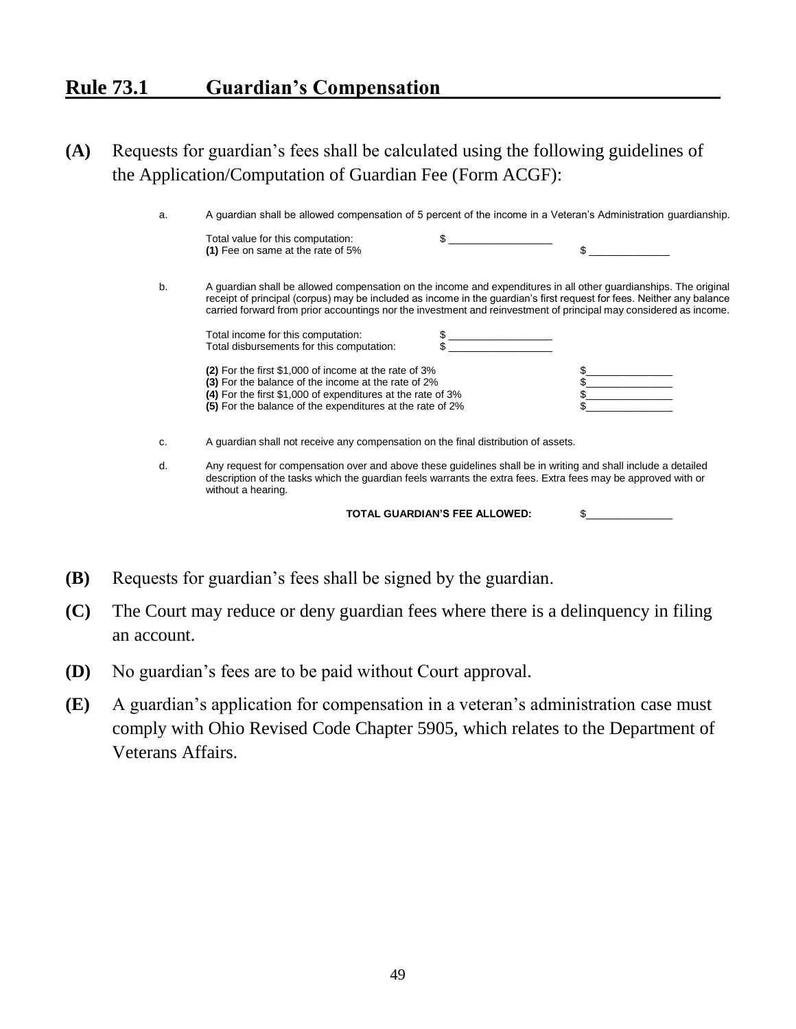## Rule 73.1 Guardian's Compensation

**(A)** Requests for guardian's fees shall be calculated using the following guidelines of the Application/Computation of Guardian Fee (Form ACGF):

a. A guardian shall be allowed compensation of 5 percent of the income in a Veteran's Administration guardianship.

| | | |
|---|---|---|
| Total value for this computation: | $ ________ | |
| **(1)** Fee on same at the rate of 5% | | $ ________ |

b. A guardian shall be allowed compensation on the income and expenditures in all other guardianships. The original receipt of principal (corpus) may be included as income in the guardian's first request for fees. Neither any balance carried forward from prior accountings nor the investment and reinvestment of principal may considered as income.

| | | |
|---|---|---|
| Total income for this computation: | $ ________ | |
| Total disbursements for this computation: | $ ________ | |
| **(2)** For the first $1,000 of income at the rate of 3% | | $ ________ |
| **(3)** For the balance of the income at the rate of 2% | | $ ________ |
| **(4)** For the first $1,000 of expenditures at the rate of 3% | | $ ________ |
| **(5)** For the balance of the expenditures at the rate of 2% | | $ ________ |

c. A guardian shall not receive any compensation on the final distribution of assets.

d. Any request for compensation over and above these guidelines shall be in writing and shall include a detailed description of the tasks which the guardian feels warrants the extra fees. Extra fees may be approved with or without a hearing.

**TOTAL GUARDIAN'S FEE ALLOWED:** $________

**(B)** Requests for guardian's fees shall be signed by the guardian.

**(C)** The Court may reduce or deny guardian fees where there is a delinquency in filing an account.

**(D)** No guardian's fees are to be paid without Court approval.

**(E)** A guardian's application for compensation in a veteran's administration case must comply with Ohio Revised Code Chapter 5905, which relates to the Department of Veterans Affairs.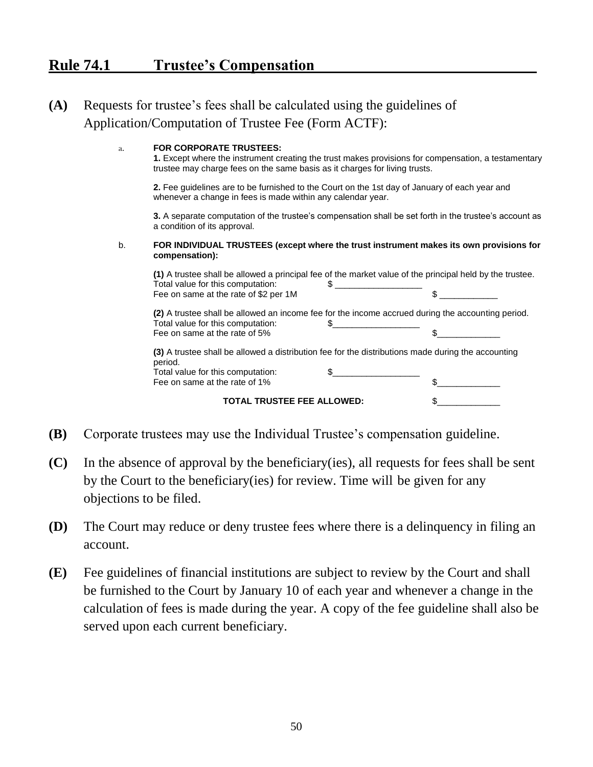## Rule 74.1 Trustee's Compensation

**(A)** Requests for trustee's fees shall be calculated using the guidelines of Application/Computation of Trustee Fee (Form ACTF):

a. **FOR CORPORATE TRUSTEES:**

**1.** Except where the instrument creating the trust makes provisions for compensation, a testamentary trustee may charge fees on the same basis as it charges for living trusts.

**2.** Fee guidelines are to be furnished to the Court on the 1st day of January of each year and whenever a change in fees is made within any calendar year.

**3.** A separate computation of the trustee's compensation shall be set forth in the trustee's account as a condition of its approval.

b. **FOR INDIVIDUAL TRUSTEES (except where the trust instrument makes its own provisions for compensation):**

**(1)** A trustee shall be allowed a principal fee of the market value of the principal held by the trustee.
Total value for this computation: $ __________________
Fee on same at the rate of $2 per 1M $ ____________

**(2)** A trustee shall be allowed an income fee for the income accrued during the accounting period.
Total value for this computation: $__________________
Fee on same at the rate of 5% $_____________

**(3)** A trustee shall be allowed a distribution fee for the distributions made during the accounting period.
Total value for this computation: $__________________
Fee on same at the rate of 1% $_____________

**TOTAL TRUSTEE FEE ALLOWED:** $_____________

**(B)** Corporate trustees may use the Individual Trustee's compensation guideline.

**(C)** In the absence of approval by the beneficiary(ies), all requests for fees shall be sent by the Court to the beneficiary(ies) for review. Time will be given for any objections to be filed.

**(D)** The Court may reduce or deny trustee fees where there is a delinquency in filing an account.

**(E)** Fee guidelines of financial institutions are subject to review by the Court and shall be furnished to the Court by January 10 of each year and whenever a change in the calculation of fees is made during the year. A copy of the fee guideline shall also be served upon each current beneficiary.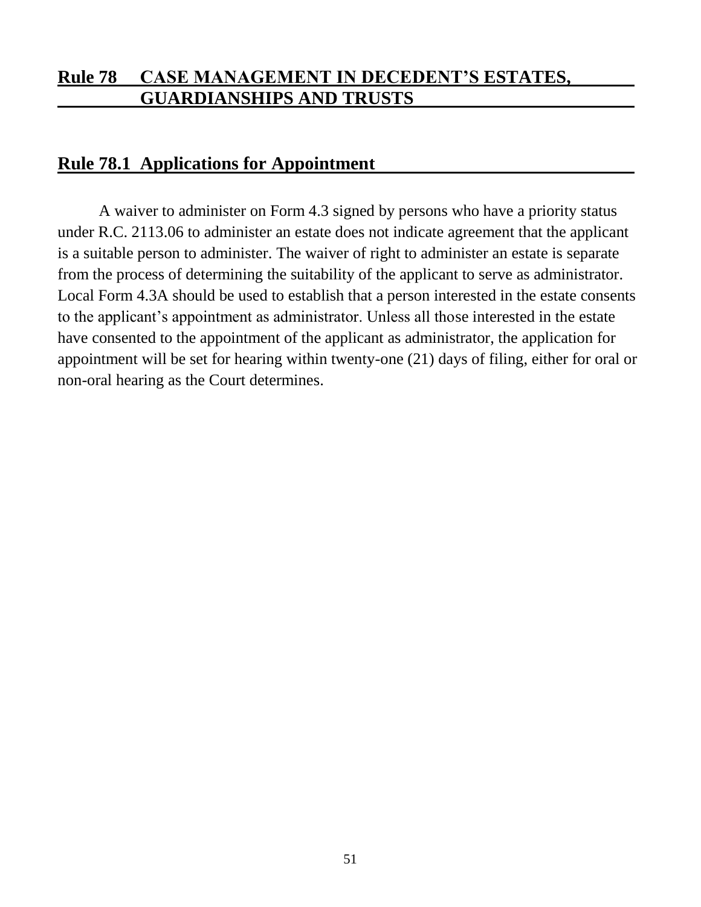## Rule 78 CASE MANAGEMENT IN DECEDENT'S ESTATES, GUARDIANSHIPS AND TRUSTS

## Rule 78.1 Applications for Appointment

A waiver to administer on Form 4.3 signed by persons who have a priority status under R.C. 2113.06 to administer an estate does not indicate agreement that the applicant is a suitable person to administer. The waiver of right to administer an estate is separate from the process of determining the suitability of the applicant to serve as administrator. Local Form 4.3A should be used to establish that a person interested in the estate consents to the applicant's appointment as administrator. Unless all those interested in the estate have consented to the appointment of the applicant as administrator, the application for appointment will be set for hearing within twenty-one (21) days of filing, either for oral or non-oral hearing as the Court determines.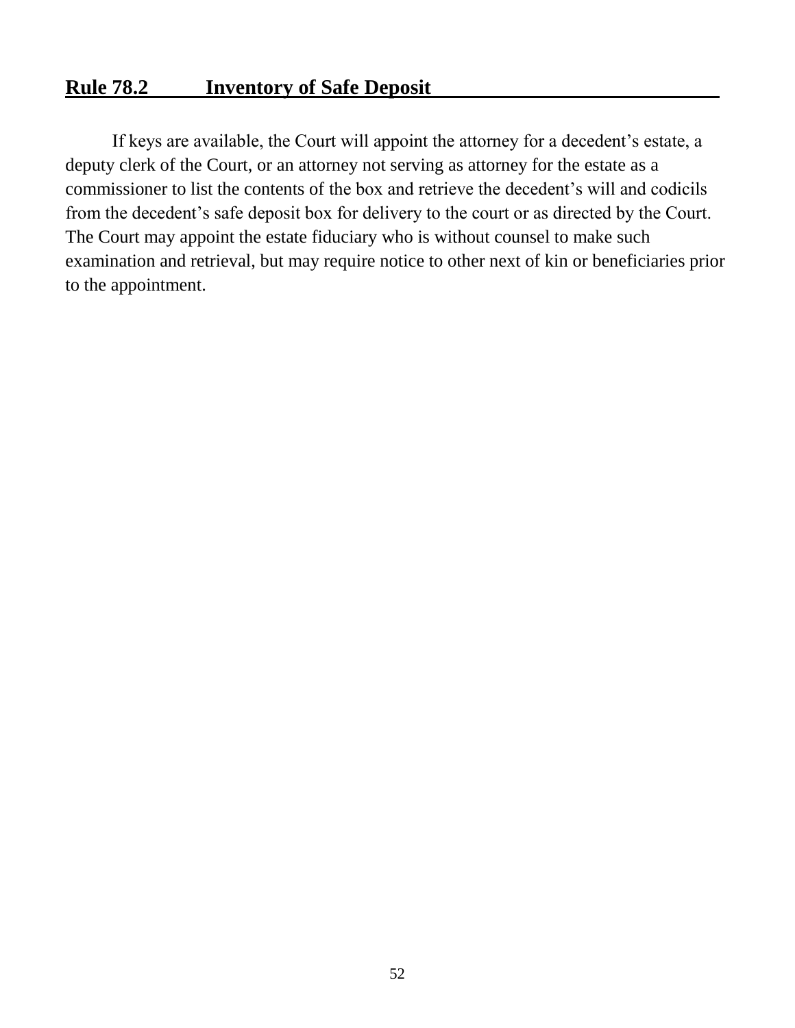## Rule 78.2 Inventory of Safe Deposit

If keys are available, the Court will appoint the attorney for a decedent's estate, a deputy clerk of the Court, or an attorney not serving as attorney for the estate as a commissioner to list the contents of the box and retrieve the decedent's will and codicils from the decedent's safe deposit box for delivery to the court or as directed by the Court. The Court may appoint the estate fiduciary who is without counsel to make such examination and retrieval, but may require notice to other next of kin or beneficiaries prior to the appointment.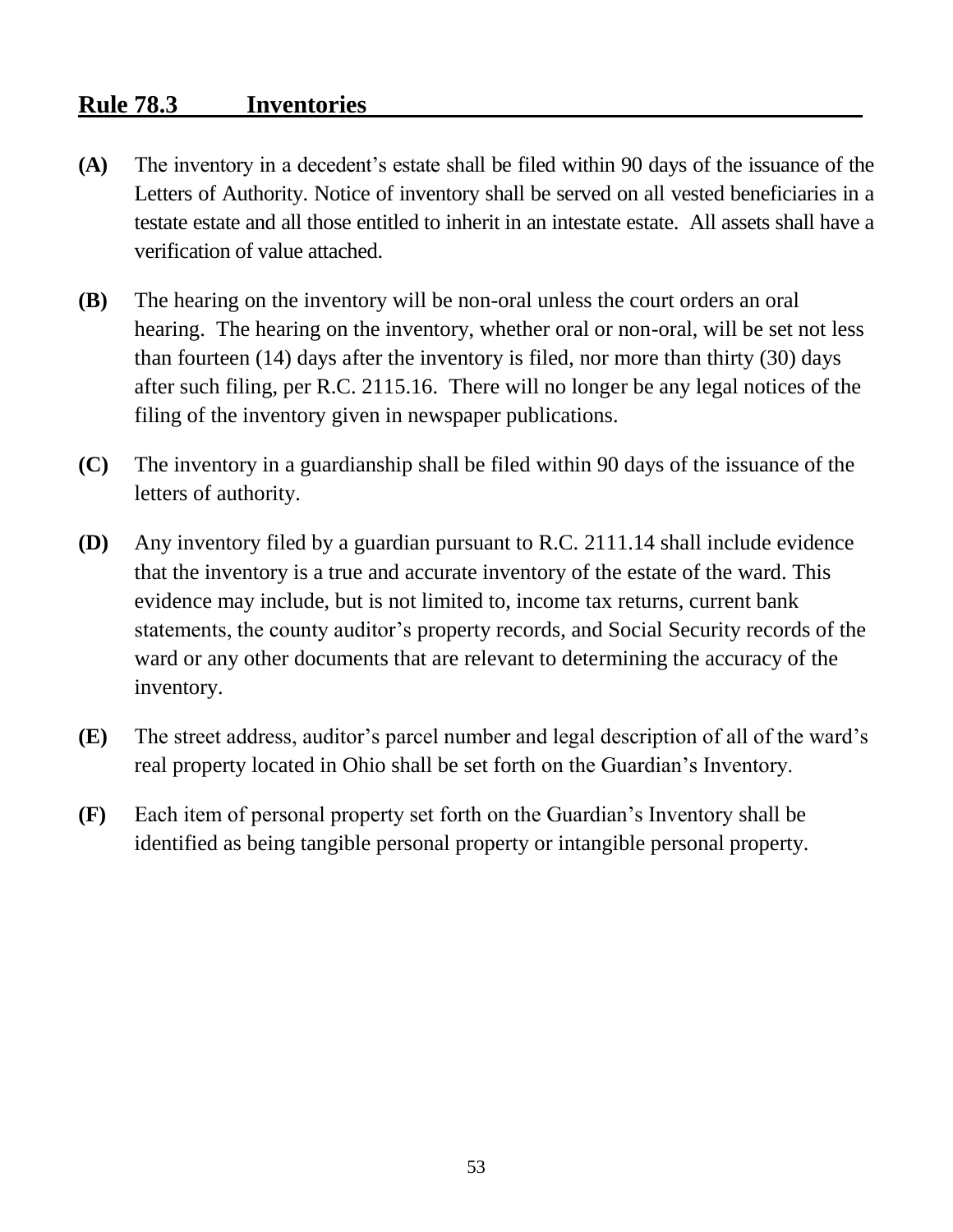## Rule 78.3 Inventories

**(A)** The inventory in a decedent's estate shall be filed within 90 days of the issuance of the Letters of Authority. Notice of inventory shall be served on all vested beneficiaries in a testate estate and all those entitled to inherit in an intestate estate. All assets shall have a verification of value attached.

**(B)** The hearing on the inventory will be non-oral unless the court orders an oral hearing. The hearing on the inventory, whether oral or non-oral, will be set not less than fourteen (14) days after the inventory is filed, nor more than thirty (30) days after such filing, per R.C. 2115.16. There will no longer be any legal notices of the filing of the inventory given in newspaper publications.

**(C)** The inventory in a guardianship shall be filed within 90 days of the issuance of the letters of authority.

**(D)** Any inventory filed by a guardian pursuant to R.C. 2111.14 shall include evidence that the inventory is a true and accurate inventory of the estate of the ward. This evidence may include, but is not limited to, income tax returns, current bank statements, the county auditor's property records, and Social Security records of the ward or any other documents that are relevant to determining the accuracy of the inventory.

**(E)** The street address, auditor's parcel number and legal description of all of the ward's real property located in Ohio shall be set forth on the Guardian's Inventory.

**(F)** Each item of personal property set forth on the Guardian's Inventory shall be identified as being tangible personal property or intangible personal property.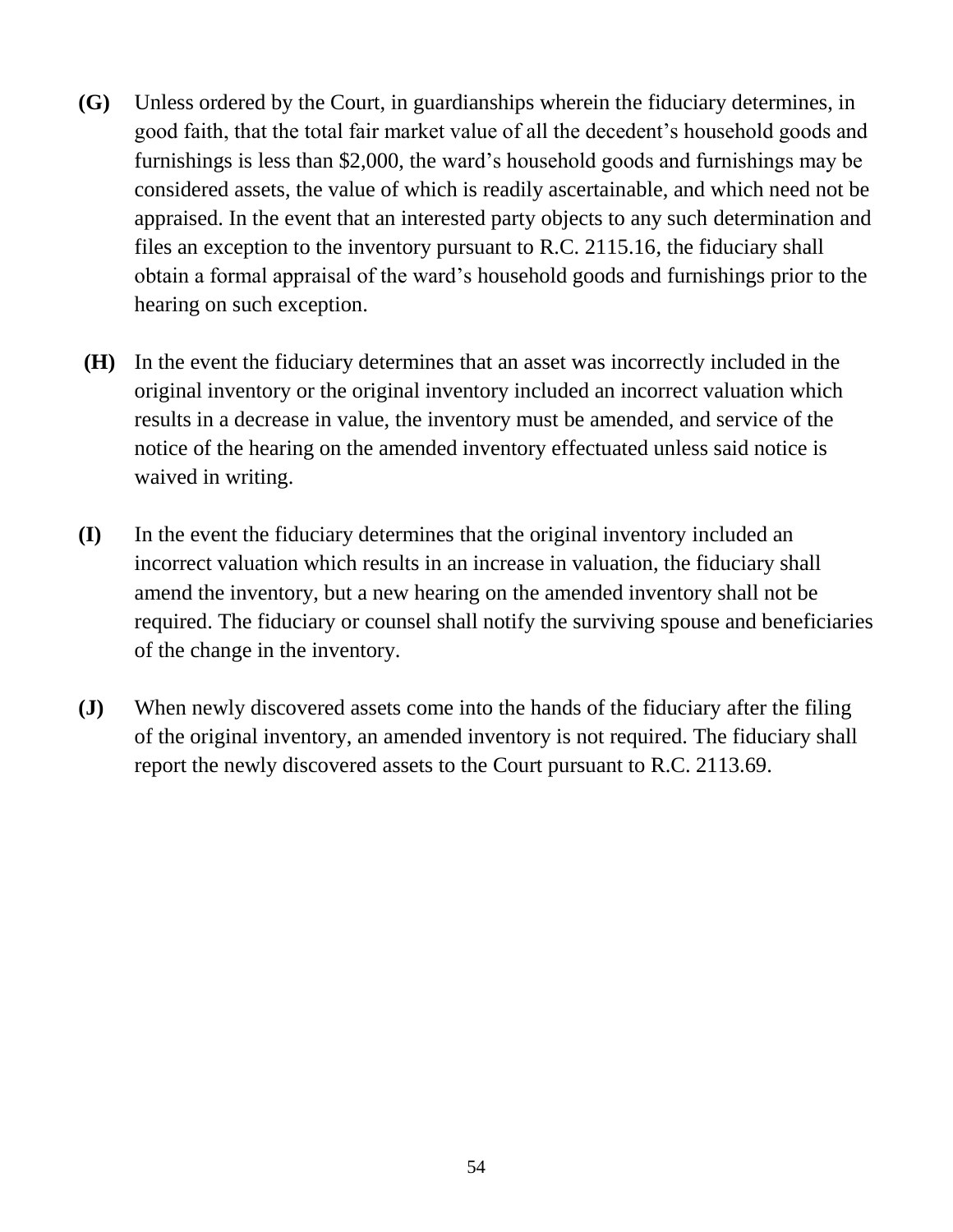**(G)** Unless ordered by the Court, in guardianships wherein the fiduciary determines, in good faith, that the total fair market value of all the decedent's household goods and furnishings is less than $2,000, the ward's household goods and furnishings may be considered assets, the value of which is readily ascertainable, and which need not be appraised. In the event that an interested party objects to any such determination and files an exception to the inventory pursuant to R.C. 2115.16, the fiduciary shall obtain a formal appraisal of the ward's household goods and furnishings prior to the hearing on such exception.

**(H)** In the event the fiduciary determines that an asset was incorrectly included in the original inventory or the original inventory included an incorrect valuation which results in a decrease in value, the inventory must be amended, and service of the notice of the hearing on the amended inventory effectuated unless said notice is waived in writing.

**(I)** In the event the fiduciary determines that the original inventory included an incorrect valuation which results in an increase in valuation, the fiduciary shall amend the inventory, but a new hearing on the amended inventory shall not be required. The fiduciary or counsel shall notify the surviving spouse and beneficiaries of the change in the inventory.

**(J)** When newly discovered assets come into the hands of the fiduciary after the filing of the original inventory, an amended inventory is not required. The fiduciary shall report the newly discovered assets to the Court pursuant to R.C. 2113.69.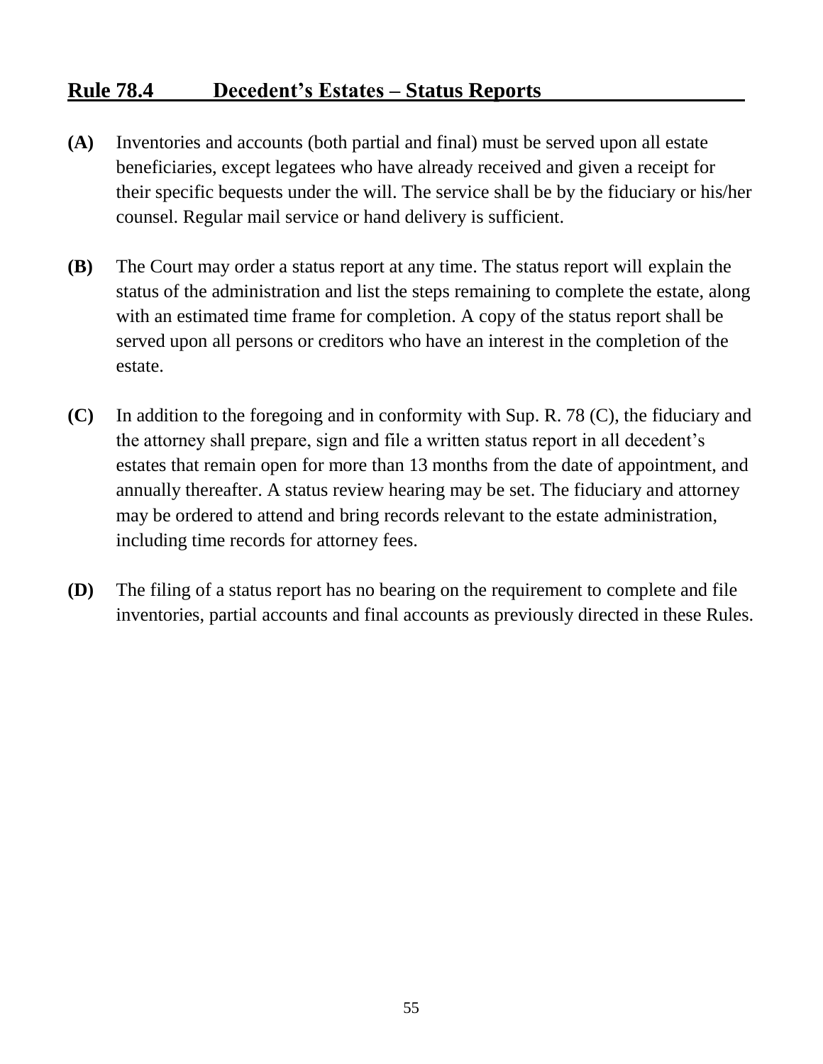## Rule 78.4 Decedent's Estates – Status Reports

**(A)** Inventories and accounts (both partial and final) must be served upon all estate beneficiaries, except legatees who have already received and given a receipt for their specific bequests under the will. The service shall be by the fiduciary or his/her counsel. Regular mail service or hand delivery is sufficient.

**(B)** The Court may order a status report at any time. The status report will explain the status of the administration and list the steps remaining to complete the estate, along with an estimated time frame for completion. A copy of the status report shall be served upon all persons or creditors who have an interest in the completion of the estate.

**(C)** In addition to the foregoing and in conformity with Sup. R. 78 (C), the fiduciary and the attorney shall prepare, sign and file a written status report in all decedent's estates that remain open for more than 13 months from the date of appointment, and annually thereafter. A status review hearing may be set. The fiduciary and attorney may be ordered to attend and bring records relevant to the estate administration, including time records for attorney fees.

**(D)** The filing of a status report has no bearing on the requirement to complete and file inventories, partial accounts and final accounts as previously directed in these Rules.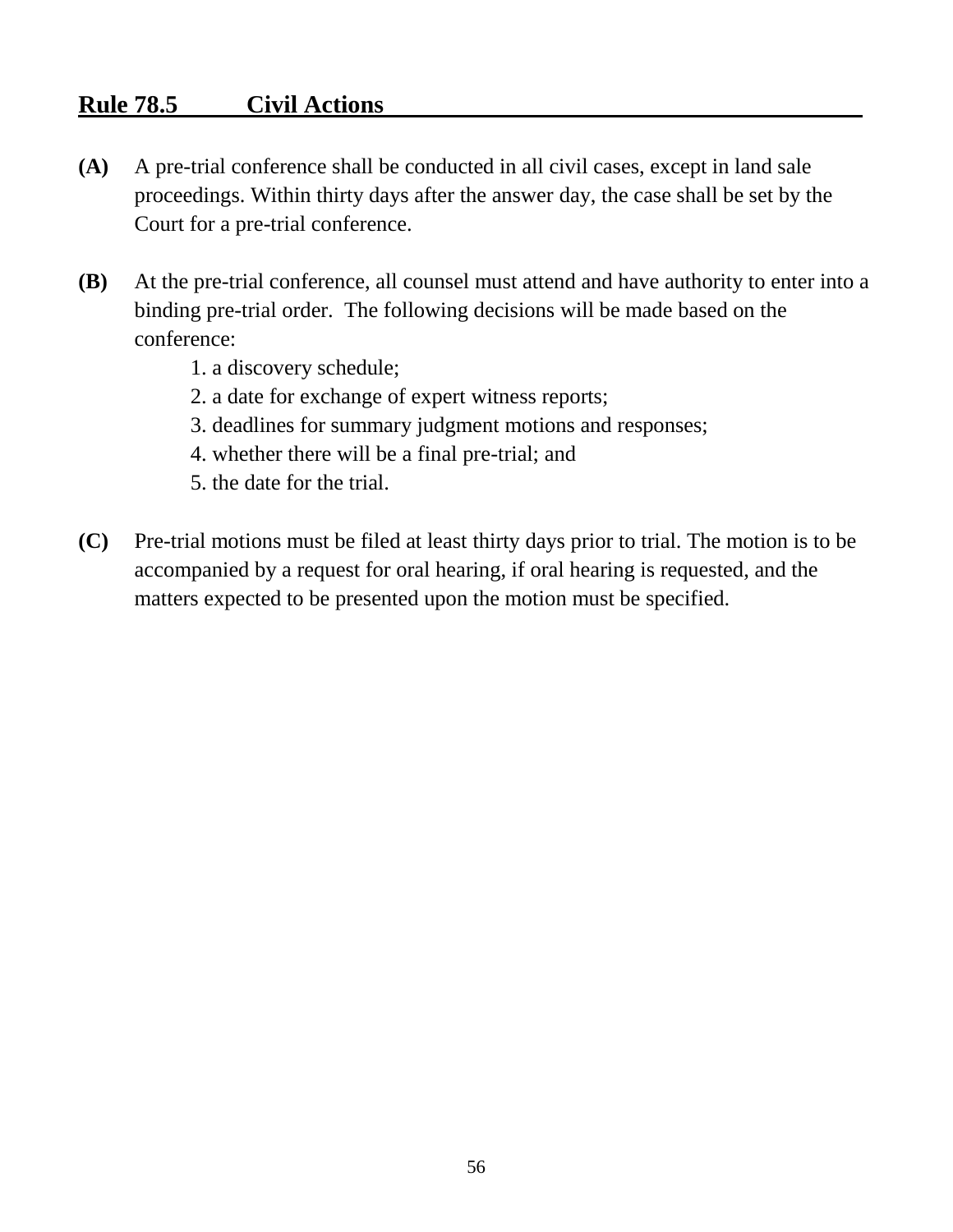## Rule 78.5 Civil Actions

**(A)** A pre-trial conference shall be conducted in all civil cases, except in land sale proceedings. Within thirty days after the answer day, the case shall be set by the Court for a pre-trial conference.

**(B)** At the pre-trial conference, all counsel must attend and have authority to enter into a binding pre-trial order. The following decisions will be made based on the conference:

1. a discovery schedule;
2. a date for exchange of expert witness reports;
3. deadlines for summary judgment motions and responses;
4. whether there will be a final pre-trial; and
5. the date for the trial.

**(C)** Pre-trial motions must be filed at least thirty days prior to trial. The motion is to be accompanied by a request for oral hearing, if oral hearing is requested, and the matters expected to be presented upon the motion must be specified.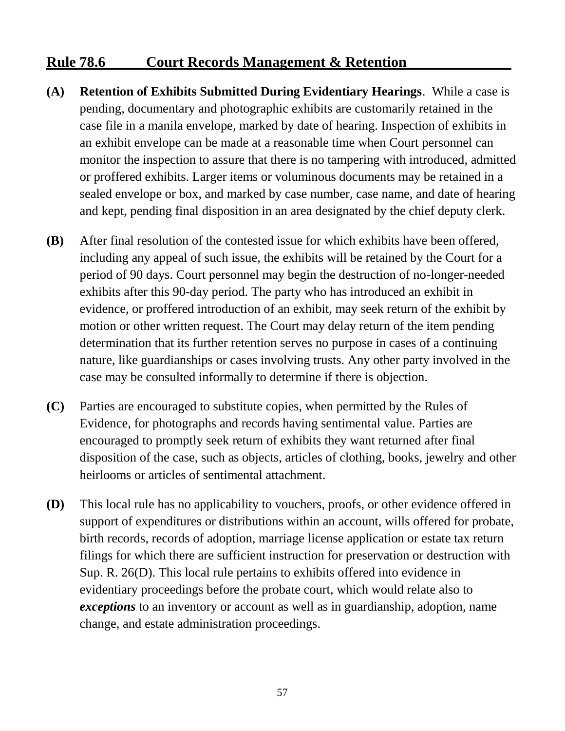## Rule 78.6 Court Records Management & Retention

**(A)** **Retention of Exhibits Submitted During Evidentiary Hearings**. While a case is pending, documentary and photographic exhibits are customarily retained in the case file in a manila envelope, marked by date of hearing. Inspection of exhibits in an exhibit envelope can be made at a reasonable time when Court personnel can monitor the inspection to assure that there is no tampering with introduced, admitted or proffered exhibits. Larger items or voluminous documents may be retained in a sealed envelope or box, and marked by case number, case name, and date of hearing and kept, pending final disposition in an area designated by the chief deputy clerk.

**(B)** After final resolution of the contested issue for which exhibits have been offered, including any appeal of such issue, the exhibits will be retained by the Court for a period of 90 days. Court personnel may begin the destruction of no-longer-needed exhibits after this 90-day period. The party who has introduced an exhibit in evidence, or proffered introduction of an exhibit, may seek return of the exhibit by motion or other written request. The Court may delay return of the item pending determination that its further retention serves no purpose in cases of a continuing nature, like guardianships or cases involving trusts. Any other party involved in the case may be consulted informally to determine if there is objection.

**(C)** Parties are encouraged to substitute copies, when permitted by the Rules of Evidence, for photographs and records having sentimental value. Parties are encouraged to promptly seek return of exhibits they want returned after final disposition of the case, such as objects, articles of clothing, books, jewelry and other heirlooms or articles of sentimental attachment.

**(D)** This local rule has no applicability to vouchers, proofs, or other evidence offered in support of expenditures or distributions within an account, wills offered for probate, birth records, records of adoption, marriage license application or estate tax return filings for which there are sufficient instruction for preservation or destruction with Sup. R. 26(D). This local rule pertains to exhibits offered into evidence in evidentiary proceedings before the probate court, which would relate also to ***exceptions*** to an inventory or account as well as in guardianship, adoption, name change, and estate administration proceedings.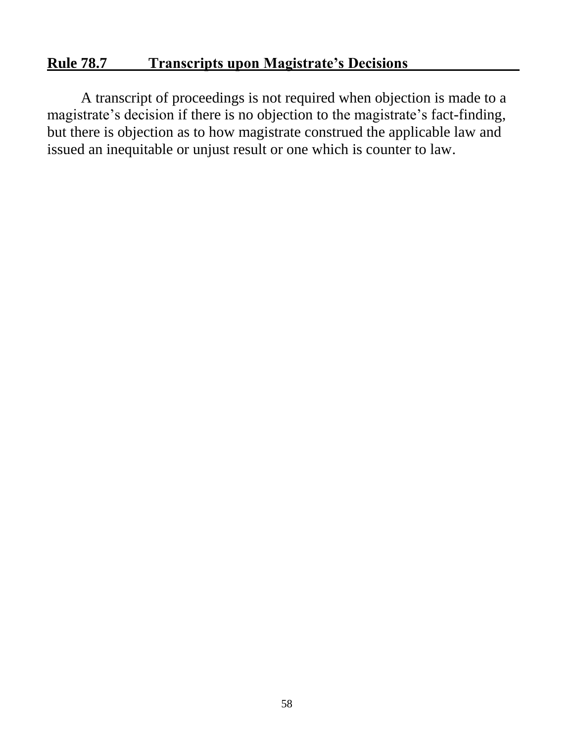## **Rule 78.7 Transcripts upon Magistrate's Decisions**

A transcript of proceedings is not required when objection is made to a magistrate's decision if there is no objection to the magistrate's fact-finding, but there is objection as to how magistrate construed the applicable law and issued an inequitable or unjust result or one which is counter to law.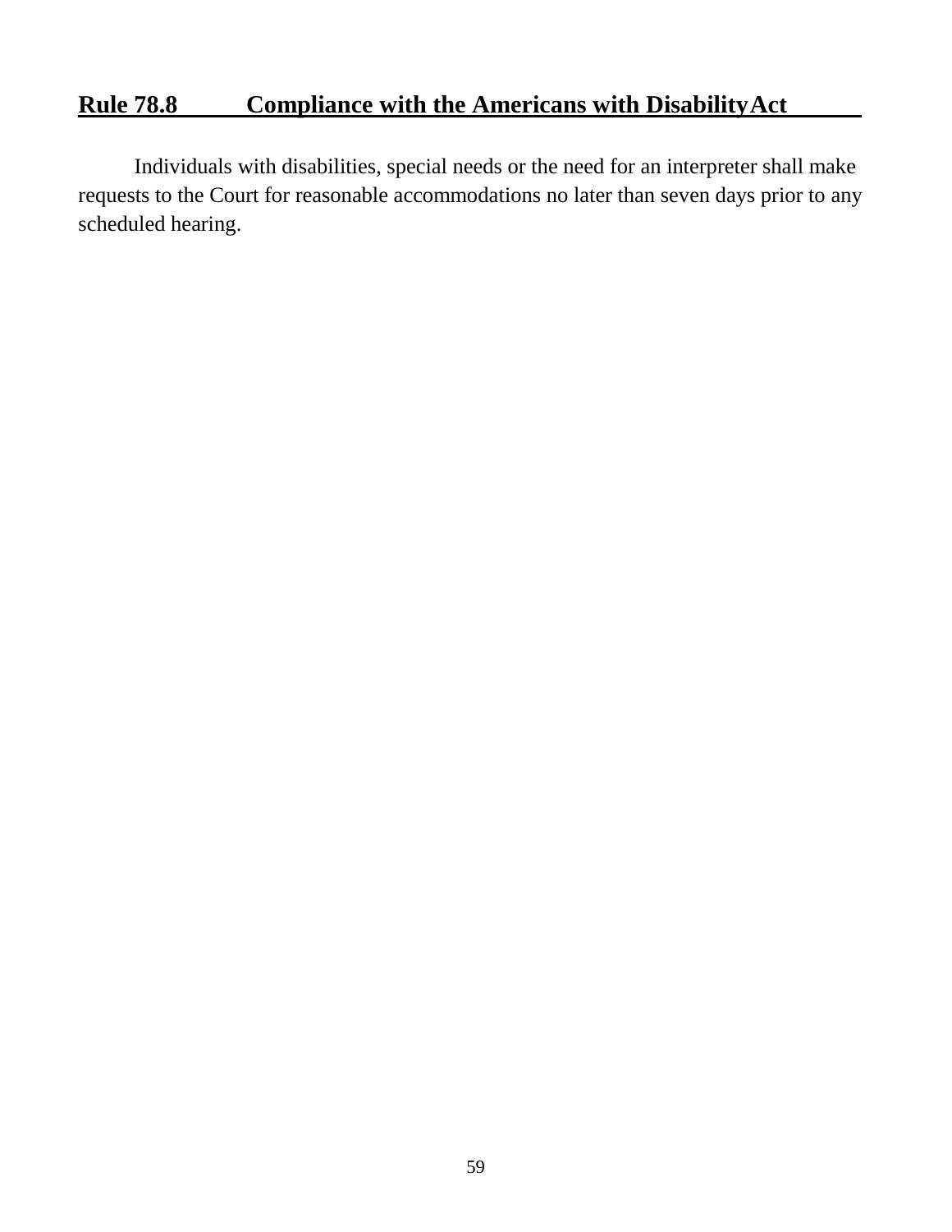## Rule 78.8 Compliance with the Americans with Disability Act

Individuals with disabilities, special needs or the need for an interpreter shall make requests to the Court for reasonable accommodations no later than seven days prior to any scheduled hearing.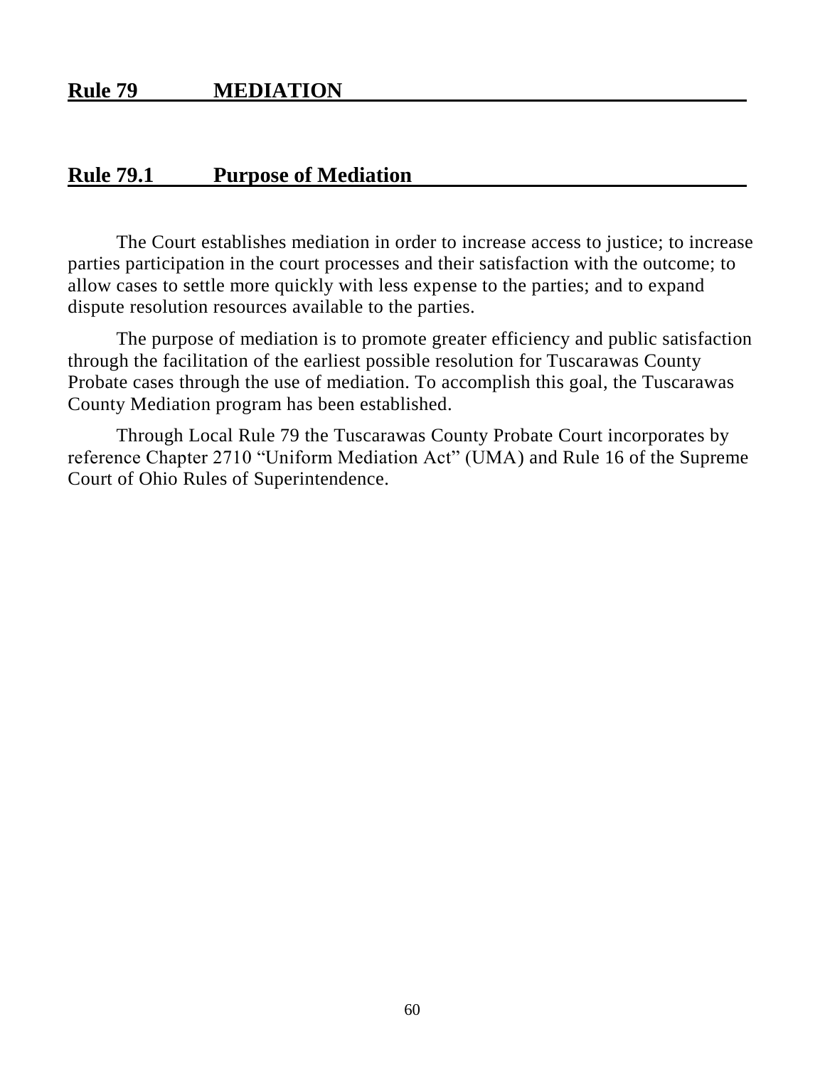## Rule 79 MEDIATION

### Rule 79.1 Purpose of Mediation

The Court establishes mediation in order to increase access to justice; to increase parties participation in the court processes and their satisfaction with the outcome; to allow cases to settle more quickly with less expense to the parties; and to expand dispute resolution resources available to the parties.

The purpose of mediation is to promote greater efficiency and public satisfaction through the facilitation of the earliest possible resolution for Tuscarawas County Probate cases through the use of mediation. To accomplish this goal, the Tuscarawas County Mediation program has been established.

Through Local Rule 79 the Tuscarawas County Probate Court incorporates by reference Chapter 2710 "Uniform Mediation Act" (UMA) and Rule 16 of the Supreme Court of Ohio Rules of Superintendence.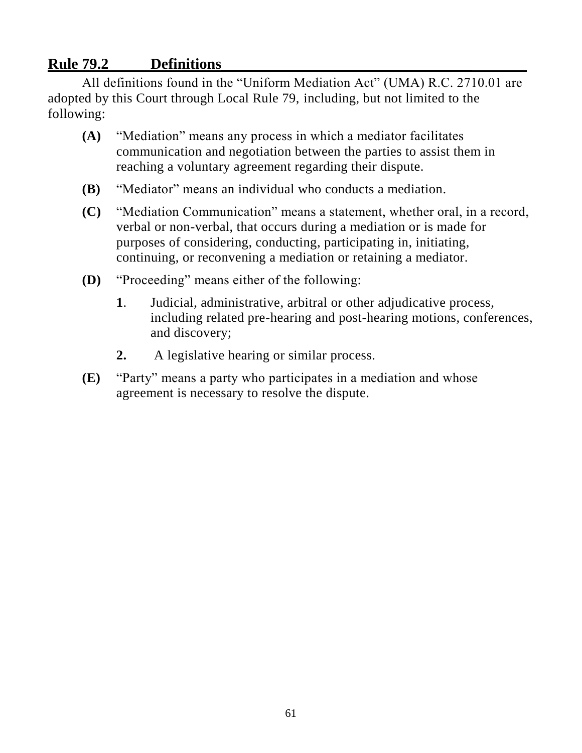## Rule 79.2 Definitions

All definitions found in the “Uniform Mediation Act” (UMA) R.C. 2710.01 are adopted by this Court through Local Rule 79, including, but not limited to the following:

**(A)** “Mediation” means any process in which a mediator facilitates communication and negotiation between the parties to assist them in reaching a voluntary agreement regarding their dispute.

**(B)** “Mediator” means an individual who conducts a mediation.

**(C)** “Mediation Communication” means a statement, whether oral, in a record, verbal or non-verbal, that occurs during a mediation or is made for purposes of considering, conducting, participating in, initiating, continuing, or reconvening a mediation or retaining a mediator.

**(D)** “Proceeding” means either of the following:

**1**. Judicial, administrative, arbitral or other adjudicative process, including related pre-hearing and post-hearing motions, conferences, and discovery;

**2.** A legislative hearing or similar process.

**(E)** “Party” means a party who participates in a mediation and whose agreement is necessary to resolve the dispute.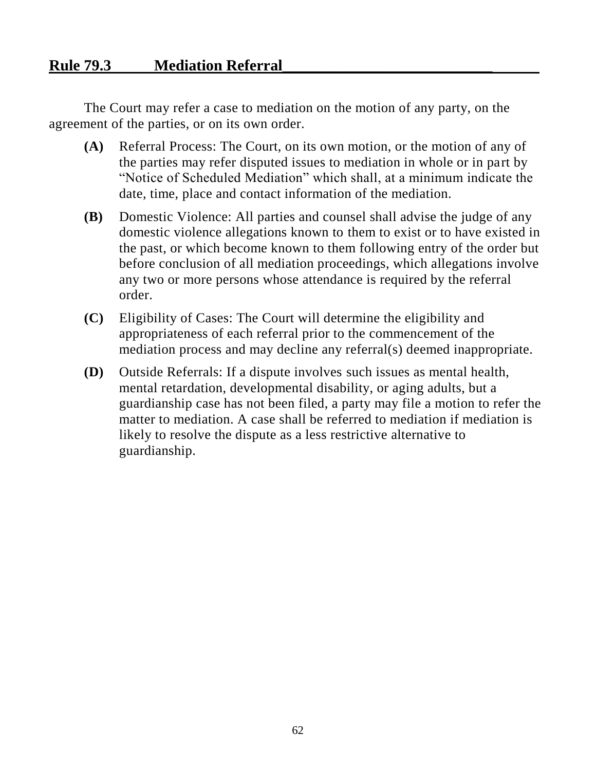## Rule 79.3 Mediation Referral

The Court may refer a case to mediation on the motion of any party, on the agreement of the parties, or on its own order.

**(A)** Referral Process: The Court, on its own motion, or the motion of any of the parties may refer disputed issues to mediation in whole or in part by "Notice of Scheduled Mediation" which shall, at a minimum indicate the date, time, place and contact information of the mediation.

**(B)** Domestic Violence: All parties and counsel shall advise the judge of any domestic violence allegations known to them to exist or to have existed in the past, or which become known to them following entry of the order but before conclusion of all mediation proceedings, which allegations involve any two or more persons whose attendance is required by the referral order.

**(C)** Eligibility of Cases: The Court will determine the eligibility and appropriateness of each referral prior to the commencement of the mediation process and may decline any referral(s) deemed inappropriate.

**(D)** Outside Referrals: If a dispute involves such issues as mental health, mental retardation, developmental disability, or aging adults, but a guardianship case has not been filed, a party may file a motion to refer the matter to mediation. A case shall be referred to mediation if mediation is likely to resolve the dispute as a less restrictive alternative to guardianship.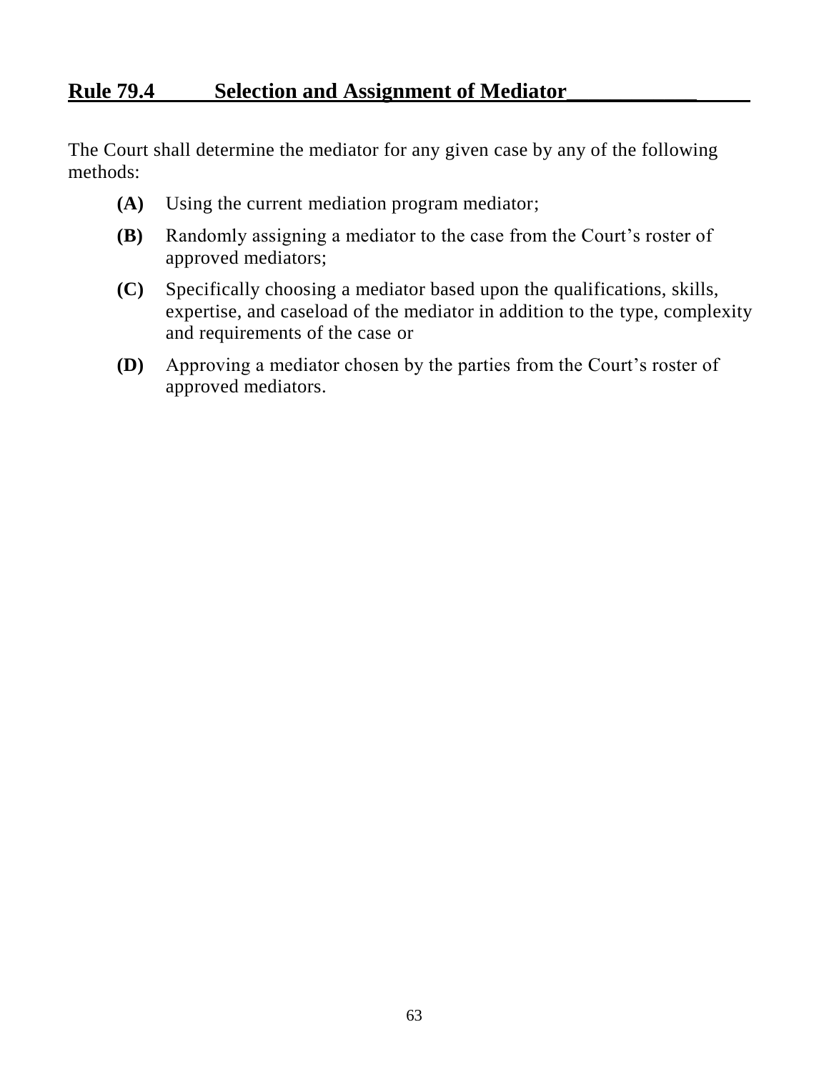## Rule 79.4 Selection and Assignment of Mediator

The Court shall determine the mediator for any given case by any of the following methods:

- **(A)** Using the current mediation program mediator;
- **(B)** Randomly assigning a mediator to the case from the Court's roster of approved mediators;
- **(C)** Specifically choosing a mediator based upon the qualifications, skills, expertise, and caseload of the mediator in addition to the type, complexity and requirements of the case or
- **(D)** Approving a mediator chosen by the parties from the Court's roster of approved mediators.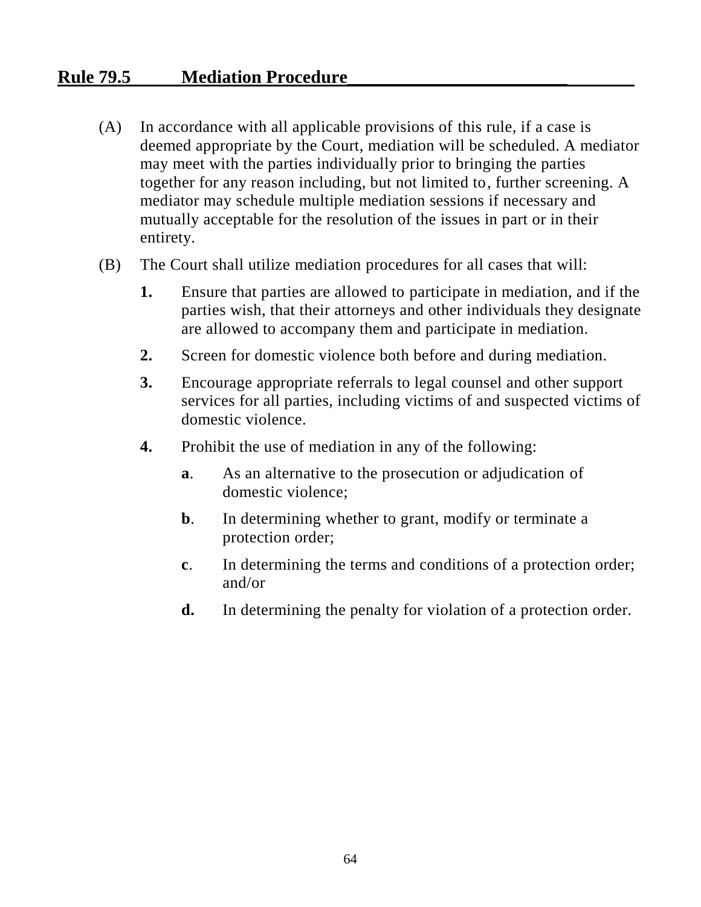## Rule 79.5 Mediation Procedure

(A) In accordance with all applicable provisions of this rule, if a case is deemed appropriate by the Court, mediation will be scheduled. A mediator may meet with the parties individually prior to bringing the parties together for any reason including, but not limited to, further screening. A mediator may schedule multiple mediation sessions if necessary and mutually acceptable for the resolution of the issues in part or in their entirety.

(B) The Court shall utilize mediation procedures for all cases that will:

**1.** Ensure that parties are allowed to participate in mediation, and if the parties wish, that their attorneys and other individuals they designate are allowed to accompany them and participate in mediation.

**2.** Screen for domestic violence both before and during mediation.

**3.** Encourage appropriate referrals to legal counsel and other support services for all parties, including victims of and suspected victims of domestic violence.

**4.** Prohibit the use of mediation in any of the following:

**a**. As an alternative to the prosecution or adjudication of domestic violence;

**b**. In determining whether to grant, modify or terminate a protection order;

**c**. In determining the terms and conditions of a protection order; and/or

**d.** In determining the penalty for violation of a protection order.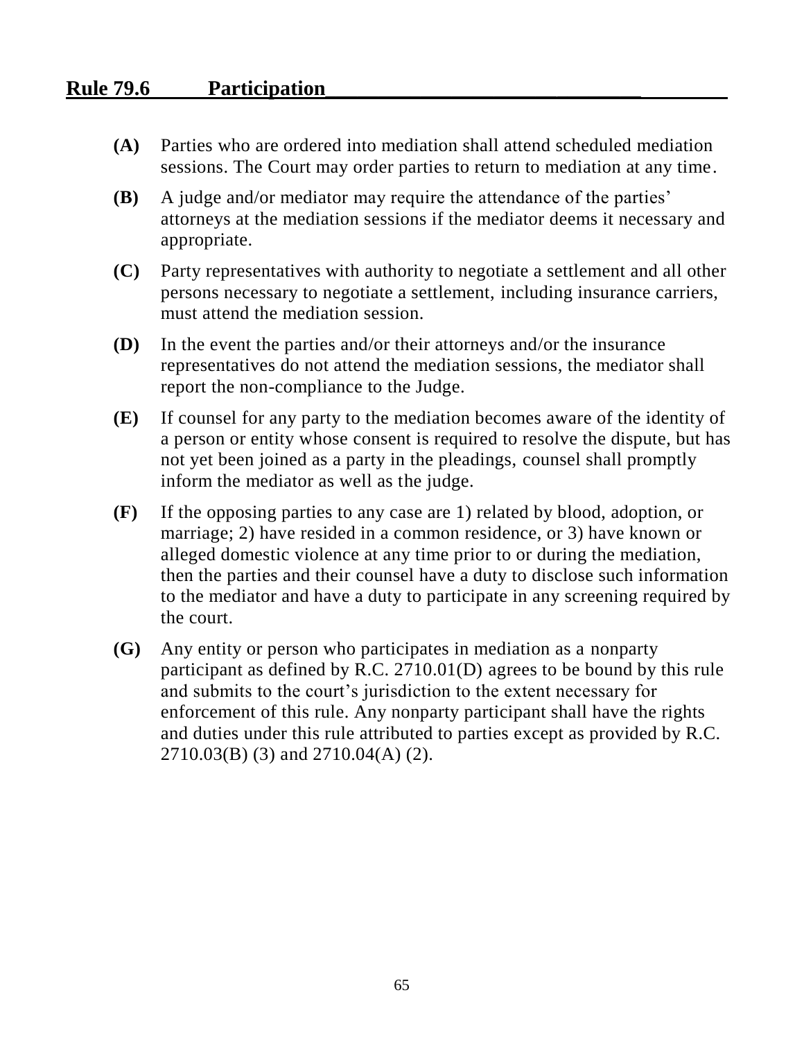## Rule 79.6 Participation

**(A)** Parties who are ordered into mediation shall attend scheduled mediation sessions. The Court may order parties to return to mediation at any time.

**(B)** A judge and/or mediator may require the attendance of the parties' attorneys at the mediation sessions if the mediator deems it necessary and appropriate.

**(C)** Party representatives with authority to negotiate a settlement and all other persons necessary to negotiate a settlement, including insurance carriers, must attend the mediation session.

**(D)** In the event the parties and/or their attorneys and/or the insurance representatives do not attend the mediation sessions, the mediator shall report the non-compliance to the Judge.

**(E)** If counsel for any party to the mediation becomes aware of the identity of a person or entity whose consent is required to resolve the dispute, but has not yet been joined as a party in the pleadings, counsel shall promptly inform the mediator as well as the judge.

**(F)** If the opposing parties to any case are 1) related by blood, adoption, or marriage; 2) have resided in a common residence, or 3) have known or alleged domestic violence at any time prior to or during the mediation, then the parties and their counsel have a duty to disclose such information to the mediator and have a duty to participate in any screening required by the court.

**(G)** Any entity or person who participates in mediation as a nonparty participant as defined by R.C. 2710.01(D) agrees to be bound by this rule and submits to the court's jurisdiction to the extent necessary for enforcement of this rule. Any nonparty participant shall have the rights and duties under this rule attributed to parties except as provided by R.C. 2710.03(B) (3) and 2710.04(A) (2).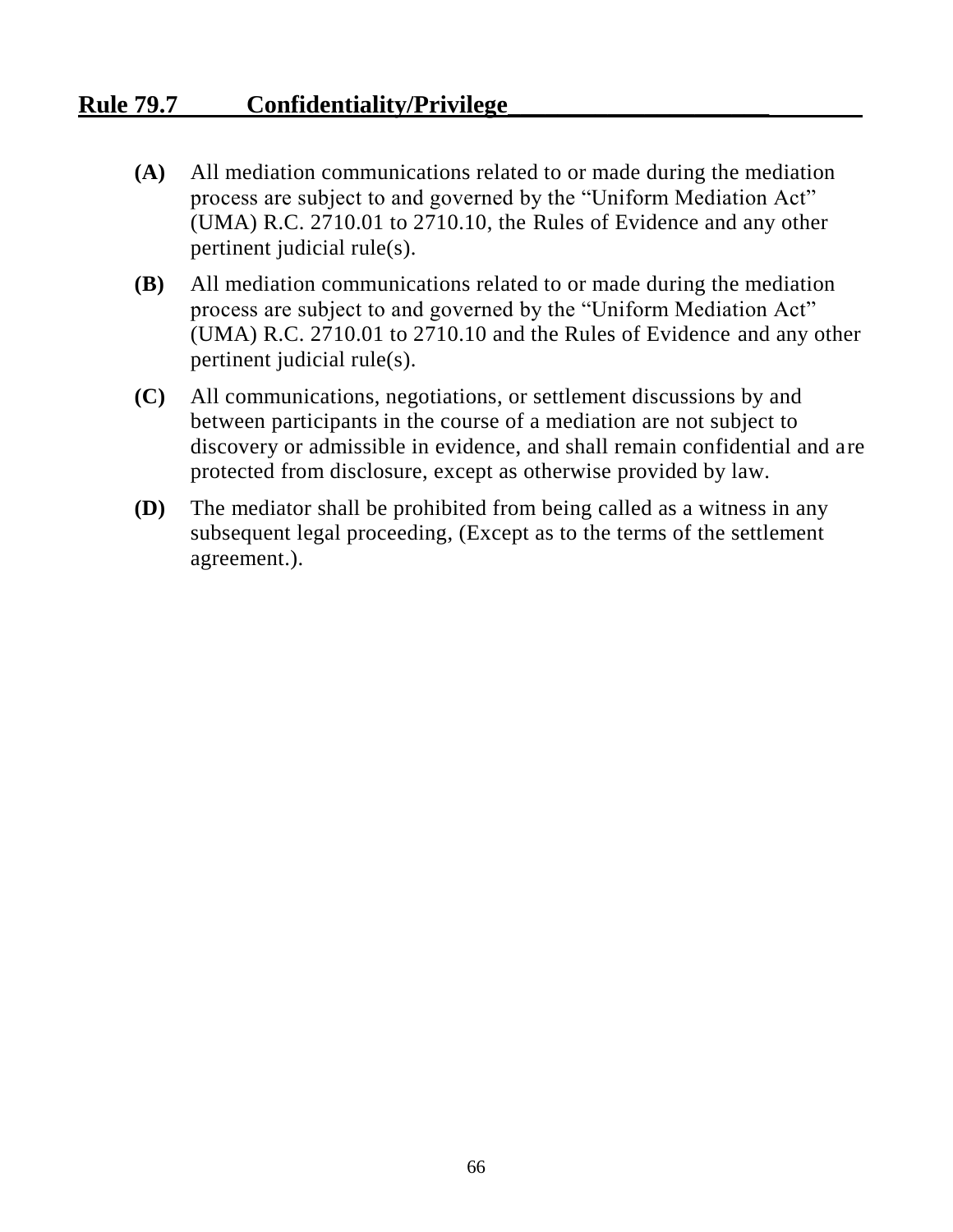## Rule 79.7 Confidentiality/Privilege

**(A)** All mediation communications related to or made during the mediation process are subject to and governed by the "Uniform Mediation Act" (UMA) R.C. 2710.01 to 2710.10, the Rules of Evidence and any other pertinent judicial rule(s).

**(B)** All mediation communications related to or made during the mediation process are subject to and governed by the "Uniform Mediation Act" (UMA) R.C. 2710.01 to 2710.10 and the Rules of Evidence and any other pertinent judicial rule(s).

**(C)** All communications, negotiations, or settlement discussions by and between participants in the course of a mediation are not subject to discovery or admissible in evidence, and shall remain confidential and are protected from disclosure, except as otherwise provided by law.

**(D)** The mediator shall be prohibited from being called as a witness in any subsequent legal proceeding, (Except as to the terms of the settlement agreement.).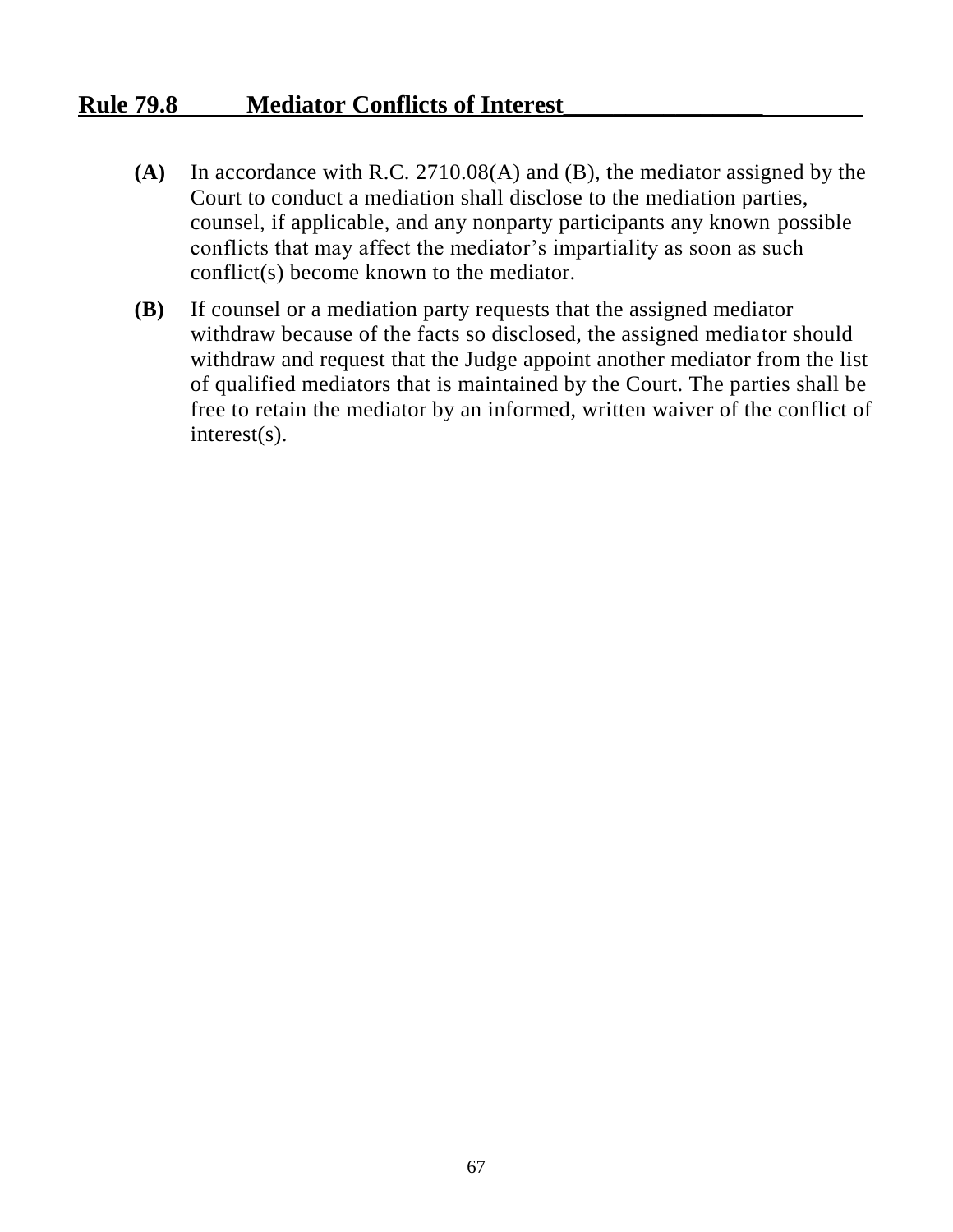## Rule 79.8 Mediator Conflicts of Interest

**(A)** In accordance with R.C. 2710.08(A) and (B), the mediator assigned by the Court to conduct a mediation shall disclose to the mediation parties, counsel, if applicable, and any nonparty participants any known possible conflicts that may affect the mediator's impartiality as soon as such conflict(s) become known to the mediator.

**(B)** If counsel or a mediation party requests that the assigned mediator withdraw because of the facts so disclosed, the assigned mediator should withdraw and request that the Judge appoint another mediator from the list of qualified mediators that is maintained by the Court. The parties shall be free to retain the mediator by an informed, written waiver of the conflict of interest(s).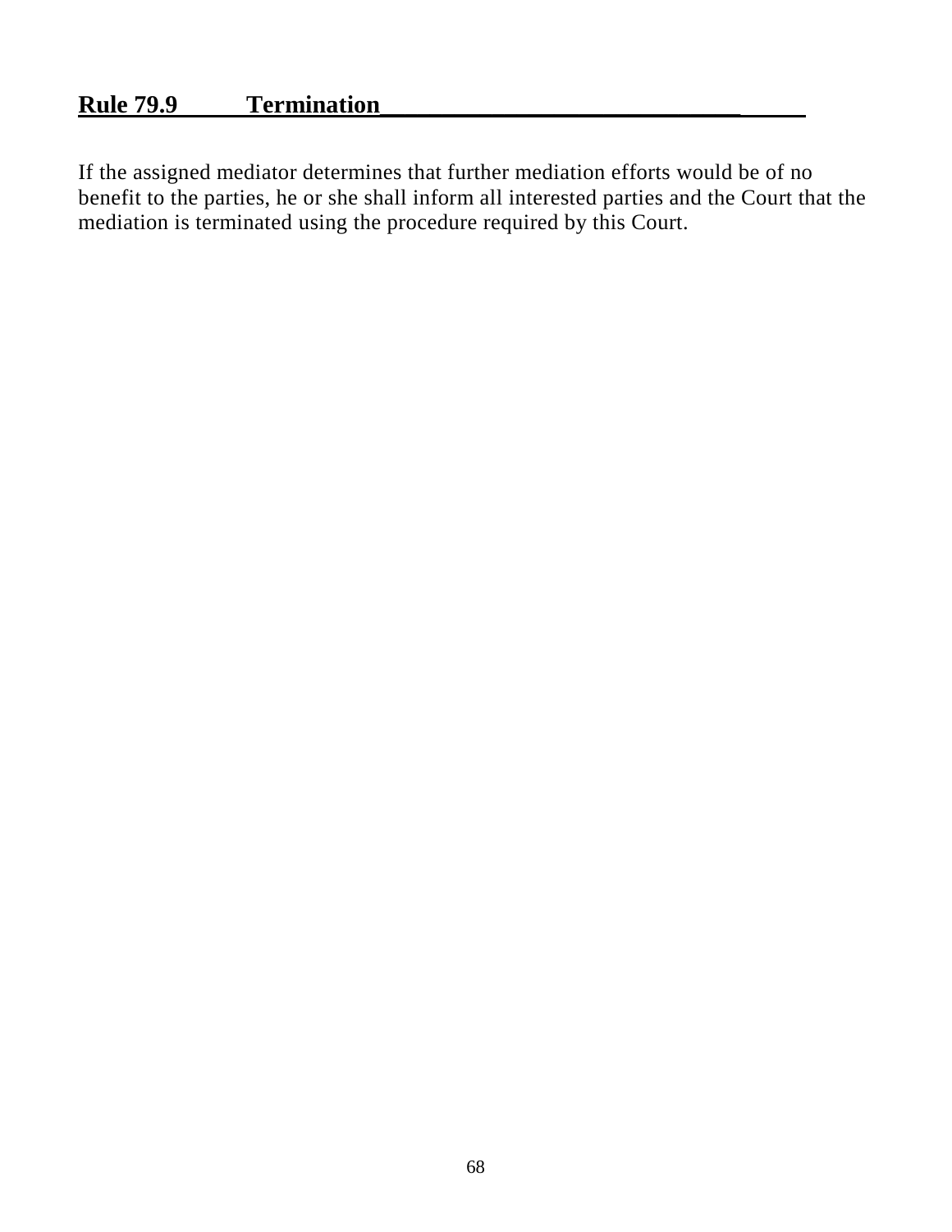**Rule 79.9 Termination**

If the assigned mediator determines that further mediation efforts would be of no benefit to the parties, he or she shall inform all interested parties and the Court that the mediation is terminated using the procedure required by this Court.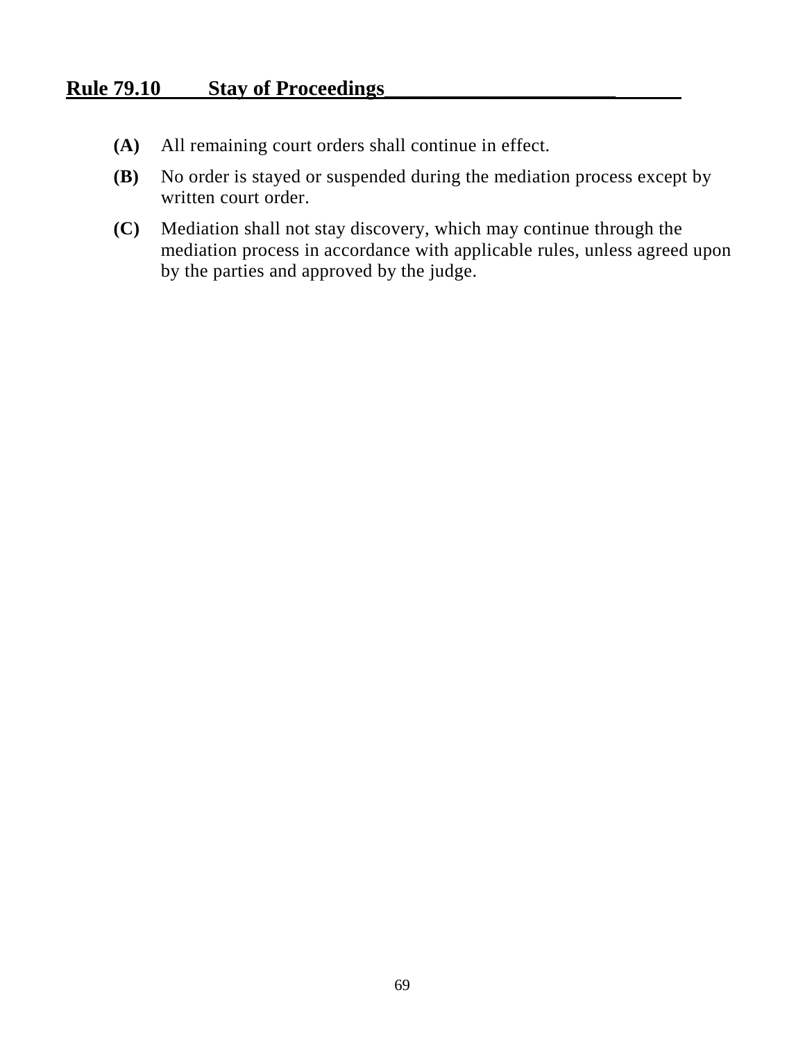## Rule 79.10 Stay of Proceedings

**(A)** All remaining court orders shall continue in effect.

**(B)** No order is stayed or suspended during the mediation process except by written court order.

**(C)** Mediation shall not stay discovery, which may continue through the mediation process in accordance with applicable rules, unless agreed upon by the parties and approved by the judge.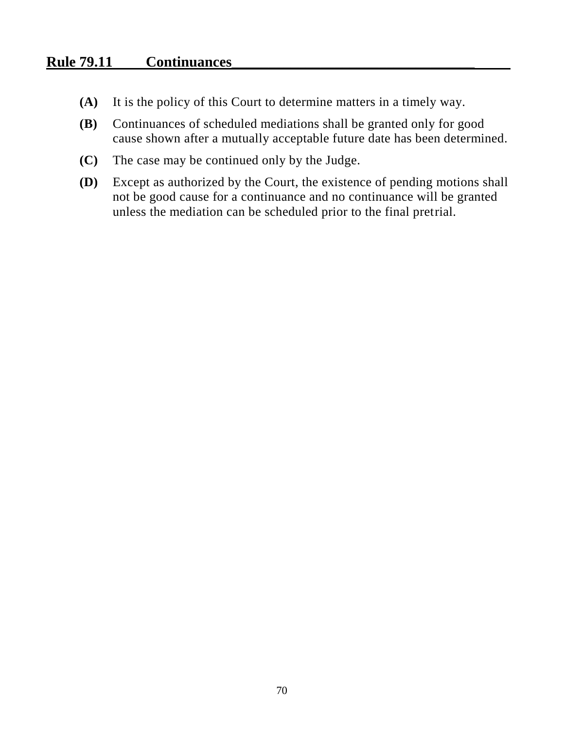## Rule 79.11 Continuances

**(A)** It is the policy of this Court to determine matters in a timely way.

**(B)** Continuances of scheduled mediations shall be granted only for good cause shown after a mutually acceptable future date has been determined.

**(C)** The case may be continued only by the Judge.

**(D)** Except as authorized by the Court, the existence of pending motions shall not be good cause for a continuance and no continuance will be granted unless the mediation can be scheduled prior to the final pretrial.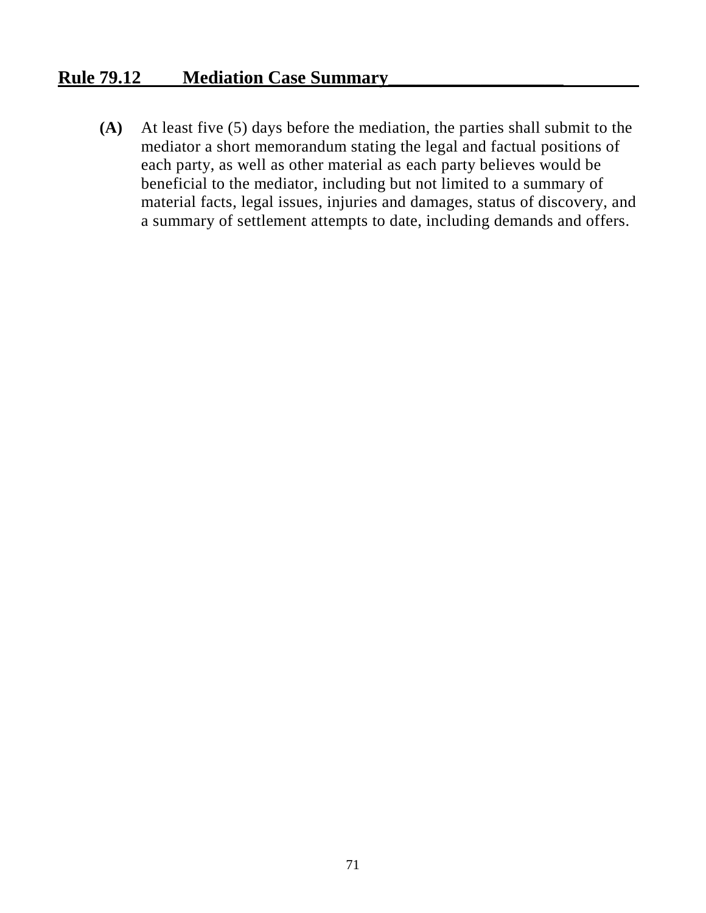## Rule 79.12 Mediation Case Summary

**(A)** At least five (5) days before the mediation, the parties shall submit to the mediator a short memorandum stating the legal and factual positions of each party, as well as other material as each party believes would be beneficial to the mediator, including but not limited to a summary of material facts, legal issues, injuries and damages, status of discovery, and a summary of settlement attempts to date, including demands and offers.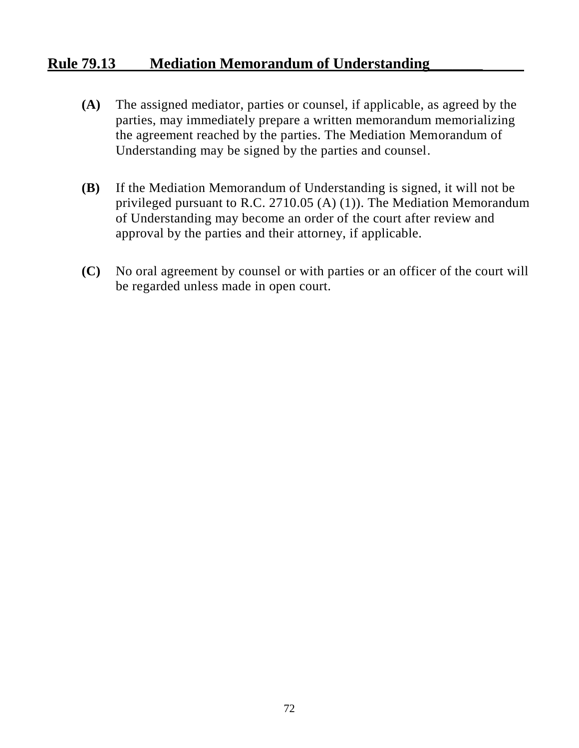## Rule 79.13 Mediation Memorandum of Understanding

**(A)** The assigned mediator, parties or counsel, if applicable, as agreed by the parties, may immediately prepare a written memorandum memorializing the agreement reached by the parties. The Mediation Memorandum of Understanding may be signed by the parties and counsel.

**(B)** If the Mediation Memorandum of Understanding is signed, it will not be privileged pursuant to R.C. 2710.05 (A) (1)). The Mediation Memorandum of Understanding may become an order of the court after review and approval by the parties and their attorney, if applicable.

**(C)** No oral agreement by counsel or with parties or an officer of the court will be regarded unless made in open court.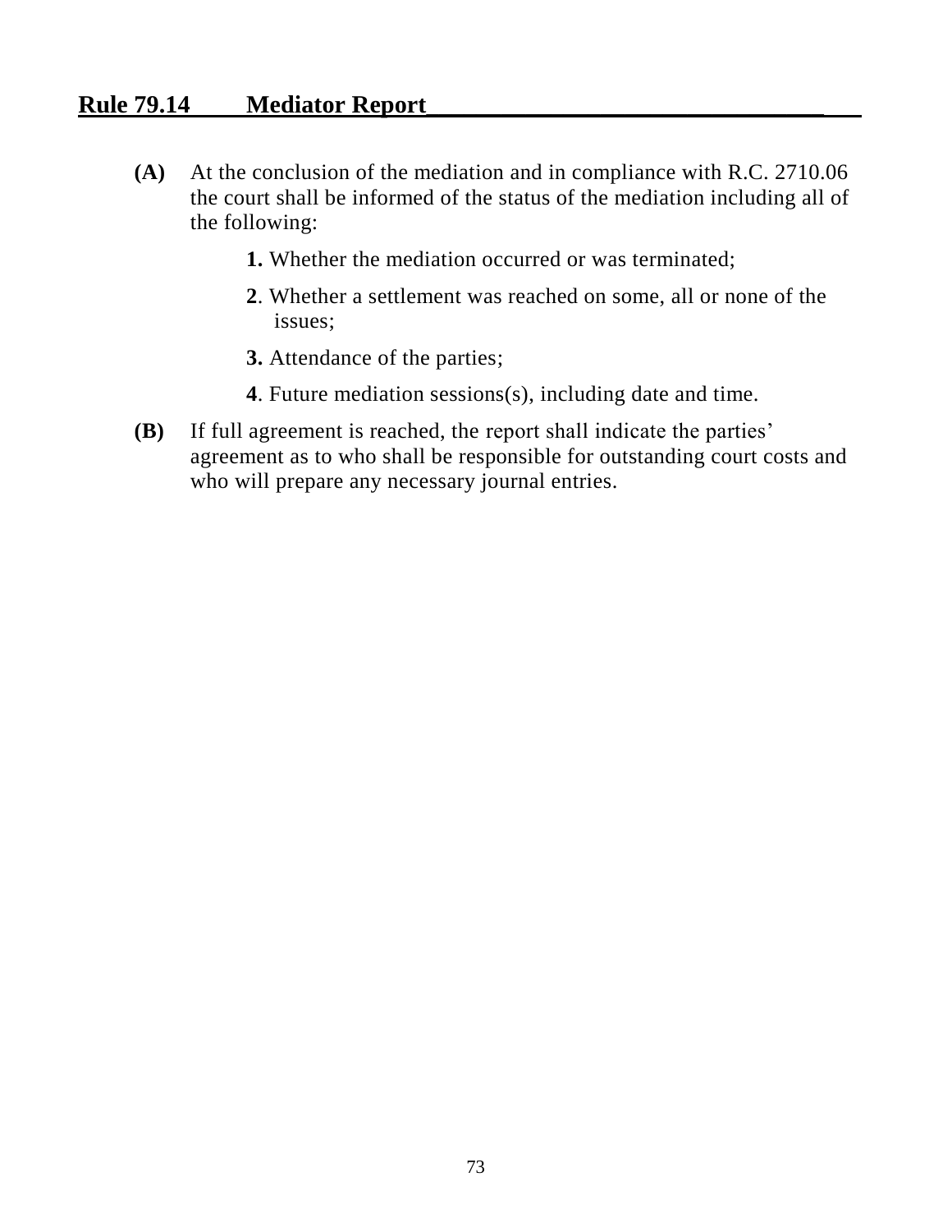## Rule 79.14 Mediator Report

**(A)** At the conclusion of the mediation and in compliance with R.C. 2710.06 the court shall be informed of the status of the mediation including all of the following:

> **1.** Whether the mediation occurred or was terminated;
>
> **2**. Whether a settlement was reached on some, all or none of the issues;
>
> **3.** Attendance of the parties;
>
> **4**. Future mediation sessions(s), including date and time.

**(B)** If full agreement is reached, the report shall indicate the parties' agreement as to who shall be responsible for outstanding court costs and who will prepare any necessary journal entries.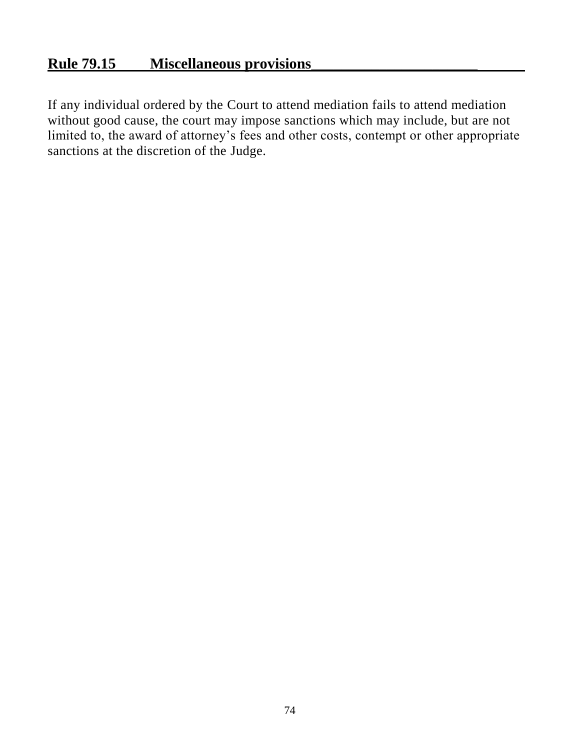## Rule 79.15 Miscellaneous provisions

If any individual ordered by the Court to attend mediation fails to attend mediation without good cause, the court may impose sanctions which may include, but are not limited to, the award of attorney's fees and other costs, contempt or other appropriate sanctions at the discretion of the Judge.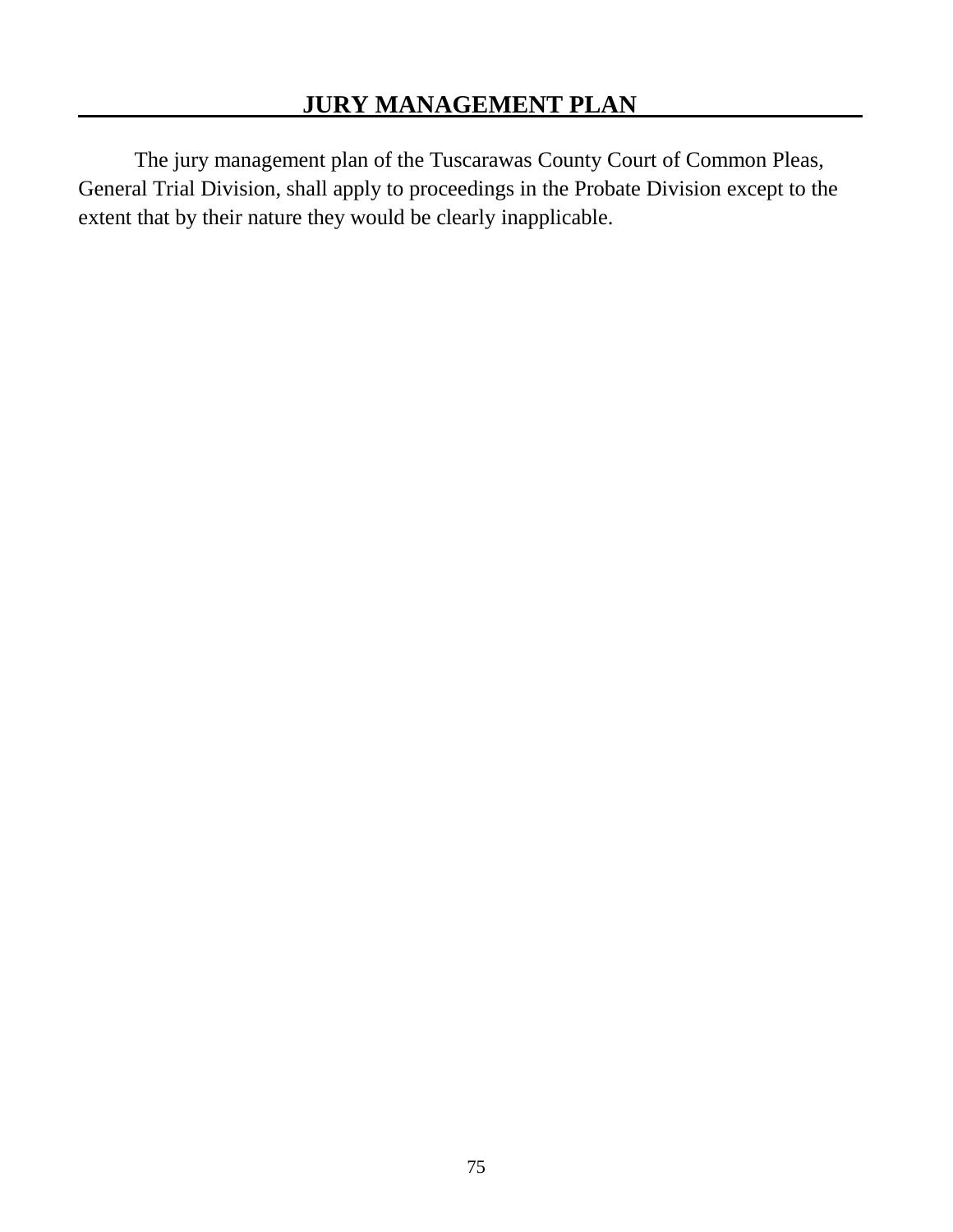# JURY MANAGEMENT PLAN

The jury management plan of the Tuscarawas County Court of Common Pleas, General Trial Division, shall apply to proceedings in the Probate Division except to the extent that by their nature they would be clearly inapplicable.